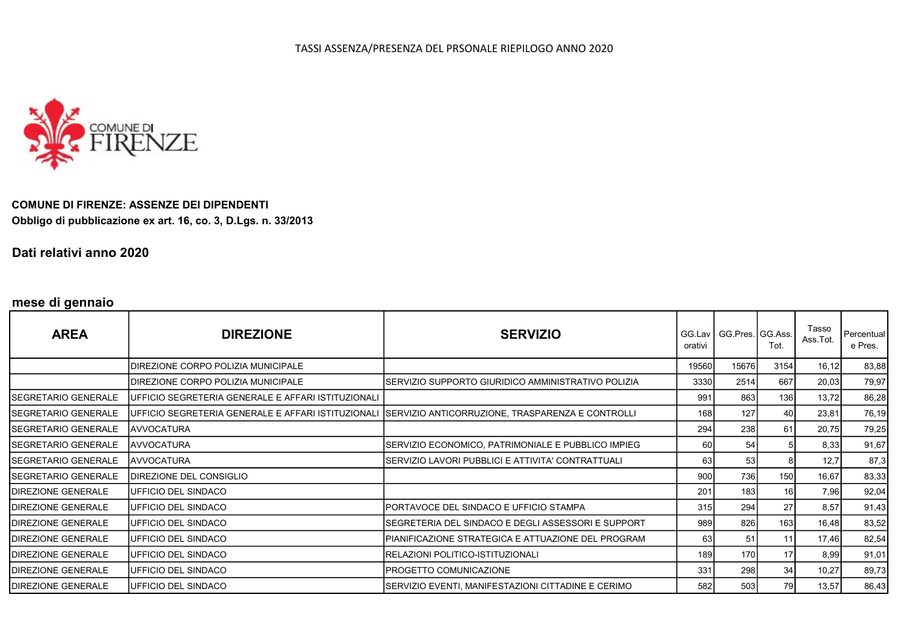TASSI ASSENZA/PRESENZA DEL PRSONALE RIEPILOGO ANNO 2020

**COMUNE DI FIRENZE: ASSENZE DEI DIPENDENTI**
**Obbligo di pubblicazione ex art. 16, co. 3, D.Lgs. n. 33/2013**

## Dati relativi anno 2020

### mese di gennaio

| AREA | DIREZIONE | SERVIZIO | GG.Lavorativi | GG.Pres. | GG.Ass. Tot. | Tasso Ass.Tot. | Percentuale Pres. |
|---|---|---|---|---|---|---|---|
| | DIREZIONE CORPO POLIZIA MUNICIPALE | | 19560 | 15676 | 3154 | 16,12 | 83,88 |
| | DIREZIONE CORPO POLIZIA MUNICIPALE | SERVIZIO SUPPORTO GIURIDICO AMMINISTRATIVO POLIZIA | 3330 | 2514 | 667 | 20,03 | 79,97 |
| SEGRETARIO GENERALE | UFFICIO SEGRETERIA GENERALE E AFFARI ISTITUZIONALI | | 991 | 863 | 136 | 13,72 | 86,28 |
| SEGRETARIO GENERALE | UFFICIO SEGRETERIA GENERALE E AFFARI ISTITUZIONALI | SERVIZIO ANTICORRUZIONE, TRASPARENZA E CONTROLLI | 168 | 127 | 40 | 23,81 | 76,19 |
| SEGRETARIO GENERALE | AVVOCATURA | | 294 | 238 | 61 | 20,75 | 79,25 |
| SEGRETARIO GENERALE | AVVOCATURA | SERVIZIO ECONOMICO, PATRIMONIALE E PUBBLICO IMPIEG | 60 | 54 | 5 | 8,33 | 91,67 |
| SEGRETARIO GENERALE | AVVOCATURA | SERVIZIO LAVORI PUBBLICI E ATTIVITA' CONTRATTUALI | 63 | 53 | 8 | 12,7 | 87,3 |
| SEGRETARIO GENERALE | DIREZIONE DEL CONSIGLIO | | 900 | 736 | 150 | 16,67 | 83,33 |
| DIREZIONE GENERALE | UFFICIO DEL SINDACO | | 201 | 183 | 16 | 7,96 | 92,04 |
| DIREZIONE GENERALE | UFFICIO DEL SINDACO | PORTAVOCE DEL SINDACO E UFFICIO STAMPA | 315 | 294 | 27 | 8,57 | 91,43 |
| DIREZIONE GENERALE | UFFICIO DEL SINDACO | SEGRETERIA DEL SINDACO E DEGLI ASSESSORI E SUPPORT | 989 | 826 | 163 | 16,48 | 83,52 |
| DIREZIONE GENERALE | UFFICIO DEL SINDACO | PIANIFICAZIONE STRATEGICA E ATTUAZIONE DEL PROGRAM | 63 | 51 | 11 | 17,46 | 82,54 |
| DIREZIONE GENERALE | UFFICIO DEL SINDACO | RELAZIONI POLITICO-ISTITUZIONALI | 189 | 170 | 17 | 8,99 | 91,01 |
| DIREZIONE GENERALE | UFFICIO DEL SINDACO | PROGETTO COMUNICAZIONE | 331 | 298 | 34 | 10,27 | 89,73 |
| DIREZIONE GENERALE | UFFICIO DEL SINDACO | SERVIZIO EVENTI, MANIFESTAZIONI CITTADINE E CERIMO | 582 | 503 | 79 | 13,57 | 86,43 |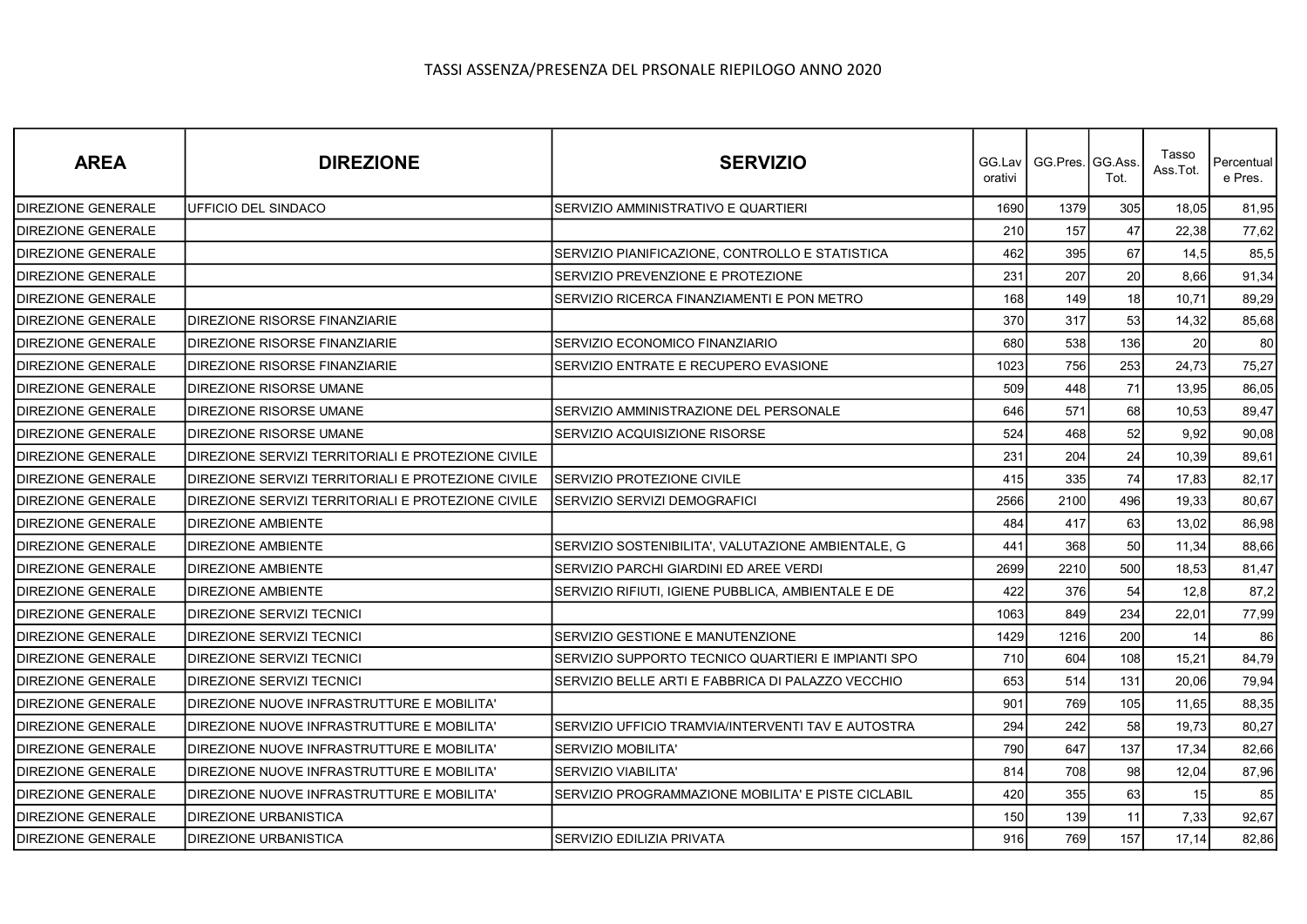TASSI ASSENZA/PRESENZA DEL PRSONALE RIEPILOGO ANNO 2020

| AREA | DIREZIONE | SERVIZIO | GG.Lavorativi | GG.Pres. | GG.Ass. Tot. | Tasso Ass.Tot. | Percentuale Pres. |
|---|---|---|---|---|---|---|---|
| DIREZIONE GENERALE | UFFICIO DEL SINDACO | SERVIZIO AMMINISTRATIVO E QUARTIERI | 1690 | 1379 | 305 | 18,05 | 81,95 |
| DIREZIONE GENERALE | | | 210 | 157 | 47 | 22,38 | 77,62 |
| DIREZIONE GENERALE | | SERVIZIO PIANIFICAZIONE, CONTROLLO E STATISTICA | 462 | 395 | 67 | 14,5 | 85,5 |
| DIREZIONE GENERALE | | SERVIZIO PREVENZIONE E PROTEZIONE | 231 | 207 | 20 | 8,66 | 91,34 |
| DIREZIONE GENERALE | | SERVIZIO RICERCA FINANZIAMENTI E PON METRO | 168 | 149 | 18 | 10,71 | 89,29 |
| DIREZIONE GENERALE | DIREZIONE RISORSE FINANZIARIE | | 370 | 317 | 53 | 14,32 | 85,68 |
| DIREZIONE GENERALE | DIREZIONE RISORSE FINANZIARIE | SERVIZIO ECONOMICO FINANZIARIO | 680 | 538 | 136 | 20 | 80 |
| DIREZIONE GENERALE | DIREZIONE RISORSE FINANZIARIE | SERVIZIO ENTRATE E RECUPERO EVASIONE | 1023 | 756 | 253 | 24,73 | 75,27 |
| DIREZIONE GENERALE | DIREZIONE RISORSE UMANE | | 509 | 448 | 71 | 13,95 | 86,05 |
| DIREZIONE GENERALE | DIREZIONE RISORSE UMANE | SERVIZIO AMMINISTRAZIONE DEL PERSONALE | 646 | 571 | 68 | 10,53 | 89,47 |
| DIREZIONE GENERALE | DIREZIONE RISORSE UMANE | SERVIZIO ACQUISIZIONE RISORSE | 524 | 468 | 52 | 9,92 | 90,08 |
| DIREZIONE GENERALE | DIREZIONE SERVIZI TERRITORIALI E PROTEZIONE CIVILE | | 231 | 204 | 24 | 10,39 | 89,61 |
| DIREZIONE GENERALE | DIREZIONE SERVIZI TERRITORIALI E PROTEZIONE CIVILE | SERVIZIO PROTEZIONE CIVILE | 415 | 335 | 74 | 17,83 | 82,17 |
| DIREZIONE GENERALE | DIREZIONE SERVIZI TERRITORIALI E PROTEZIONE CIVILE | SERVIZIO SERVIZI DEMOGRAFICI | 2566 | 2100 | 496 | 19,33 | 80,67 |
| DIREZIONE GENERALE | DIREZIONE AMBIENTE | | 484 | 417 | 63 | 13,02 | 86,98 |
| DIREZIONE GENERALE | DIREZIONE AMBIENTE | SERVIZIO SOSTENIBILITA', VALUTAZIONE AMBIENTALE, G | 441 | 368 | 50 | 11,34 | 88,66 |
| DIREZIONE GENERALE | DIREZIONE AMBIENTE | SERVIZIO PARCHI GIARDINI ED AREE VERDI | 2699 | 2210 | 500 | 18,53 | 81,47 |
| DIREZIONE GENERALE | DIREZIONE AMBIENTE | SERVIZIO RIFIUTI, IGIENE PUBBLICA, AMBIENTALE E DE | 422 | 376 | 54 | 12,8 | 87,2 |
| DIREZIONE GENERALE | DIREZIONE SERVIZI TECNICI | | 1063 | 849 | 234 | 22,01 | 77,99 |
| DIREZIONE GENERALE | DIREZIONE SERVIZI TECNICI | SERVIZIO GESTIONE E MANUTENZIONE | 1429 | 1216 | 200 | 14 | 86 |
| DIREZIONE GENERALE | DIREZIONE SERVIZI TECNICI | SERVIZIO SUPPORTO TECNICO QUARTIERI E IMPIANTI SPO | 710 | 604 | 108 | 15,21 | 84,79 |
| DIREZIONE GENERALE | DIREZIONE SERVIZI TECNICI | SERVIZIO BELLE ARTI E FABBRICA DI PALAZZO VECCHIO | 653 | 514 | 131 | 20,06 | 79,94 |
| DIREZIONE GENERALE | DIREZIONE NUOVE INFRASTRUTTURE E MOBILITA' | | 901 | 769 | 105 | 11,65 | 88,35 |
| DIREZIONE GENERALE | DIREZIONE NUOVE INFRASTRUTTURE E MOBILITA' | SERVIZIO UFFICIO TRAMVIA/INTERVENTI TAV E AUTOSTRA | 294 | 242 | 58 | 19,73 | 80,27 |
| DIREZIONE GENERALE | DIREZIONE NUOVE INFRASTRUTTURE E MOBILITA' | SERVIZIO MOBILITA' | 790 | 647 | 137 | 17,34 | 82,66 |
| DIREZIONE GENERALE | DIREZIONE NUOVE INFRASTRUTTURE E MOBILITA' | SERVIZIO VIABILITA' | 814 | 708 | 98 | 12,04 | 87,96 |
| DIREZIONE GENERALE | DIREZIONE NUOVE INFRASTRUTTURE E MOBILITA' | SERVIZIO PROGRAMMAZIONE MOBILITA' E PISTE CICLABIL | 420 | 355 | 63 | 15 | 85 |
| DIREZIONE GENERALE | DIREZIONE URBANISTICA | | 150 | 139 | 11 | 7,33 | 92,67 |
| DIREZIONE GENERALE | DIREZIONE URBANISTICA | SERVIZIO EDILIZIA PRIVATA | 916 | 769 | 157 | 17,14 | 82,86 |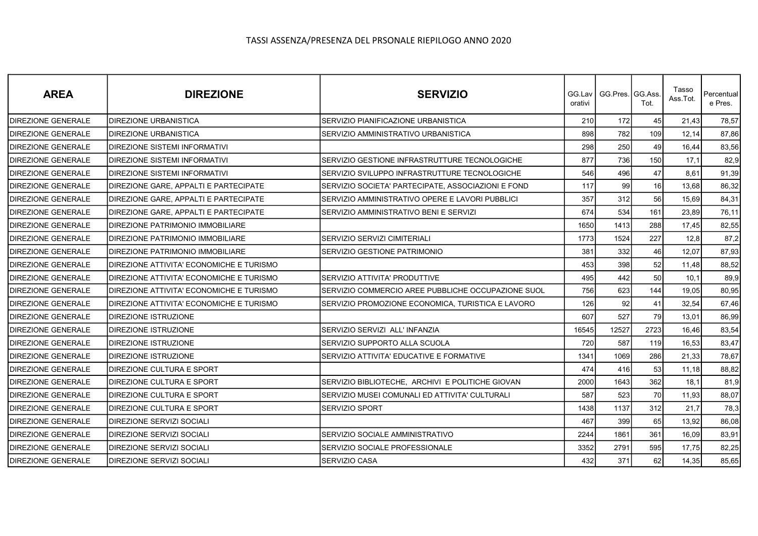# TASSI ASSENZA/PRESENZA DEL PRSONALE RIEPILOGO ANNO 2020

| AREA | DIREZIONE | SERVIZIO | GG.Lavorativi | GG.Pres. | GG.Ass. Tot. | Tasso Ass.Tot. | Percentuale Pres. |
|---|---|---|---|---|---|---|---|
| DIREZIONE GENERALE | DIREZIONE URBANISTICA | SERVIZIO PIANIFICAZIONE URBANISTICA | 210 | 172 | 45 | 21,43 | 78,57 |
| DIREZIONE GENERALE | DIREZIONE URBANISTICA | SERVIZIO AMMINISTRATIVO URBANISTICA | 898 | 782 | 109 | 12,14 | 87,86 |
| DIREZIONE GENERALE | DIREZIONE SISTEMI INFORMATIVI | | 298 | 250 | 49 | 16,44 | 83,56 |
| DIREZIONE GENERALE | DIREZIONE SISTEMI INFORMATIVI | SERVIZIO GESTIONE INFRASTRUTTURE TECNOLOGICHE | 877 | 736 | 150 | 17,1 | 82,9 |
| DIREZIONE GENERALE | DIREZIONE SISTEMI INFORMATIVI | SERVIZIO SVILUPPO INFRASTRUTTURE TECNOLOGICHE | 546 | 496 | 47 | 8,61 | 91,39 |
| DIREZIONE GENERALE | DIREZIONE GARE, APPALTI E PARTECIPATE | SERVIZIO SOCIETA' PARTECIPATE, ASSOCIAZIONI E FOND | 117 | 99 | 16 | 13,68 | 86,32 |
| DIREZIONE GENERALE | DIREZIONE GARE, APPALTI E PARTECIPATE | SERVIZIO AMMINISTRATIVO OPERE E LAVORI PUBBLICI | 357 | 312 | 56 | 15,69 | 84,31 |
| DIREZIONE GENERALE | DIREZIONE GARE, APPALTI E PARTECIPATE | SERVIZIO AMMINISTRATIVO BENI E SERVIZI | 674 | 534 | 161 | 23,89 | 76,11 |
| DIREZIONE GENERALE | DIREZIONE PATRIMONIO IMMOBILIARE | | 1650 | 1413 | 288 | 17,45 | 82,55 |
| DIREZIONE GENERALE | DIREZIONE PATRIMONIO IMMOBILIARE | SERVIZIO SERVIZI CIMITERIALI | 1773 | 1524 | 227 | 12,8 | 87,2 |
| DIREZIONE GENERALE | DIREZIONE PATRIMONIO IMMOBILIARE | SERVIZIO GESTIONE PATRIMONIO | 381 | 332 | 46 | 12,07 | 87,93 |
| DIREZIONE GENERALE | DIREZIONE ATTIVITA' ECONOMICHE E TURISMO | | 453 | 398 | 52 | 11,48 | 88,52 |
| DIREZIONE GENERALE | DIREZIONE ATTIVITA' ECONOMICHE E TURISMO | SERVIZIO ATTIVITA' PRODUTTIVE | 495 | 442 | 50 | 10,1 | 89,9 |
| DIREZIONE GENERALE | DIREZIONE ATTIVITA' ECONOMICHE E TURISMO | SERVIZIO COMMERCIO AREE PUBBLICHE OCCUPAZIONE SUOL | 756 | 623 | 144 | 19,05 | 80,95 |
| DIREZIONE GENERALE | DIREZIONE ATTIVITA' ECONOMICHE E TURISMO | SERVIZIO PROMOZIONE ECONOMICA, TURISTICA E LAVORO | 126 | 92 | 41 | 32,54 | 67,46 |
| DIREZIONE GENERALE | DIREZIONE ISTRUZIONE | | 607 | 527 | 79 | 13,01 | 86,99 |
| DIREZIONE GENERALE | DIREZIONE ISTRUZIONE | SERVIZIO SERVIZI ALL' INFANZIA | 16545 | 12527 | 2723 | 16,46 | 83,54 |
| DIREZIONE GENERALE | DIREZIONE ISTRUZIONE | SERVIZIO SUPPORTO ALLA SCUOLA | 720 | 587 | 119 | 16,53 | 83,47 |
| DIREZIONE GENERALE | DIREZIONE ISTRUZIONE | SERVIZIO ATTIVITA' EDUCATIVE E FORMATIVE | 1341 | 1069 | 286 | 21,33 | 78,67 |
| DIREZIONE GENERALE | DIREZIONE CULTURA E SPORT | | 474 | 416 | 53 | 11,18 | 88,82 |
| DIREZIONE GENERALE | DIREZIONE CULTURA E SPORT | SERVIZIO BIBLIOTECHE, ARCHIVI E POLITICHE GIOVAN | 2000 | 1643 | 362 | 18,1 | 81,9 |
| DIREZIONE GENERALE | DIREZIONE CULTURA E SPORT | SERVIZIO MUSEI COMUNALI ED ATTIVITA' CULTURALI | 587 | 523 | 70 | 11,93 | 88,07 |
| DIREZIONE GENERALE | DIREZIONE CULTURA E SPORT | SERVIZIO SPORT | 1438 | 1137 | 312 | 21,7 | 78,3 |
| DIREZIONE GENERALE | DIREZIONE SERVIZI SOCIALI | | 467 | 399 | 65 | 13,92 | 86,08 |
| DIREZIONE GENERALE | DIREZIONE SERVIZI SOCIALI | SERVIZIO SOCIALE AMMINISTRATIVO | 2244 | 1861 | 361 | 16,09 | 83,91 |
| DIREZIONE GENERALE | DIREZIONE SERVIZI SOCIALI | SERVIZIO SOCIALE PROFESSIONALE | 3352 | 2791 | 595 | 17,75 | 82,25 |
| DIREZIONE GENERALE | DIREZIONE SERVIZI SOCIALI | SERVIZIO CASA | 432 | 371 | 62 | 14,35 | 85,65 |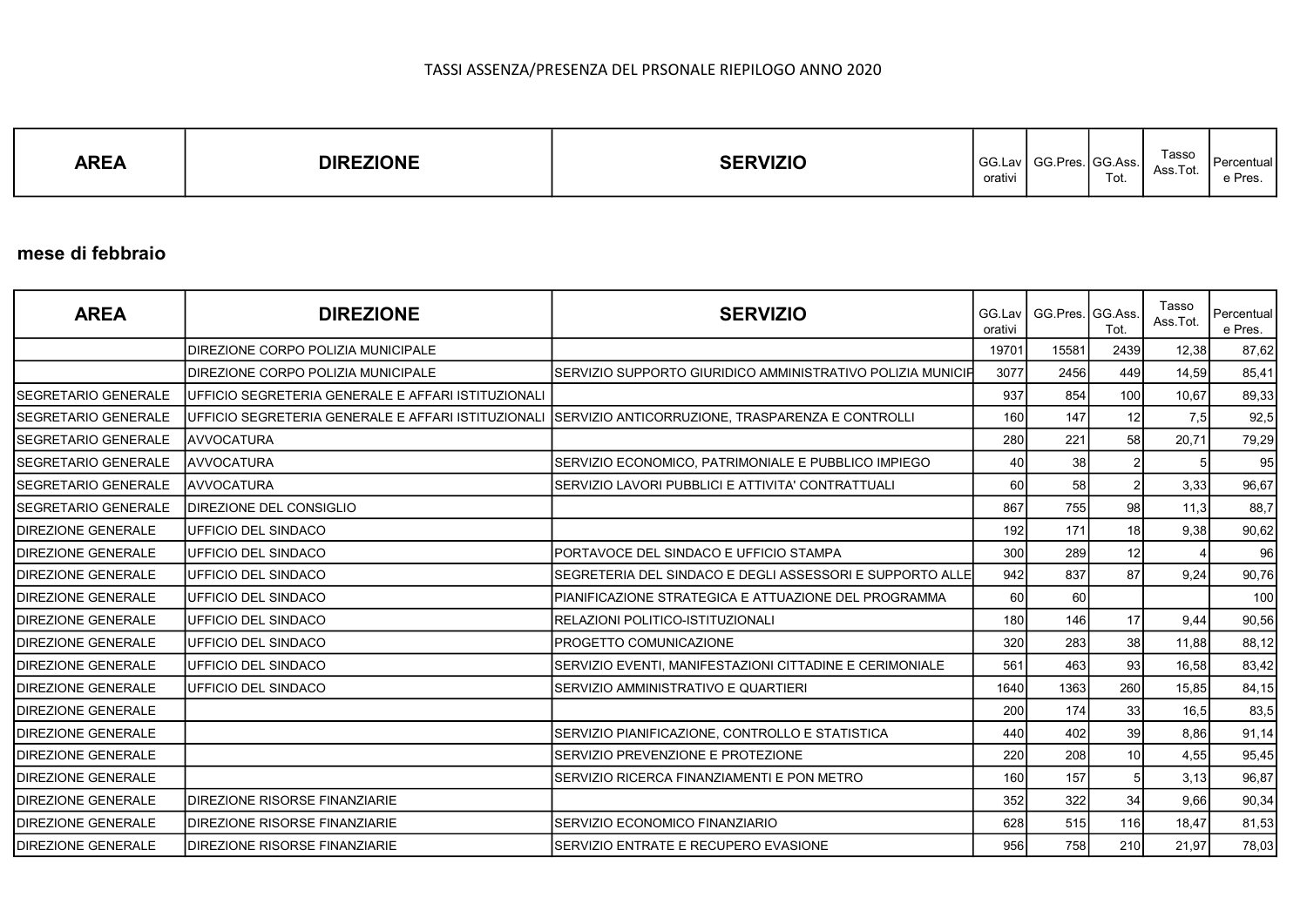TASSI ASSENZA/PRESENZA DEL PRSONALE RIEPILOGO ANNO 2020

| AREA | DIREZIONE | SERVIZIO | GG.Lavorativi | GG.Pres. | GG.Ass. Tot. | Tasso Ass.Tot. | Percentuale Pres. |
|---|---|---|---|---|---|---|---|

**mese di febbraio**

| AREA | DIREZIONE | SERVIZIO | GG.Lavorativi | GG.Pres. | GG.Ass. Tot. | Tasso Ass.Tot. | Percentuale Pres. |
|---|---|---|---|---|---|---|---|
| | DIREZIONE CORPO POLIZIA MUNICIPALE | | 19701 | 15581 | 2439 | 12,38 | 87,62 |
| | DIREZIONE CORPO POLIZIA MUNICIPALE | SERVIZIO SUPPORTO GIURIDICO AMMINISTRATIVO POLIZIA MUNICIP | 3077 | 2456 | 449 | 14,59 | 85,41 |
| SEGRETARIO GENERALE | UFFICIO SEGRETERIA GENERALE E AFFARI ISTITUZIONALI | | 937 | 854 | 100 | 10,67 | 89,33 |
| SEGRETARIO GENERALE | UFFICIO SEGRETERIA GENERALE E AFFARI ISTITUZIONALI | SERVIZIO ANTICORRUZIONE, TRASPARENZA E CONTROLLI | 160 | 147 | 12 | 7,5 | 92,5 |
| SEGRETARIO GENERALE | AVVOCATURA | | 280 | 221 | 58 | 20,71 | 79,29 |
| SEGRETARIO GENERALE | AVVOCATURA | SERVIZIO ECONOMICO, PATRIMONIALE E PUBBLICO IMPIEGO | 40 | 38 | 2 | 5 | 95 |
| SEGRETARIO GENERALE | AVVOCATURA | SERVIZIO LAVORI PUBBLICI E ATTIVITA' CONTRATTUALI | 60 | 58 | 2 | 3,33 | 96,67 |
| SEGRETARIO GENERALE | DIREZIONE DEL CONSIGLIO | | 867 | 755 | 98 | 11,3 | 88,7 |
| DIREZIONE GENERALE | UFFICIO DEL SINDACO | | 192 | 171 | 18 | 9,38 | 90,62 |
| DIREZIONE GENERALE | UFFICIO DEL SINDACO | PORTAVOCE DEL SINDACO E UFFICIO STAMPA | 300 | 289 | 12 | 4 | 96 |
| DIREZIONE GENERALE | UFFICIO DEL SINDACO | SEGRETERIA DEL SINDACO E DEGLI ASSESSORI E SUPPORTO ALLE | 942 | 837 | 87 | 9,24 | 90,76 |
| DIREZIONE GENERALE | UFFICIO DEL SINDACO | PIANIFICAZIONE STRATEGICA E ATTUAZIONE DEL PROGRAMMA | 60 | 60 | | | 100 |
| DIREZIONE GENERALE | UFFICIO DEL SINDACO | RELAZIONI POLITICO-ISTITUZIONALI | 180 | 146 | 17 | 9,44 | 90,56 |
| DIREZIONE GENERALE | UFFICIO DEL SINDACO | PROGETTO COMUNICAZIONE | 320 | 283 | 38 | 11,88 | 88,12 |
| DIREZIONE GENERALE | UFFICIO DEL SINDACO | SERVIZIO EVENTI, MANIFESTAZIONI CITTADINE E CERIMONIALE | 561 | 463 | 93 | 16,58 | 83,42 |
| DIREZIONE GENERALE | UFFICIO DEL SINDACO | SERVIZIO AMMINISTRATIVO E QUARTIERI | 1640 | 1363 | 260 | 15,85 | 84,15 |
| DIREZIONE GENERALE | | | 200 | 174 | 33 | 16,5 | 83,5 |
| DIREZIONE GENERALE | | SERVIZIO PIANIFICAZIONE, CONTROLLO E STATISTICA | 440 | 402 | 39 | 8,86 | 91,14 |
| DIREZIONE GENERALE | | SERVIZIO PREVENZIONE E PROTEZIONE | 220 | 208 | 10 | 4,55 | 95,45 |
| DIREZIONE GENERALE | | SERVIZIO RICERCA FINANZIAMENTI E PON METRO | 160 | 157 | 5 | 3,13 | 96,87 |
| DIREZIONE GENERALE | DIREZIONE RISORSE FINANZIARIE | | 352 | 322 | 34 | 9,66 | 90,34 |
| DIREZIONE GENERALE | DIREZIONE RISORSE FINANZIARIE | SERVIZIO ECONOMICO FINANZIARIO | 628 | 515 | 116 | 18,47 | 81,53 |
| DIREZIONE GENERALE | DIREZIONE RISORSE FINANZIARIE | SERVIZIO ENTRATE E RECUPERO EVASIONE | 956 | 758 | 210 | 21,97 | 78,03 |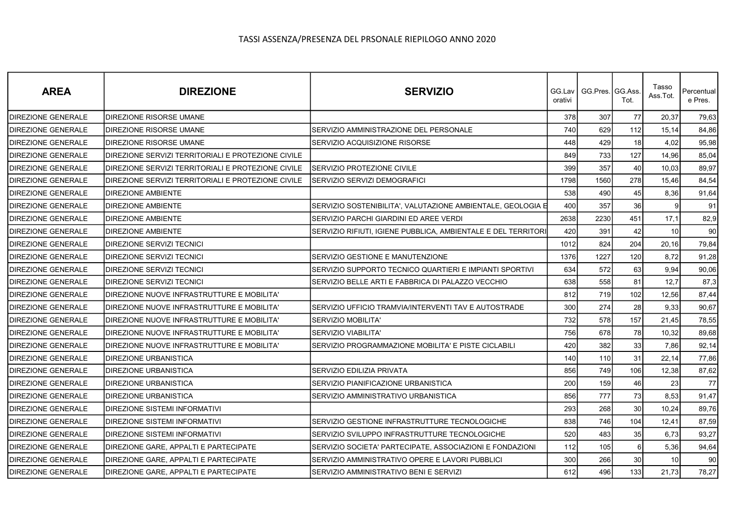TASSI ASSENZA/PRESENZA DEL PRSONALE RIEPILOGO ANNO 2020

| AREA | DIREZIONE | SERVIZIO | GG.Lavorativi | GG.Pres. | GG.Ass. Tot. | Tasso Ass.Tot. | Percentuale Pres. |
|---|---|---|---|---|---|---|---|
| DIREZIONE GENERALE | DIREZIONE RISORSE UMANE | | 378 | 307 | 77 | 20,37 | 79,63 |
| DIREZIONE GENERALE | DIREZIONE RISORSE UMANE | SERVIZIO AMMINISTRAZIONE DEL PERSONALE | 740 | 629 | 112 | 15,14 | 84,86 |
| DIREZIONE GENERALE | DIREZIONE RISORSE UMANE | SERVIZIO ACQUISIZIONE RISORSE | 448 | 429 | 18 | 4,02 | 95,98 |
| DIREZIONE GENERALE | DIREZIONE SERVIZI TERRITORIALI E PROTEZIONE CIVILE | | 849 | 733 | 127 | 14,96 | 85,04 |
| DIREZIONE GENERALE | DIREZIONE SERVIZI TERRITORIALI E PROTEZIONE CIVILE | SERVIZIO PROTEZIONE CIVILE | 399 | 357 | 40 | 10,03 | 89,97 |
| DIREZIONE GENERALE | DIREZIONE SERVIZI TERRITORIALI E PROTEZIONE CIVILE | SERVIZIO SERVIZI DEMOGRAFICI | 1798 | 1560 | 278 | 15,46 | 84,54 |
| DIREZIONE GENERALE | DIREZIONE AMBIENTE | | 538 | 490 | 45 | 8,36 | 91,64 |
| DIREZIONE GENERALE | DIREZIONE AMBIENTE | SERVIZIO SOSTENIBILITA', VALUTAZIONE AMBIENTALE, GEOLOGIA E | 400 | 357 | 36 | 9 | 91 |
| DIREZIONE GENERALE | DIREZIONE AMBIENTE | SERVIZIO PARCHI GIARDINI ED AREE VERDI | 2638 | 2230 | 451 | 17,1 | 82,9 |
| DIREZIONE GENERALE | DIREZIONE AMBIENTE | SERVIZIO RIFIUTI, IGIENE PUBBLICA, AMBIENTALE E DEL TERRITORI | 420 | 391 | 42 | 10 | 90 |
| DIREZIONE GENERALE | DIREZIONE SERVIZI TECNICI | | 1012 | 824 | 204 | 20,16 | 79,84 |
| DIREZIONE GENERALE | DIREZIONE SERVIZI TECNICI | SERVIZIO GESTIONE E MANUTENZIONE | 1376 | 1227 | 120 | 8,72 | 91,28 |
| DIREZIONE GENERALE | DIREZIONE SERVIZI TECNICI | SERVIZIO SUPPORTO TECNICO QUARTIERI E IMPIANTI SPORTIVI | 634 | 572 | 63 | 9,94 | 90,06 |
| DIREZIONE GENERALE | DIREZIONE SERVIZI TECNICI | SERVIZIO BELLE ARTI E FABBRICA DI PALAZZO VECCHIO | 638 | 558 | 81 | 12,7 | 87,3 |
| DIREZIONE GENERALE | DIREZIONE NUOVE INFRASTRUTTURE E MOBILITA' | | 812 | 719 | 102 | 12,56 | 87,44 |
| DIREZIONE GENERALE | DIREZIONE NUOVE INFRASTRUTTURE E MOBILITA' | SERVIZIO UFFICIO TRAMVIA/INTERVENTI TAV E AUTOSTRADE | 300 | 274 | 28 | 9,33 | 90,67 |
| DIREZIONE GENERALE | DIREZIONE NUOVE INFRASTRUTTURE E MOBILITA' | SERVIZIO MOBILITA' | 732 | 578 | 157 | 21,45 | 78,55 |
| DIREZIONE GENERALE | DIREZIONE NUOVE INFRASTRUTTURE E MOBILITA' | SERVIZIO VIABILITA' | 756 | 678 | 78 | 10,32 | 89,68 |
| DIREZIONE GENERALE | DIREZIONE NUOVE INFRASTRUTTURE E MOBILITA' | SERVIZIO PROGRAMMAZIONE MOBILITA' E PISTE CICLABILI | 420 | 382 | 33 | 7,86 | 92,14 |
| DIREZIONE GENERALE | DIREZIONE URBANISTICA | | 140 | 110 | 31 | 22,14 | 77,86 |
| DIREZIONE GENERALE | DIREZIONE URBANISTICA | SERVIZIO EDILIZIA PRIVATA | 856 | 749 | 106 | 12,38 | 87,62 |
| DIREZIONE GENERALE | DIREZIONE URBANISTICA | SERVIZIO PIANIFICAZIONE URBANISTICA | 200 | 159 | 46 | 23 | 77 |
| DIREZIONE GENERALE | DIREZIONE URBANISTICA | SERVIZIO AMMINISTRATIVO URBANISTICA | 856 | 777 | 73 | 8,53 | 91,47 |
| DIREZIONE GENERALE | DIREZIONE SISTEMI INFORMATIVI | | 293 | 268 | 30 | 10,24 | 89,76 |
| DIREZIONE GENERALE | DIREZIONE SISTEMI INFORMATIVI | SERVIZIO GESTIONE INFRASTRUTTURE TECNOLOGICHE | 838 | 746 | 104 | 12,41 | 87,59 |
| DIREZIONE GENERALE | DIREZIONE SISTEMI INFORMATIVI | SERVIZIO SVILUPPO INFRASTRUTTURE TECNOLOGICHE | 520 | 483 | 35 | 6,73 | 93,27 |
| DIREZIONE GENERALE | DIREZIONE GARE, APPALTI E PARTECIPATE | SERVIZIO SOCIETA' PARTECIPATE, ASSOCIAZIONI E FONDAZIONI | 112 | 105 | 6 | 5,36 | 94,64 |
| DIREZIONE GENERALE | DIREZIONE GARE, APPALTI E PARTECIPATE | SERVIZIO AMMINISTRATIVO OPERE E LAVORI PUBBLICI | 300 | 266 | 30 | 10 | 90 |
| DIREZIONE GENERALE | DIREZIONE GARE, APPALTI E PARTECIPATE | SERVIZIO AMMINISTRATIVO BENI E SERVIZI | 612 | 496 | 133 | 21,73 | 78,27 |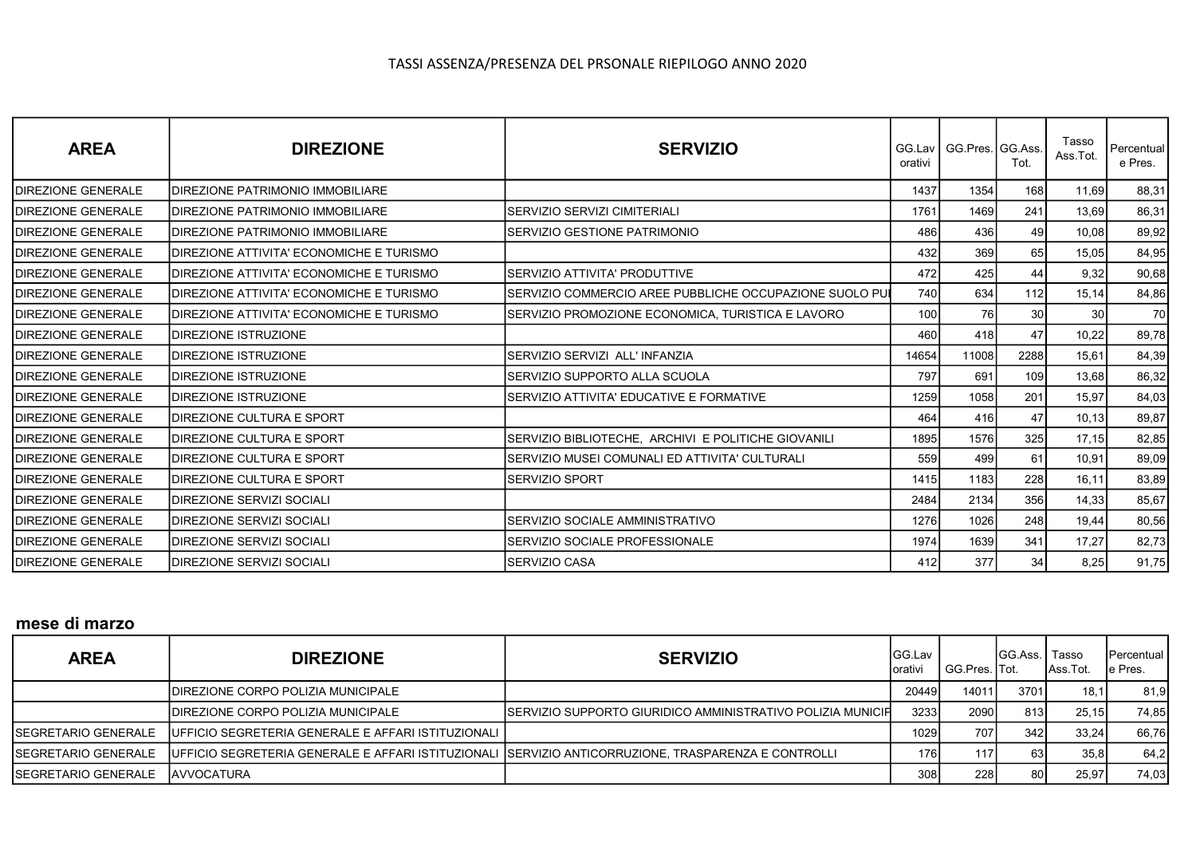TASSI ASSENZA/PRESENZA DEL PRSONALE RIEPILOGO ANNO 2020

| AREA | DIREZIONE | SERVIZIO | GG.Lavorativi | GG.Pres. | GG.Ass. Tot. | Tasso Ass.Tot. | Percentuale Pres. |
|---|---|---|---|---|---|---|---|
| DIREZIONE GENERALE | DIREZIONE PATRIMONIO IMMOBILIARE | | 1437 | 1354 | 168 | 11,69 | 88,31 |
| DIREZIONE GENERALE | DIREZIONE PATRIMONIO IMMOBILIARE | SERVIZIO SERVIZI CIMITERIALI | 1761 | 1469 | 241 | 13,69 | 86,31 |
| DIREZIONE GENERALE | DIREZIONE PATRIMONIO IMMOBILIARE | SERVIZIO GESTIONE PATRIMONIO | 486 | 436 | 49 | 10,08 | 89,92 |
| DIREZIONE GENERALE | DIREZIONE ATTIVITA' ECONOMICHE E TURISMO | | 432 | 369 | 65 | 15,05 | 84,95 |
| DIREZIONE GENERALE | DIREZIONE ATTIVITA' ECONOMICHE E TURISMO | SERVIZIO ATTIVITA' PRODUTTIVE | 472 | 425 | 44 | 9,32 | 90,68 |
| DIREZIONE GENERALE | DIREZIONE ATTIVITA' ECONOMICHE E TURISMO | SERVIZIO COMMERCIO AREE PUBBLICHE OCCUPAZIONE SUOLO PUI | 740 | 634 | 112 | 15,14 | 84,86 |
| DIREZIONE GENERALE | DIREZIONE ATTIVITA' ECONOMICHE E TURISMO | SERVIZIO PROMOZIONE ECONOMICA, TURISTICA E LAVORO | 100 | 76 | 30 | 30 | 70 |
| DIREZIONE GENERALE | DIREZIONE ISTRUZIONE | | 460 | 418 | 47 | 10,22 | 89,78 |
| DIREZIONE GENERALE | DIREZIONE ISTRUZIONE | SERVIZIO SERVIZI ALL' INFANZIA | 14654 | 11008 | 2288 | 15,61 | 84,39 |
| DIREZIONE GENERALE | DIREZIONE ISTRUZIONE | SERVIZIO SUPPORTO ALLA SCUOLA | 797 | 691 | 109 | 13,68 | 86,32 |
| DIREZIONE GENERALE | DIREZIONE ISTRUZIONE | SERVIZIO ATTIVITA' EDUCATIVE E FORMATIVE | 1259 | 1058 | 201 | 15,97 | 84,03 |
| DIREZIONE GENERALE | DIREZIONE CULTURA E SPORT | | 464 | 416 | 47 | 10,13 | 89,87 |
| DIREZIONE GENERALE | DIREZIONE CULTURA E SPORT | SERVIZIO BIBLIOTECHE, ARCHIVI E POLITICHE GIOVANILI | 1895 | 1576 | 325 | 17,15 | 82,85 |
| DIREZIONE GENERALE | DIREZIONE CULTURA E SPORT | SERVIZIO MUSEI COMUNALI ED ATTIVITA' CULTURALI | 559 | 499 | 61 | 10,91 | 89,09 |
| DIREZIONE GENERALE | DIREZIONE CULTURA E SPORT | SERVIZIO SPORT | 1415 | 1183 | 228 | 16,11 | 83,89 |
| DIREZIONE GENERALE | DIREZIONE SERVIZI SOCIALI | | 2484 | 2134 | 356 | 14,33 | 85,67 |
| DIREZIONE GENERALE | DIREZIONE SERVIZI SOCIALI | SERVIZIO SOCIALE AMMINISTRATIVO | 1276 | 1026 | 248 | 19,44 | 80,56 |
| DIREZIONE GENERALE | DIREZIONE SERVIZI SOCIALI | SERVIZIO SOCIALE PROFESSIONALE | 1974 | 1639 | 341 | 17,27 | 82,73 |
| DIREZIONE GENERALE | DIREZIONE SERVIZI SOCIALI | SERVIZIO CASA | 412 | 377 | 34 | 8,25 | 91,75 |

**mese di marzo**

| AREA | DIREZIONE | SERVIZIO | GG.Lavorativi | GG.Pres. | GG.Ass. Tot. | Tasso Ass.Tot. | Percentuale Pres. |
|---|---|---|---|---|---|---|---|
| | DIREZIONE CORPO POLIZIA MUNICIPALE | | 20449 | 14011 | 3701 | 18,1 | 81,9 |
| | DIREZIONE CORPO POLIZIA MUNICIPALE | SERVIZIO SUPPORTO GIURIDICO AMMINISTRATIVO POLIZIA MUNICIF | 3233 | 2090 | 813 | 25,15 | 74,85 |
| SEGRETARIO GENERALE | UFFICIO SEGRETERIA GENERALE E AFFARI ISTITUZIONALI | | 1029 | 707 | 342 | 33,24 | 66,76 |
| SEGRETARIO GENERALE | UFFICIO SEGRETERIA GENERALE E AFFARI ISTITUZIONALI | SERVIZIO ANTICORRUZIONE, TRASPARENZA E CONTROLLI | 176 | 117 | 63 | 35,8 | 64,2 |
| SEGRETARIO GENERALE | AVVOCATURA | | 308 | 228 | 80 | 25,97 | 74,03 |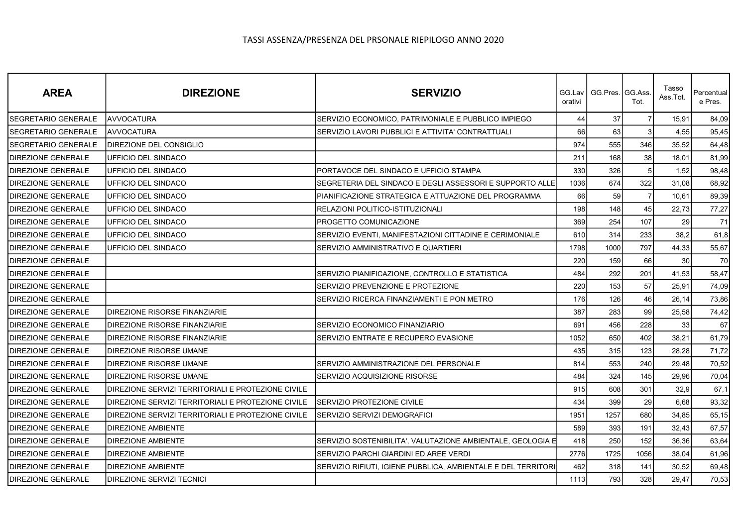TASSI ASSENZA/PRESENZA DEL PRSONALE RIEPILOGO ANNO 2020

| AREA | DIREZIONE | SERVIZIO | GG.Lavorativi | GG.Pres. | GG.Ass. Tot. | Tasso Ass.Tot. | Percentuale Pres. |
|---|---|---|---|---|---|---|---|
| SEGRETARIO GENERALE | AVVOCATURA | SERVIZIO ECONOMICO, PATRIMONIALE E PUBBLICO IMPIEGO | 44 | 37 | 7 | 15,91 | 84,09 |
| SEGRETARIO GENERALE | AVVOCATURA | SERVIZIO LAVORI PUBBLICI E ATTIVITA' CONTRATTUALI | 66 | 63 | 3 | 4,55 | 95,45 |
| SEGRETARIO GENERALE | DIREZIONE DEL CONSIGLIO | | 974 | 555 | 346 | 35,52 | 64,48 |
| DIREZIONE GENERALE | UFFICIO DEL SINDACO | | 211 | 168 | 38 | 18,01 | 81,99 |
| DIREZIONE GENERALE | UFFICIO DEL SINDACO | PORTAVOCE DEL SINDACO E UFFICIO STAMPA | 330 | 326 | 5 | 1,52 | 98,48 |
| DIREZIONE GENERALE | UFFICIO DEL SINDACO | SEGRETERIA DEL SINDACO E DEGLI ASSESSORI E SUPPORTO ALLE | 1036 | 674 | 322 | 31,08 | 68,92 |
| DIREZIONE GENERALE | UFFICIO DEL SINDACO | PIANIFICAZIONE STRATEGICA E ATTUAZIONE DEL PROGRAMMA | 66 | 59 | 7 | 10,61 | 89,39 |
| DIREZIONE GENERALE | UFFICIO DEL SINDACO | RELAZIONI POLITICO-ISTITUZIONALI | 198 | 148 | 45 | 22,73 | 77,27 |
| DIREZIONE GENERALE | UFFICIO DEL SINDACO | PROGETTO COMUNICAZIONE | 369 | 254 | 107 | 29 | 71 |
| DIREZIONE GENERALE | UFFICIO DEL SINDACO | SERVIZIO EVENTI, MANIFESTAZIONI CITTADINE E CERIMONIALE | 610 | 314 | 233 | 38,2 | 61,8 |
| DIREZIONE GENERALE | UFFICIO DEL SINDACO | SERVIZIO AMMINISTRATIVO E QUARTIERI | 1798 | 1000 | 797 | 44,33 | 55,67 |
| DIREZIONE GENERALE | | | 220 | 159 | 66 | 30 | 70 |
| DIREZIONE GENERALE | | SERVIZIO PIANIFICAZIONE, CONTROLLO E STATISTICA | 484 | 292 | 201 | 41,53 | 58,47 |
| DIREZIONE GENERALE | | SERVIZIO PREVENZIONE E PROTEZIONE | 220 | 153 | 57 | 25,91 | 74,09 |
| DIREZIONE GENERALE | | SERVIZIO RICERCA FINANZIAMENTI E PON METRO | 176 | 126 | 46 | 26,14 | 73,86 |
| DIREZIONE GENERALE | DIREZIONE RISORSE FINANZIARIE | | 387 | 283 | 99 | 25,58 | 74,42 |
| DIREZIONE GENERALE | DIREZIONE RISORSE FINANZIARIE | SERVIZIO ECONOMICO FINANZIARIO | 691 | 456 | 228 | 33 | 67 |
| DIREZIONE GENERALE | DIREZIONE RISORSE FINANZIARIE | SERVIZIO ENTRATE E RECUPERO EVASIONE | 1052 | 650 | 402 | 38,21 | 61,79 |
| DIREZIONE GENERALE | DIREZIONE RISORSE UMANE | | 435 | 315 | 123 | 28,28 | 71,72 |
| DIREZIONE GENERALE | DIREZIONE RISORSE UMANE | SERVIZIO AMMINISTRAZIONE DEL PERSONALE | 814 | 553 | 240 | 29,48 | 70,52 |
| DIREZIONE GENERALE | DIREZIONE RISORSE UMANE | SERVIZIO ACQUISIZIONE RISORSE | 484 | 324 | 145 | 29,96 | 70,04 |
| DIREZIONE GENERALE | DIREZIONE SERVIZI TERRITORIALI E PROTEZIONE CIVILE | | 915 | 608 | 301 | 32,9 | 67,1 |
| DIREZIONE GENERALE | DIREZIONE SERVIZI TERRITORIALI E PROTEZIONE CIVILE | SERVIZIO PROTEZIONE CIVILE | 434 | 399 | 29 | 6,68 | 93,32 |
| DIREZIONE GENERALE | DIREZIONE SERVIZI TERRITORIALI E PROTEZIONE CIVILE | SERVIZIO SERVIZI DEMOGRAFICI | 1951 | 1257 | 680 | 34,85 | 65,15 |
| DIREZIONE GENERALE | DIREZIONE AMBIENTE | | 589 | 393 | 191 | 32,43 | 67,57 |
| DIREZIONE GENERALE | DIREZIONE AMBIENTE | SERVIZIO SOSTENIBILITA', VALUTAZIONE AMBIENTALE, GEOLOGIA E | 418 | 250 | 152 | 36,36 | 63,64 |
| DIREZIONE GENERALE | DIREZIONE AMBIENTE | SERVIZIO PARCHI GIARDINI ED AREE VERDI | 2776 | 1725 | 1056 | 38,04 | 61,96 |
| DIREZIONE GENERALE | DIREZIONE AMBIENTE | SERVIZIO RIFIUTI, IGIENE PUBBLICA, AMBIENTALE E DEL TERRITORI | 462 | 318 | 141 | 30,52 | 69,48 |
| DIREZIONE GENERALE | DIREZIONE SERVIZI TECNICI | | 1113 | 793 | 328 | 29,47 | 70,53 |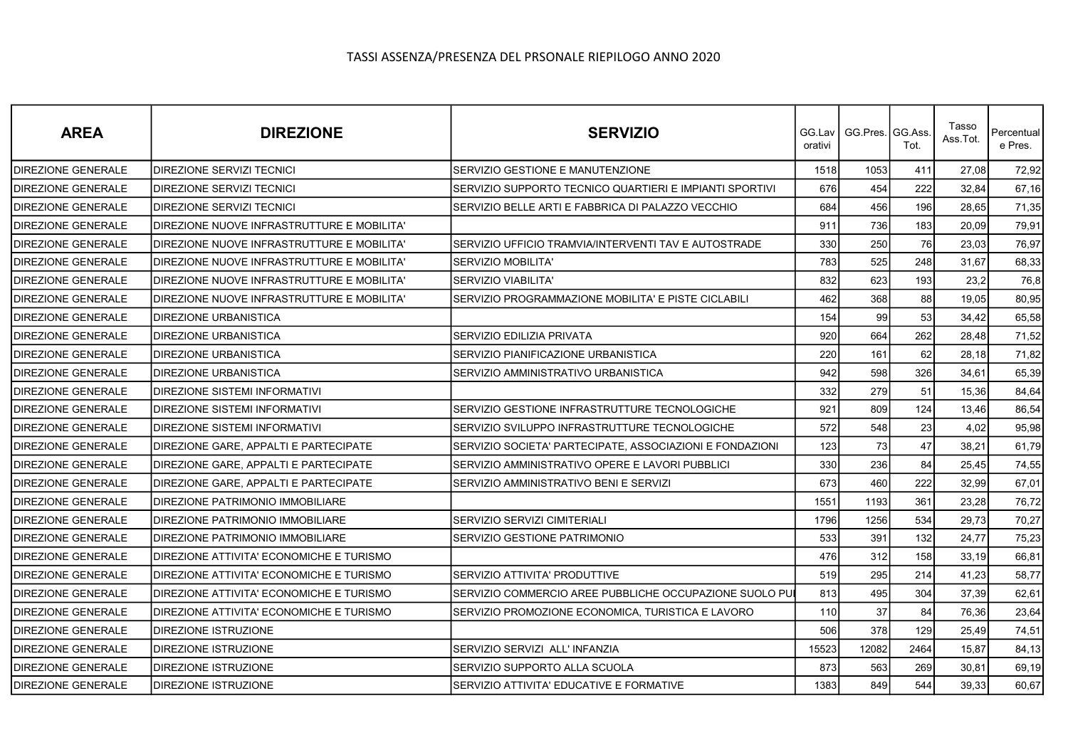TASSI ASSENZA/PRESENZA DEL PRSONALE RIEPILOGO ANNO 2020

| AREA | DIREZIONE | SERVIZIO | GG.Lavorativi | GG.Pres. | GG.Ass. Tot. | Tasso Ass.Tot. | Percentuale Pres. |
|---|---|---|---|---|---|---|---|
| DIREZIONE GENERALE | DIREZIONE SERVIZI TECNICI | SERVIZIO GESTIONE E MANUTENZIONE | 1518 | 1053 | 411 | 27,08 | 72,92 |
| DIREZIONE GENERALE | DIREZIONE SERVIZI TECNICI | SERVIZIO SUPPORTO TECNICO QUARTIERI E IMPIANTI SPORTIVI | 676 | 454 | 222 | 32,84 | 67,16 |
| DIREZIONE GENERALE | DIREZIONE SERVIZI TECNICI | SERVIZIO BELLE ARTI E FABBRICA DI PALAZZO VECCHIO | 684 | 456 | 196 | 28,65 | 71,35 |
| DIREZIONE GENERALE | DIREZIONE NUOVE INFRASTRUTTURE E MOBILITA' | | 911 | 736 | 183 | 20,09 | 79,91 |
| DIREZIONE GENERALE | DIREZIONE NUOVE INFRASTRUTTURE E MOBILITA' | SERVIZIO UFFICIO TRAMVIA/INTERVENTI TAV E AUTOSTRADE | 330 | 250 | 76 | 23,03 | 76,97 |
| DIREZIONE GENERALE | DIREZIONE NUOVE INFRASTRUTTURE E MOBILITA' | SERVIZIO MOBILITA' | 783 | 525 | 248 | 31,67 | 68,33 |
| DIREZIONE GENERALE | DIREZIONE NUOVE INFRASTRUTTURE E MOBILITA' | SERVIZIO VIABILITA' | 832 | 623 | 193 | 23,2 | 76,8 |
| DIREZIONE GENERALE | DIREZIONE NUOVE INFRASTRUTTURE E MOBILITA' | SERVIZIO PROGRAMMAZIONE MOBILITA' E PISTE CICLABILI | 462 | 368 | 88 | 19,05 | 80,95 |
| DIREZIONE GENERALE | DIREZIONE URBANISTICA | | 154 | 99 | 53 | 34,42 | 65,58 |
| DIREZIONE GENERALE | DIREZIONE URBANISTICA | SERVIZIO EDILIZIA PRIVATA | 920 | 664 | 262 | 28,48 | 71,52 |
| DIREZIONE GENERALE | DIREZIONE URBANISTICA | SERVIZIO PIANIFICAZIONE URBANISTICA | 220 | 161 | 62 | 28,18 | 71,82 |
| DIREZIONE GENERALE | DIREZIONE URBANISTICA | SERVIZIO AMMINISTRATIVO URBANISTICA | 942 | 598 | 326 | 34,61 | 65,39 |
| DIREZIONE GENERALE | DIREZIONE SISTEMI INFORMATIVI | | 332 | 279 | 51 | 15,36 | 84,64 |
| DIREZIONE GENERALE | DIREZIONE SISTEMI INFORMATIVI | SERVIZIO GESTIONE INFRASTRUTTURE TECNOLOGICHE | 921 | 809 | 124 | 13,46 | 86,54 |
| DIREZIONE GENERALE | DIREZIONE SISTEMI INFORMATIVI | SERVIZIO SVILUPPO INFRASTRUTTURE TECNOLOGICHE | 572 | 548 | 23 | 4,02 | 95,98 |
| DIREZIONE GENERALE | DIREZIONE GARE, APPALTI E PARTECIPATE | SERVIZIO SOCIETA' PARTECIPATE, ASSOCIAZIONI E FONDAZIONI | 123 | 73 | 47 | 38,21 | 61,79 |
| DIREZIONE GENERALE | DIREZIONE GARE, APPALTI E PARTECIPATE | SERVIZIO AMMINISTRATIVO OPERE E LAVORI PUBBLICI | 330 | 236 | 84 | 25,45 | 74,55 |
| DIREZIONE GENERALE | DIREZIONE GARE, APPALTI E PARTECIPATE | SERVIZIO AMMINISTRATIVO BENI E SERVIZI | 673 | 460 | 222 | 32,99 | 67,01 |
| DIREZIONE GENERALE | DIREZIONE PATRIMONIO IMMOBILIARE | | 1551 | 1193 | 361 | 23,28 | 76,72 |
| DIREZIONE GENERALE | DIREZIONE PATRIMONIO IMMOBILIARE | SERVIZIO SERVIZI CIMITERIALI | 1796 | 1256 | 534 | 29,73 | 70,27 |
| DIREZIONE GENERALE | DIREZIONE PATRIMONIO IMMOBILIARE | SERVIZIO GESTIONE PATRIMONIO | 533 | 391 | 132 | 24,77 | 75,23 |
| DIREZIONE GENERALE | DIREZIONE ATTIVITA' ECONOMICHE E TURISMO | | 476 | 312 | 158 | 33,19 | 66,81 |
| DIREZIONE GENERALE | DIREZIONE ATTIVITA' ECONOMICHE E TURISMO | SERVIZIO ATTIVITA' PRODUTTIVE | 519 | 295 | 214 | 41,23 | 58,77 |
| DIREZIONE GENERALE | DIREZIONE ATTIVITA' ECONOMICHE E TURISMO | SERVIZIO COMMERCIO AREE PUBBLICHE OCCUPAZIONE SUOLO PU | 813 | 495 | 304 | 37,39 | 62,61 |
| DIREZIONE GENERALE | DIREZIONE ATTIVITA' ECONOMICHE E TURISMO | SERVIZIO PROMOZIONE ECONOMICA, TURISTICA E LAVORO | 110 | 37 | 84 | 76,36 | 23,64 |
| DIREZIONE GENERALE | DIREZIONE ISTRUZIONE | | 506 | 378 | 129 | 25,49 | 74,51 |
| DIREZIONE GENERALE | DIREZIONE ISTRUZIONE | SERVIZIO SERVIZI ALL' INFANZIA | 15523 | 12082 | 2464 | 15,87 | 84,13 |
| DIREZIONE GENERALE | DIREZIONE ISTRUZIONE | SERVIZIO SUPPORTO ALLA SCUOLA | 873 | 563 | 269 | 30,81 | 69,19 |
| DIREZIONE GENERALE | DIREZIONE ISTRUZIONE | SERVIZIO ATTIVITA' EDUCATIVE E FORMATIVE | 1383 | 849 | 544 | 39,33 | 60,67 |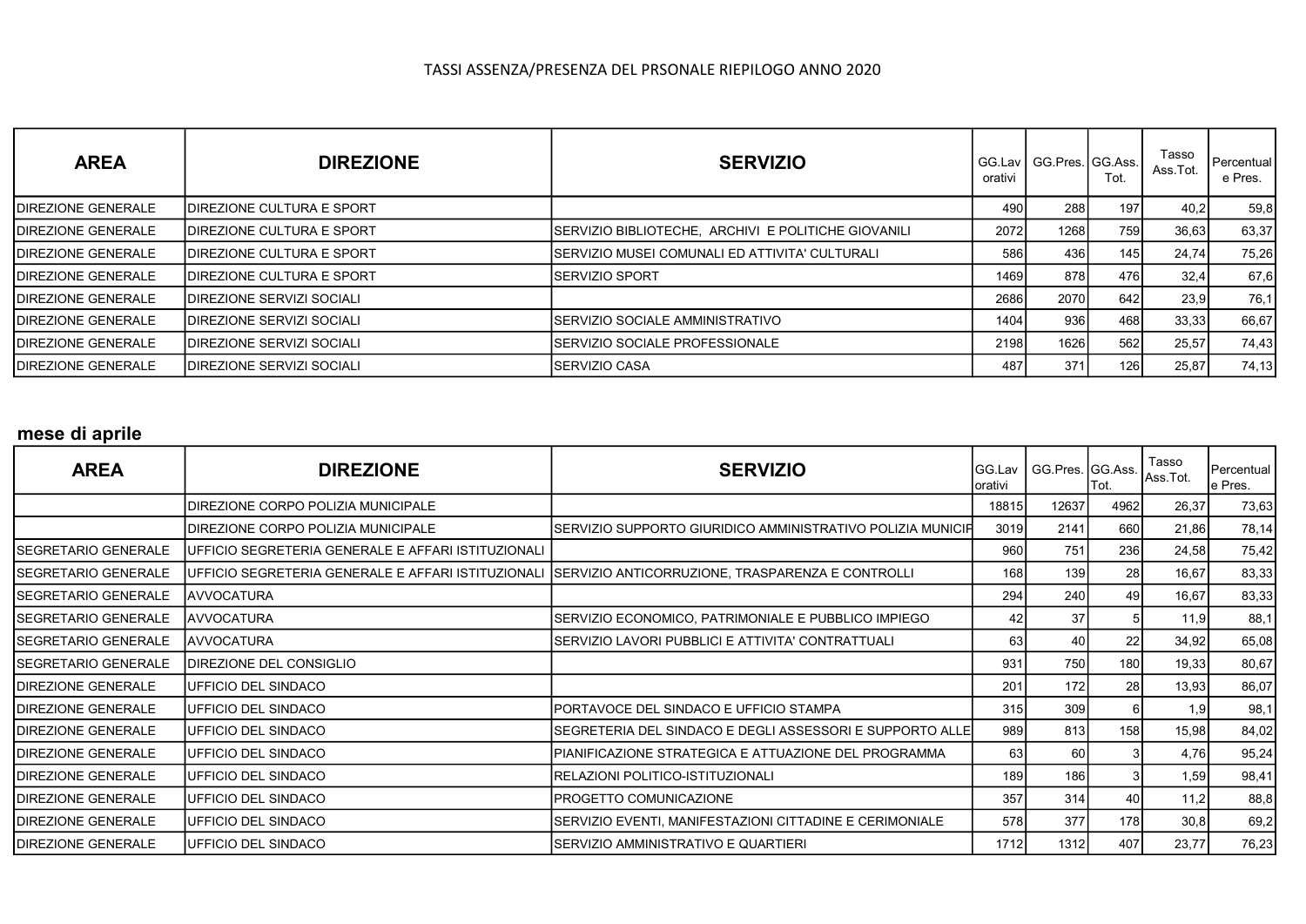TASSI ASSENZA/PRESENZA DEL PRSONALE RIEPILOGO ANNO 2020

| AREA | DIREZIONE | SERVIZIO | GG.Lavorativi | GG.Pres. | GG.Ass. Tot. | Tasso Ass.Tot. | Percentuale Pres. |
|---|---|---|---|---|---|---|---|
| DIREZIONE GENERALE | DIREZIONE CULTURA E SPORT | | 490 | 288 | 197 | 40,2 | 59,8 |
| DIREZIONE GENERALE | DIREZIONE CULTURA E SPORT | SERVIZIO BIBLIOTECHE, ARCHIVI E POLITICHE GIOVANILI | 2072 | 1268 | 759 | 36,63 | 63,37 |
| DIREZIONE GENERALE | DIREZIONE CULTURA E SPORT | SERVIZIO MUSEI COMUNALI ED ATTIVITA' CULTURALI | 586 | 436 | 145 | 24,74 | 75,26 |
| DIREZIONE GENERALE | DIREZIONE CULTURA E SPORT | SERVIZIO SPORT | 1469 | 878 | 476 | 32,4 | 67,6 |
| DIREZIONE GENERALE | DIREZIONE SERVIZI SOCIALI | | 2686 | 2070 | 642 | 23,9 | 76,1 |
| DIREZIONE GENERALE | DIREZIONE SERVIZI SOCIALI | SERVIZIO SOCIALE AMMINISTRATIVO | 1404 | 936 | 468 | 33,33 | 66,67 |
| DIREZIONE GENERALE | DIREZIONE SERVIZI SOCIALI | SERVIZIO SOCIALE PROFESSIONALE | 2198 | 1626 | 562 | 25,57 | 74,43 |
| DIREZIONE GENERALE | DIREZIONE SERVIZI SOCIALI | SERVIZIO CASA | 487 | 371 | 126 | 25,87 | 74,13 |

### mese di aprile

| AREA | DIREZIONE | SERVIZIO | GG.Lavorativi | GG.Pres. | GG.Ass. Tot. | Tasso Ass.Tot. | Percentuale Pres. |
|---|---|---|---|---|---|---|---|
| | DIREZIONE CORPO POLIZIA MUNICIPALE | | 18815 | 12637 | 4962 | 26,37 | 73,63 |
| | DIREZIONE CORPO POLIZIA MUNICIPALE | SERVIZIO SUPPORTO GIURIDICO AMMINISTRATIVO POLIZIA MUNICIF | 3019 | 2141 | 660 | 21,86 | 78,14 |
| SEGRETARIO GENERALE | UFFICIO SEGRETERIA GENERALE E AFFARI ISTITUZIONALI | | 960 | 751 | 236 | 24,58 | 75,42 |
| SEGRETARIO GENERALE | UFFICIO SEGRETERIA GENERALE E AFFARI ISTITUZIONALI | SERVIZIO ANTICORRUZIONE, TRASPARENZA E CONTROLLI | 168 | 139 | 28 | 16,67 | 83,33 |
| SEGRETARIO GENERALE | AVVOCATURA | | 294 | 240 | 49 | 16,67 | 83,33 |
| SEGRETARIO GENERALE | AVVOCATURA | SERVIZIO ECONOMICO, PATRIMONIALE E PUBBLICO IMPIEGO | 42 | 37 | 5 | 11,9 | 88,1 |
| SEGRETARIO GENERALE | AVVOCATURA | SERVIZIO LAVORI PUBBLICI E ATTIVITA' CONTRATTUALI | 63 | 40 | 22 | 34,92 | 65,08 |
| SEGRETARIO GENERALE | DIREZIONE DEL CONSIGLIO | | 931 | 750 | 180 | 19,33 | 80,67 |
| DIREZIONE GENERALE | UFFICIO DEL SINDACO | | 201 | 172 | 28 | 13,93 | 86,07 |
| DIREZIONE GENERALE | UFFICIO DEL SINDACO | PORTAVOCE DEL SINDACO E UFFICIO STAMPA | 315 | 309 | 6 | 1,9 | 98,1 |
| DIREZIONE GENERALE | UFFICIO DEL SINDACO | SEGRETERIA DEL SINDACO E DEGLI ASSESSORI E SUPPORTO ALLE | 989 | 813 | 158 | 15,98 | 84,02 |
| DIREZIONE GENERALE | UFFICIO DEL SINDACO | PIANIFICAZIONE STRATEGICA E ATTUAZIONE DEL PROGRAMMA | 63 | 60 | 3 | 4,76 | 95,24 |
| DIREZIONE GENERALE | UFFICIO DEL SINDACO | RELAZIONI POLITICO-ISTITUZIONALI | 189 | 186 | 3 | 1,59 | 98,41 |
| DIREZIONE GENERALE | UFFICIO DEL SINDACO | PROGETTO COMUNICAZIONE | 357 | 314 | 40 | 11,2 | 88,8 |
| DIREZIONE GENERALE | UFFICIO DEL SINDACO | SERVIZIO EVENTI, MANIFESTAZIONI CITTADINE E CERIMONIALE | 578 | 377 | 178 | 30,8 | 69,2 |
| DIREZIONE GENERALE | UFFICIO DEL SINDACO | SERVIZIO AMMINISTRATIVO E QUARTIERI | 1712 | 1312 | 407 | 23,77 | 76,23 |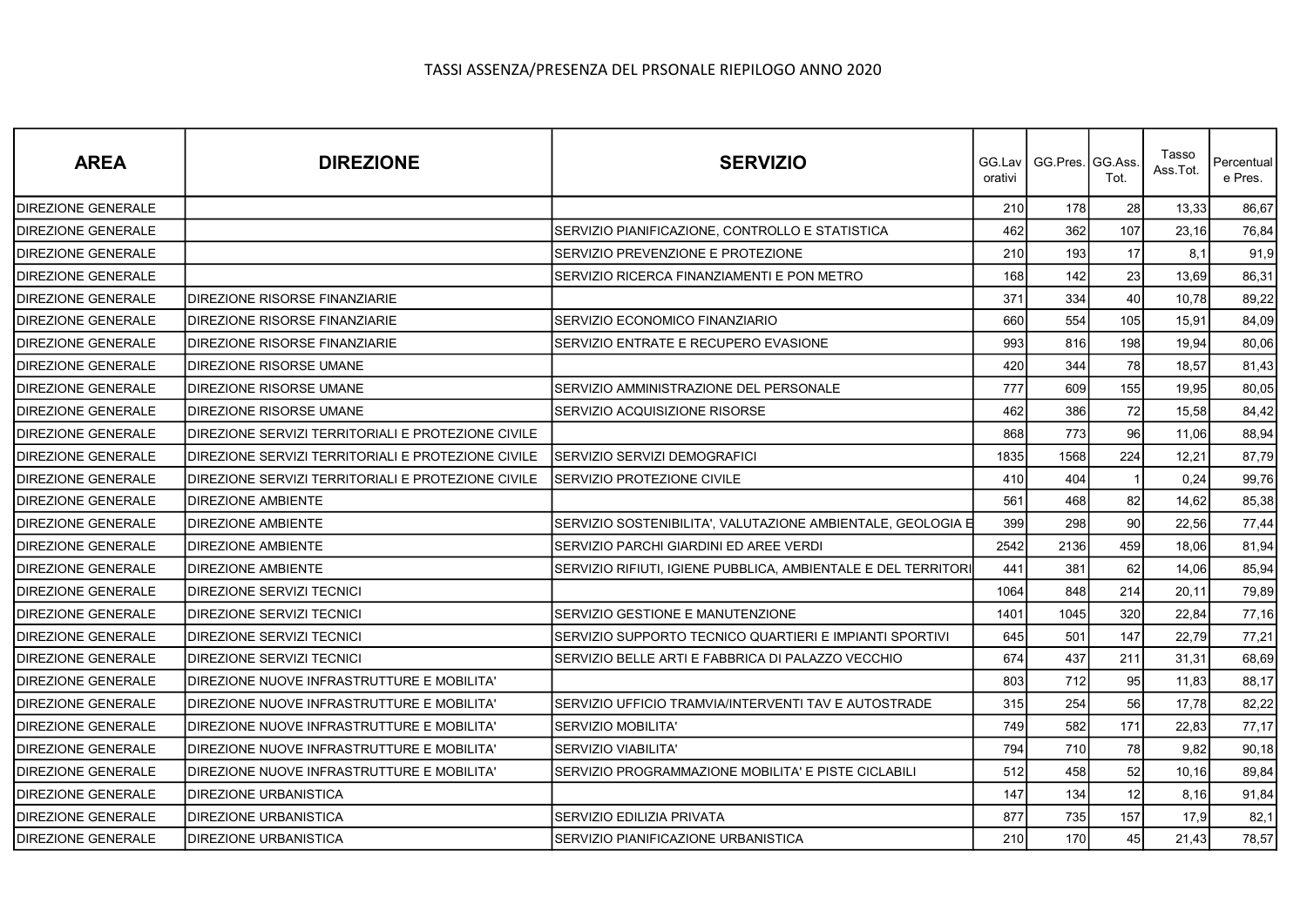TASSI ASSENZA/PRESENZA DEL PRSONALE RIEPILOGO ANNO 2020

| AREA | DIREZIONE | SERVIZIO | GG.Lavorativi | GG.Pres. | GG.Ass. Tot. | Tasso Ass.Tot. | Percentuale Pres. |
|---|---|---|---|---|---|---|---|
| DIREZIONE GENERALE | | | 210 | 178 | 28 | 13,33 | 86,67 |
| DIREZIONE GENERALE | | SERVIZIO PIANIFICAZIONE, CONTROLLO E STATISTICA | 462 | 362 | 107 | 23,16 | 76,84 |
| DIREZIONE GENERALE | | SERVIZIO PREVENZIONE E PROTEZIONE | 210 | 193 | 17 | 8,1 | 91,9 |
| DIREZIONE GENERALE | | SERVIZIO RICERCA FINANZIAMENTI E PON METRO | 168 | 142 | 23 | 13,69 | 86,31 |
| DIREZIONE GENERALE | DIREZIONE RISORSE FINANZIARIE | | 371 | 334 | 40 | 10,78 | 89,22 |
| DIREZIONE GENERALE | DIREZIONE RISORSE FINANZIARIE | SERVIZIO ECONOMICO FINANZIARIO | 660 | 554 | 105 | 15,91 | 84,09 |
| DIREZIONE GENERALE | DIREZIONE RISORSE FINANZIARIE | SERVIZIO ENTRATE E RECUPERO EVASIONE | 993 | 816 | 198 | 19,94 | 80,06 |
| DIREZIONE GENERALE | DIREZIONE RISORSE UMANE | | 420 | 344 | 78 | 18,57 | 81,43 |
| DIREZIONE GENERALE | DIREZIONE RISORSE UMANE | SERVIZIO AMMINISTRAZIONE DEL PERSONALE | 777 | 609 | 155 | 19,95 | 80,05 |
| DIREZIONE GENERALE | DIREZIONE RISORSE UMANE | SERVIZIO ACQUISIZIONE RISORSE | 462 | 386 | 72 | 15,58 | 84,42 |
| DIREZIONE GENERALE | DIREZIONE SERVIZI TERRITORIALI E PROTEZIONE CIVILE | | 868 | 773 | 96 | 11,06 | 88,94 |
| DIREZIONE GENERALE | DIREZIONE SERVIZI TERRITORIALI E PROTEZIONE CIVILE | SERVIZIO SERVIZI DEMOGRAFICI | 1835 | 1568 | 224 | 12,21 | 87,79 |
| DIREZIONE GENERALE | DIREZIONE SERVIZI TERRITORIALI E PROTEZIONE CIVILE | SERVIZIO PROTEZIONE CIVILE | 410 | 404 | 1 | 0,24 | 99,76 |
| DIREZIONE GENERALE | DIREZIONE AMBIENTE | | 561 | 468 | 82 | 14,62 | 85,38 |
| DIREZIONE GENERALE | DIREZIONE AMBIENTE | SERVIZIO SOSTENIBILITA', VALUTAZIONE AMBIENTALE, GEOLOGIA E | 399 | 298 | 90 | 22,56 | 77,44 |
| DIREZIONE GENERALE | DIREZIONE AMBIENTE | SERVIZIO PARCHI GIARDINI ED AREE VERDI | 2542 | 2136 | 459 | 18,06 | 81,94 |
| DIREZIONE GENERALE | DIREZIONE AMBIENTE | SERVIZIO RIFIUTI, IGIENE PUBBLICA, AMBIENTALE E DEL TERRITORI | 441 | 381 | 62 | 14,06 | 85,94 |
| DIREZIONE GENERALE | DIREZIONE SERVIZI TECNICI | | 1064 | 848 | 214 | 20,11 | 79,89 |
| DIREZIONE GENERALE | DIREZIONE SERVIZI TECNICI | SERVIZIO GESTIONE E MANUTENZIONE | 1401 | 1045 | 320 | 22,84 | 77,16 |
| DIREZIONE GENERALE | DIREZIONE SERVIZI TECNICI | SERVIZIO SUPPORTO TECNICO QUARTIERI E IMPIANTI SPORTIVI | 645 | 501 | 147 | 22,79 | 77,21 |
| DIREZIONE GENERALE | DIREZIONE SERVIZI TECNICI | SERVIZIO BELLE ARTI E FABBRICA DI PALAZZO VECCHIO | 674 | 437 | 211 | 31,31 | 68,69 |
| DIREZIONE GENERALE | DIREZIONE NUOVE INFRASTRUTTURE E MOBILITA' | | 803 | 712 | 95 | 11,83 | 88,17 |
| DIREZIONE GENERALE | DIREZIONE NUOVE INFRASTRUTTURE E MOBILITA' | SERVIZIO UFFICIO TRAMVIA/INTERVENTI TAV E AUTOSTRADE | 315 | 254 | 56 | 17,78 | 82,22 |
| DIREZIONE GENERALE | DIREZIONE NUOVE INFRASTRUTTURE E MOBILITA' | SERVIZIO MOBILITA' | 749 | 582 | 171 | 22,83 | 77,17 |
| DIREZIONE GENERALE | DIREZIONE NUOVE INFRASTRUTTURE E MOBILITA' | SERVIZIO VIABILITA' | 794 | 710 | 78 | 9,82 | 90,18 |
| DIREZIONE GENERALE | DIREZIONE NUOVE INFRASTRUTTURE E MOBILITA' | SERVIZIO PROGRAMMAZIONE MOBILITA' E PISTE CICLABILI | 512 | 458 | 52 | 10,16 | 89,84 |
| DIREZIONE GENERALE | DIREZIONE URBANISTICA | | 147 | 134 | 12 | 8,16 | 91,84 |
| DIREZIONE GENERALE | DIREZIONE URBANISTICA | SERVIZIO EDILIZIA PRIVATA | 877 | 735 | 157 | 17,9 | 82,1 |
| DIREZIONE GENERALE | DIREZIONE URBANISTICA | SERVIZIO PIANIFICAZIONE URBANISTICA | 210 | 170 | 45 | 21,43 | 78,57 |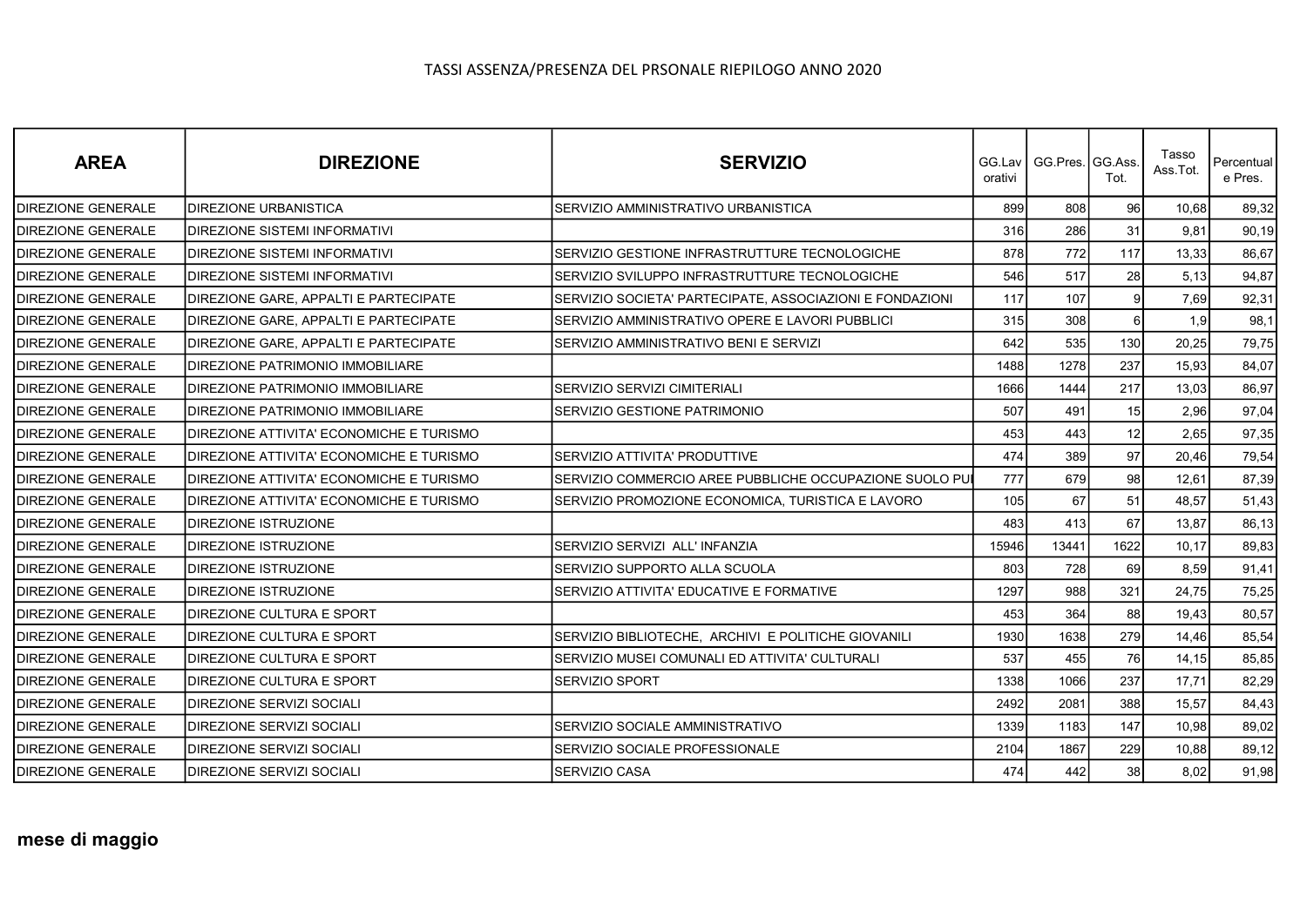TASSI ASSENZA/PRESENZA DEL PRSONALE RIEPILOGO ANNO 2020

| AREA | DIREZIONE | SERVIZIO | GG.Lavorativi | GG.Pres. | GG.Ass. Tot. | Tasso Ass.Tot. | Percentuale Pres. |
|---|---|---|---|---|---|---|---|
| DIREZIONE GENERALE | DIREZIONE URBANISTICA | SERVIZIO AMMINISTRATIVO URBANISTICA | 899 | 808 | 96 | 10,68 | 89,32 |
| DIREZIONE GENERALE | DIREZIONE SISTEMI INFORMATIVI | | 316 | 286 | 31 | 9,81 | 90,19 |
| DIREZIONE GENERALE | DIREZIONE SISTEMI INFORMATIVI | SERVIZIO GESTIONE INFRASTRUTTURE TECNOLOGICHE | 878 | 772 | 117 | 13,33 | 86,67 |
| DIREZIONE GENERALE | DIREZIONE SISTEMI INFORMATIVI | SERVIZIO SVILUPPO INFRASTRUTTURE TECNOLOGICHE | 546 | 517 | 28 | 5,13 | 94,87 |
| DIREZIONE GENERALE | DIREZIONE GARE, APPALTI E PARTECIPATE | SERVIZIO SOCIETA' PARTECIPATE, ASSOCIAZIONI E FONDAZIONI | 117 | 107 | 9 | 7,69 | 92,31 |
| DIREZIONE GENERALE | DIREZIONE GARE, APPALTI E PARTECIPATE | SERVIZIO AMMINISTRATIVO OPERE E LAVORI PUBBLICI | 315 | 308 | 6 | 1,9 | 98,1 |
| DIREZIONE GENERALE | DIREZIONE GARE, APPALTI E PARTECIPATE | SERVIZIO AMMINISTRATIVO BENI E SERVIZI | 642 | 535 | 130 | 20,25 | 79,75 |
| DIREZIONE GENERALE | DIREZIONE PATRIMONIO IMMOBILIARE | | 1488 | 1278 | 237 | 15,93 | 84,07 |
| DIREZIONE GENERALE | DIREZIONE PATRIMONIO IMMOBILIARE | SERVIZIO SERVIZI CIMITERIALI | 1666 | 1444 | 217 | 13,03 | 86,97 |
| DIREZIONE GENERALE | DIREZIONE PATRIMONIO IMMOBILIARE | SERVIZIO GESTIONE PATRIMONIO | 507 | 491 | 15 | 2,96 | 97,04 |
| DIREZIONE GENERALE | DIREZIONE ATTIVITA' ECONOMICHE E TURISMO | | 453 | 443 | 12 | 2,65 | 97,35 |
| DIREZIONE GENERALE | DIREZIONE ATTIVITA' ECONOMICHE E TURISMO | SERVIZIO ATTIVITA' PRODUTTIVE | 474 | 389 | 97 | 20,46 | 79,54 |
| DIREZIONE GENERALE | DIREZIONE ATTIVITA' ECONOMICHE E TURISMO | SERVIZIO COMMERCIO AREE PUBBLICHE OCCUPAZIONE SUOLO PU | 777 | 679 | 98 | 12,61 | 87,39 |
| DIREZIONE GENERALE | DIREZIONE ATTIVITA' ECONOMICHE E TURISMO | SERVIZIO PROMOZIONE ECONOMICA, TURISTICA E LAVORO | 105 | 67 | 51 | 48,57 | 51,43 |
| DIREZIONE GENERALE | DIREZIONE ISTRUZIONE | | 483 | 413 | 67 | 13,87 | 86,13 |
| DIREZIONE GENERALE | DIREZIONE ISTRUZIONE | SERVIZIO SERVIZI ALL' INFANZIA | 15946 | 13441 | 1622 | 10,17 | 89,83 |
| DIREZIONE GENERALE | DIREZIONE ISTRUZIONE | SERVIZIO SUPPORTO ALLA SCUOLA | 803 | 728 | 69 | 8,59 | 91,41 |
| DIREZIONE GENERALE | DIREZIONE ISTRUZIONE | SERVIZIO ATTIVITA' EDUCATIVE E FORMATIVE | 1297 | 988 | 321 | 24,75 | 75,25 |
| DIREZIONE GENERALE | DIREZIONE CULTURA E SPORT | | 453 | 364 | 88 | 19,43 | 80,57 |
| DIREZIONE GENERALE | DIREZIONE CULTURA E SPORT | SERVIZIO BIBLIOTECHE, ARCHIVI E POLITICHE GIOVANILI | 1930 | 1638 | 279 | 14,46 | 85,54 |
| DIREZIONE GENERALE | DIREZIONE CULTURA E SPORT | SERVIZIO MUSEI COMUNALI ED ATTIVITA' CULTURALI | 537 | 455 | 76 | 14,15 | 85,85 |
| DIREZIONE GENERALE | DIREZIONE CULTURA E SPORT | SERVIZIO SPORT | 1338 | 1066 | 237 | 17,71 | 82,29 |
| DIREZIONE GENERALE | DIREZIONE SERVIZI SOCIALI | | 2492 | 2081 | 388 | 15,57 | 84,43 |
| DIREZIONE GENERALE | DIREZIONE SERVIZI SOCIALI | SERVIZIO SOCIALE AMMINISTRATIVO | 1339 | 1183 | 147 | 10,98 | 89,02 |
| DIREZIONE GENERALE | DIREZIONE SERVIZI SOCIALI | SERVIZIO SOCIALE PROFESSIONALE | 2104 | 1867 | 229 | 10,88 | 89,12 |
| DIREZIONE GENERALE | DIREZIONE SERVIZI SOCIALI | SERVIZIO CASA | 474 | 442 | 38 | 8,02 | 91,98 |

**mese di maggio**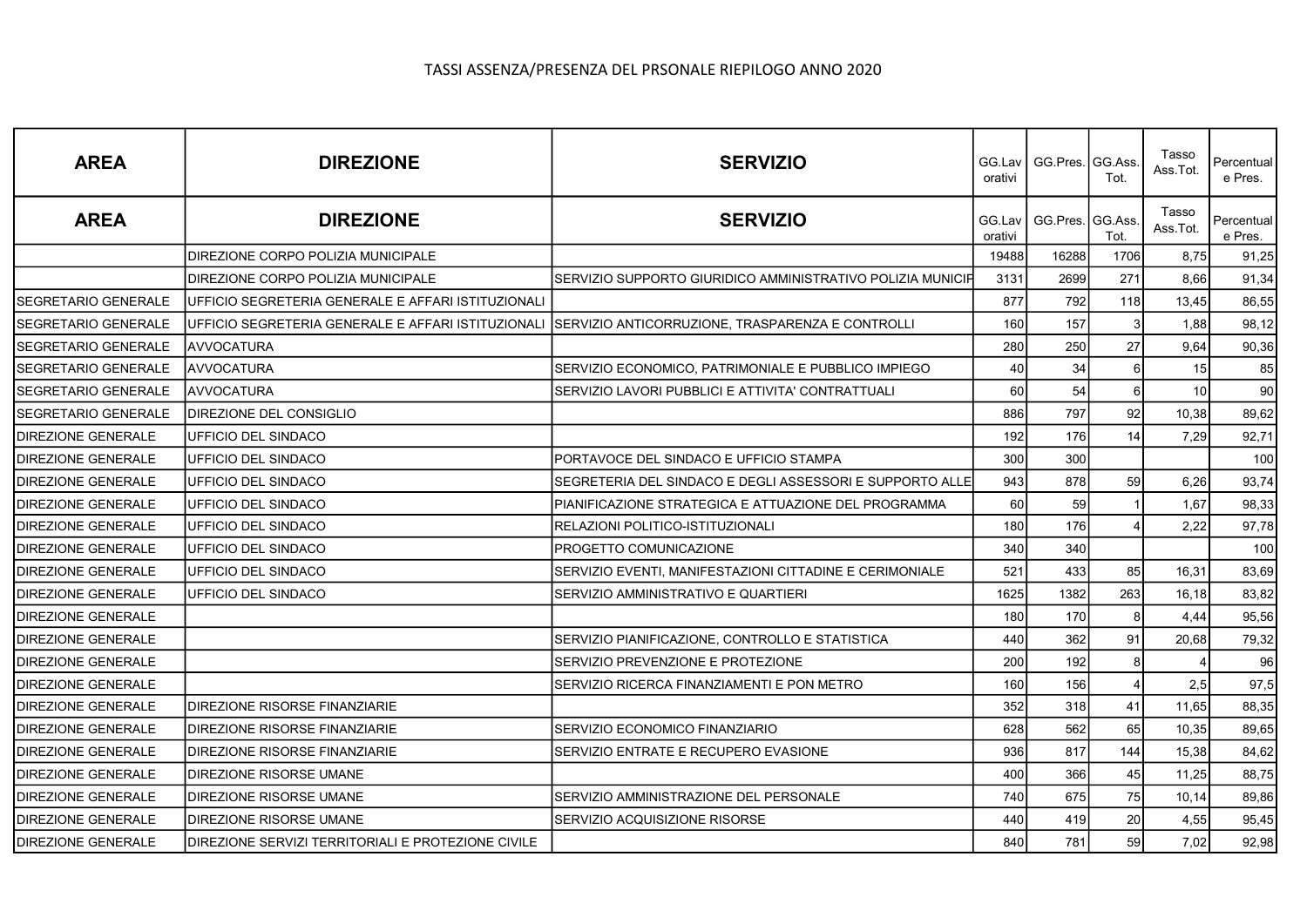TASSI ASSENZA/PRESENZA DEL PRSONALE RIEPILOGO ANNO 2020

| AREA | DIREZIONE | SERVIZIO | GG.Lavorativi | GG.Pres. | GG.Ass. Tot. | Tasso Ass.Tot. | Percentuale Pres. |
|---|---|---|---|---|---|---|---|
| AREA | DIREZIONE | SERVIZIO | GG.Lavorativi | GG.Pres. | GG.Ass. Tot. | Tasso Ass.Tot. | Percentuale Pres. |
| | DIREZIONE CORPO POLIZIA MUNICIPALE | | 19488 | 16288 | 1706 | 8,75 | 91,25 |
| | DIREZIONE CORPO POLIZIA MUNICIPALE | SERVIZIO SUPPORTO GIURIDICO AMMINISTRATIVO POLIZIA MUNICIP | 3131 | 2699 | 271 | 8,66 | 91,34 |
| SEGRETARIO GENERALE | UFFICIO SEGRETERIA GENERALE E AFFARI ISTITUZIONALI | | 877 | 792 | 118 | 13,45 | 86,55 |
| SEGRETARIO GENERALE | UFFICIO SEGRETERIA GENERALE E AFFARI ISTITUZIONALI | SERVIZIO ANTICORRUZIONE, TRASPARENZA E CONTROLLI | 160 | 157 | 3 | 1,88 | 98,12 |
| SEGRETARIO GENERALE | AVVOCATURA | | 280 | 250 | 27 | 9,64 | 90,36 |
| SEGRETARIO GENERALE | AVVOCATURA | SERVIZIO ECONOMICO, PATRIMONIALE E PUBBLICO IMPIEGO | 40 | 34 | 6 | 15 | 85 |
| SEGRETARIO GENERALE | AVVOCATURA | SERVIZIO LAVORI PUBBLICI E ATTIVITA' CONTRATTUALI | 60 | 54 | 6 | 10 | 90 |
| SEGRETARIO GENERALE | DIREZIONE DEL CONSIGLIO | | 886 | 797 | 92 | 10,38 | 89,62 |
| DIREZIONE GENERALE | UFFICIO DEL SINDACO | | 192 | 176 | 14 | 7,29 | 92,71 |
| DIREZIONE GENERALE | UFFICIO DEL SINDACO | PORTAVOCE DEL SINDACO E UFFICIO STAMPA | 300 | 300 | | | 100 |
| DIREZIONE GENERALE | UFFICIO DEL SINDACO | SEGRETERIA DEL SINDACO E DEGLI ASSESSORI E SUPPORTO ALLE | 943 | 878 | 59 | 6,26 | 93,74 |
| DIREZIONE GENERALE | UFFICIO DEL SINDACO | PIANIFICAZIONE STRATEGICA E ATTUAZIONE DEL PROGRAMMA | 60 | 59 | 1 | 1,67 | 98,33 |
| DIREZIONE GENERALE | UFFICIO DEL SINDACO | RELAZIONI POLITICO-ISTITUZIONALI | 180 | 176 | 4 | 2,22 | 97,78 |
| DIREZIONE GENERALE | UFFICIO DEL SINDACO | PROGETTO COMUNICAZIONE | 340 | 340 | | | 100 |
| DIREZIONE GENERALE | UFFICIO DEL SINDACO | SERVIZIO EVENTI, MANIFESTAZIONI CITTADINE E CERIMONIALE | 521 | 433 | 85 | 16,31 | 83,69 |
| DIREZIONE GENERALE | UFFICIO DEL SINDACO | SERVIZIO AMMINISTRATIVO E QUARTIERI | 1625 | 1382 | 263 | 16,18 | 83,82 |
| DIREZIONE GENERALE | | | 180 | 170 | 8 | 4,44 | 95,56 |
| DIREZIONE GENERALE | | SERVIZIO PIANIFICAZIONE, CONTROLLO E STATISTICA | 440 | 362 | 91 | 20,68 | 79,32 |
| DIREZIONE GENERALE | | SERVIZIO PREVENZIONE E PROTEZIONE | 200 | 192 | 8 | 4 | 96 |
| DIREZIONE GENERALE | | SERVIZIO RICERCA FINANZIAMENTI E PON METRO | 160 | 156 | 4 | 2,5 | 97,5 |
| DIREZIONE GENERALE | DIREZIONE RISORSE FINANZIARIE | | 352 | 318 | 41 | 11,65 | 88,35 |
| DIREZIONE GENERALE | DIREZIONE RISORSE FINANZIARIE | SERVIZIO ECONOMICO FINANZIARIO | 628 | 562 | 65 | 10,35 | 89,65 |
| DIREZIONE GENERALE | DIREZIONE RISORSE FINANZIARIE | SERVIZIO ENTRATE E RECUPERO EVASIONE | 936 | 817 | 144 | 15,38 | 84,62 |
| DIREZIONE GENERALE | DIREZIONE RISORSE UMANE | | 400 | 366 | 45 | 11,25 | 88,75 |
| DIREZIONE GENERALE | DIREZIONE RISORSE UMANE | SERVIZIO AMMINISTRAZIONE DEL PERSONALE | 740 | 675 | 75 | 10,14 | 89,86 |
| DIREZIONE GENERALE | DIREZIONE RISORSE UMANE | SERVIZIO ACQUISIZIONE RISORSE | 440 | 419 | 20 | 4,55 | 95,45 |
| DIREZIONE GENERALE | DIREZIONE SERVIZI TERRITORIALI E PROTEZIONE CIVILE | | 840 | 781 | 59 | 7,02 | 92,98 |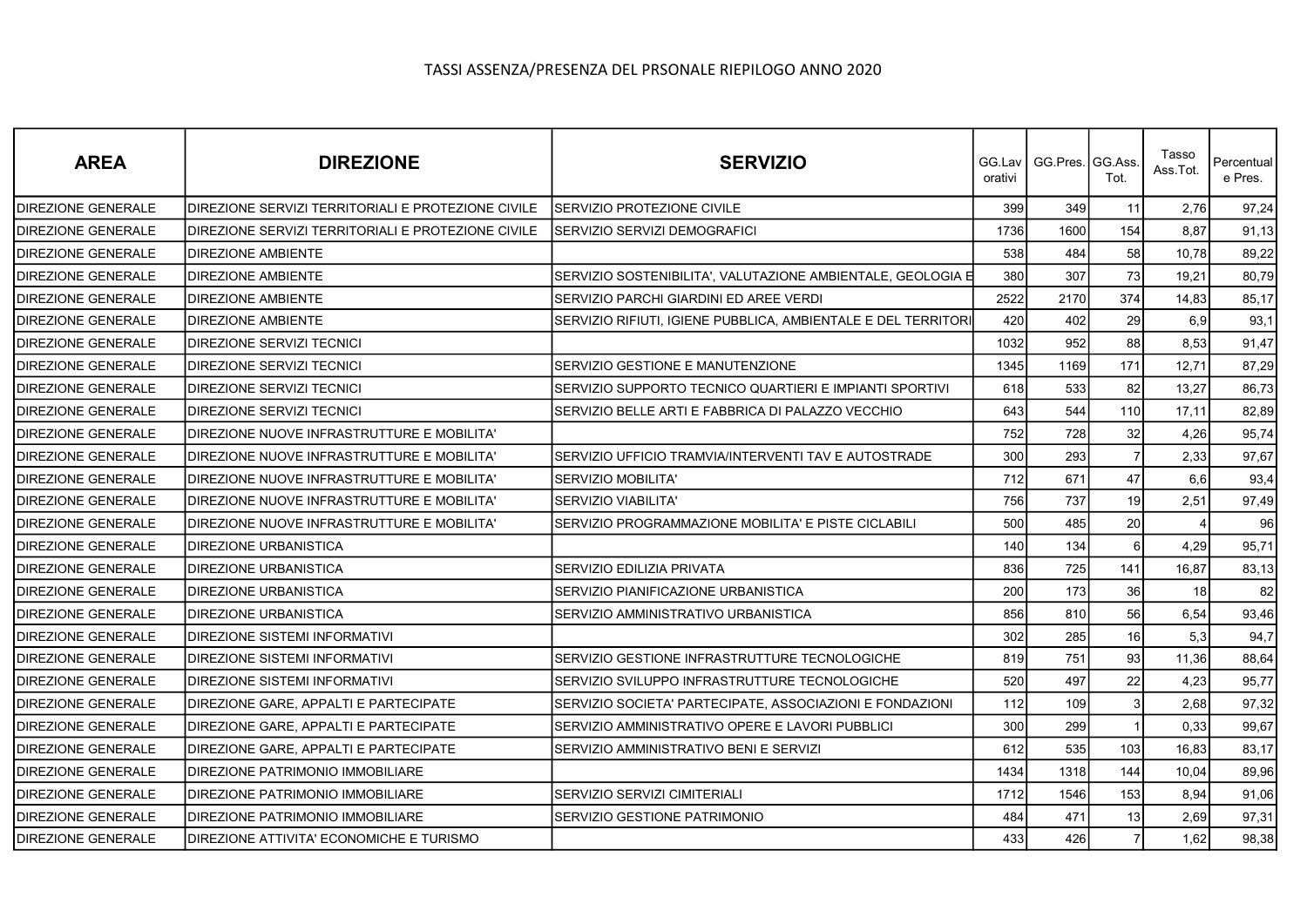TASSI ASSENZA/PRESENZA DEL PRSONALE RIEPILOGO ANNO 2020

| AREA | DIREZIONE | SERVIZIO | GG.Lavorativi | GG.Pres. | GG.Ass. Tot. | Tasso Ass.Tot. | Percentuale Pres. |
|---|---|---|---|---|---|---|---|
| DIREZIONE GENERALE | DIREZIONE SERVIZI TERRITORIALI E PROTEZIONE CIVILE | SERVIZIO PROTEZIONE CIVILE | 399 | 349 | 11 | 2,76 | 97,24 |
| DIREZIONE GENERALE | DIREZIONE SERVIZI TERRITORIALI E PROTEZIONE CIVILE | SERVIZIO SERVIZI DEMOGRAFICI | 1736 | 1600 | 154 | 8,87 | 91,13 |
| DIREZIONE GENERALE | DIREZIONE AMBIENTE | | 538 | 484 | 58 | 10,78 | 89,22 |
| DIREZIONE GENERALE | DIREZIONE AMBIENTE | SERVIZIO SOSTENIBILITA', VALUTAZIONE AMBIENTALE, GEOLOGIA E | 380 | 307 | 73 | 19,21 | 80,79 |
| DIREZIONE GENERALE | DIREZIONE AMBIENTE | SERVIZIO PARCHI GIARDINI ED AREE VERDI | 2522 | 2170 | 374 | 14,83 | 85,17 |
| DIREZIONE GENERALE | DIREZIONE AMBIENTE | SERVIZIO RIFIUTI, IGIENE PUBBLICA, AMBIENTALE E DEL TERRITORI | 420 | 402 | 29 | 6,9 | 93,1 |
| DIREZIONE GENERALE | DIREZIONE SERVIZI TECNICI | | 1032 | 952 | 88 | 8,53 | 91,47 |
| DIREZIONE GENERALE | DIREZIONE SERVIZI TECNICI | SERVIZIO GESTIONE E MANUTENZIONE | 1345 | 1169 | 171 | 12,71 | 87,29 |
| DIREZIONE GENERALE | DIREZIONE SERVIZI TECNICI | SERVIZIO SUPPORTO TECNICO QUARTIERI E IMPIANTI SPORTIVI | 618 | 533 | 82 | 13,27 | 86,73 |
| DIREZIONE GENERALE | DIREZIONE SERVIZI TECNICI | SERVIZIO BELLE ARTI E FABBRICA DI PALAZZO VECCHIO | 643 | 544 | 110 | 17,11 | 82,89 |
| DIREZIONE GENERALE | DIREZIONE NUOVE INFRASTRUTTURE E MOBILITA' | | 752 | 728 | 32 | 4,26 | 95,74 |
| DIREZIONE GENERALE | DIREZIONE NUOVE INFRASTRUTTURE E MOBILITA' | SERVIZIO UFFICIO TRAMVIA/INTERVENTI TAV E AUTOSTRADE | 300 | 293 | 7 | 2,33 | 97,67 |
| DIREZIONE GENERALE | DIREZIONE NUOVE INFRASTRUTTURE E MOBILITA' | SERVIZIO MOBILITA' | 712 | 671 | 47 | 6,6 | 93,4 |
| DIREZIONE GENERALE | DIREZIONE NUOVE INFRASTRUTTURE E MOBILITA' | SERVIZIO VIABILITA' | 756 | 737 | 19 | 2,51 | 97,49 |
| DIREZIONE GENERALE | DIREZIONE NUOVE INFRASTRUTTURE E MOBILITA' | SERVIZIO PROGRAMMAZIONE MOBILITA' E PISTE CICLABILI | 500 | 485 | 20 | 4 | 96 |
| DIREZIONE GENERALE | DIREZIONE URBANISTICA | | 140 | 134 | 6 | 4,29 | 95,71 |
| DIREZIONE GENERALE | DIREZIONE URBANISTICA | SERVIZIO EDILIZIA PRIVATA | 836 | 725 | 141 | 16,87 | 83,13 |
| DIREZIONE GENERALE | DIREZIONE URBANISTICA | SERVIZIO PIANIFICAZIONE URBANISTICA | 200 | 173 | 36 | 18 | 82 |
| DIREZIONE GENERALE | DIREZIONE URBANISTICA | SERVIZIO AMMINISTRATIVO URBANISTICA | 856 | 810 | 56 | 6,54 | 93,46 |
| DIREZIONE GENERALE | DIREZIONE SISTEMI INFORMATIVI | | 302 | 285 | 16 | 5,3 | 94,7 |
| DIREZIONE GENERALE | DIREZIONE SISTEMI INFORMATIVI | SERVIZIO GESTIONE INFRASTRUTTURE TECNOLOGICHE | 819 | 751 | 93 | 11,36 | 88,64 |
| DIREZIONE GENERALE | DIREZIONE SISTEMI INFORMATIVI | SERVIZIO SVILUPPO INFRASTRUTTURE TECNOLOGICHE | 520 | 497 | 22 | 4,23 | 95,77 |
| DIREZIONE GENERALE | DIREZIONE GARE, APPALTI E PARTECIPATE | SERVIZIO SOCIETA' PARTECIPATE, ASSOCIAZIONI E FONDAZIONI | 112 | 109 | 3 | 2,68 | 97,32 |
| DIREZIONE GENERALE | DIREZIONE GARE, APPALTI E PARTECIPATE | SERVIZIO AMMINISTRATIVO OPERE E LAVORI PUBBLICI | 300 | 299 | 1 | 0,33 | 99,67 |
| DIREZIONE GENERALE | DIREZIONE GARE, APPALTI E PARTECIPATE | SERVIZIO AMMINISTRATIVO BENI E SERVIZI | 612 | 535 | 103 | 16,83 | 83,17 |
| DIREZIONE GENERALE | DIREZIONE PATRIMONIO IMMOBILIARE | | 1434 | 1318 | 144 | 10,04 | 89,96 |
| DIREZIONE GENERALE | DIREZIONE PATRIMONIO IMMOBILIARE | SERVIZIO SERVIZI CIMITERIALI | 1712 | 1546 | 153 | 8,94 | 91,06 |
| DIREZIONE GENERALE | DIREZIONE PATRIMONIO IMMOBILIARE | SERVIZIO GESTIONE PATRIMONIO | 484 | 471 | 13 | 2,69 | 97,31 |
| DIREZIONE GENERALE | DIREZIONE ATTIVITA' ECONOMICHE E TURISMO | | 433 | 426 | 7 | 1,62 | 98,38 |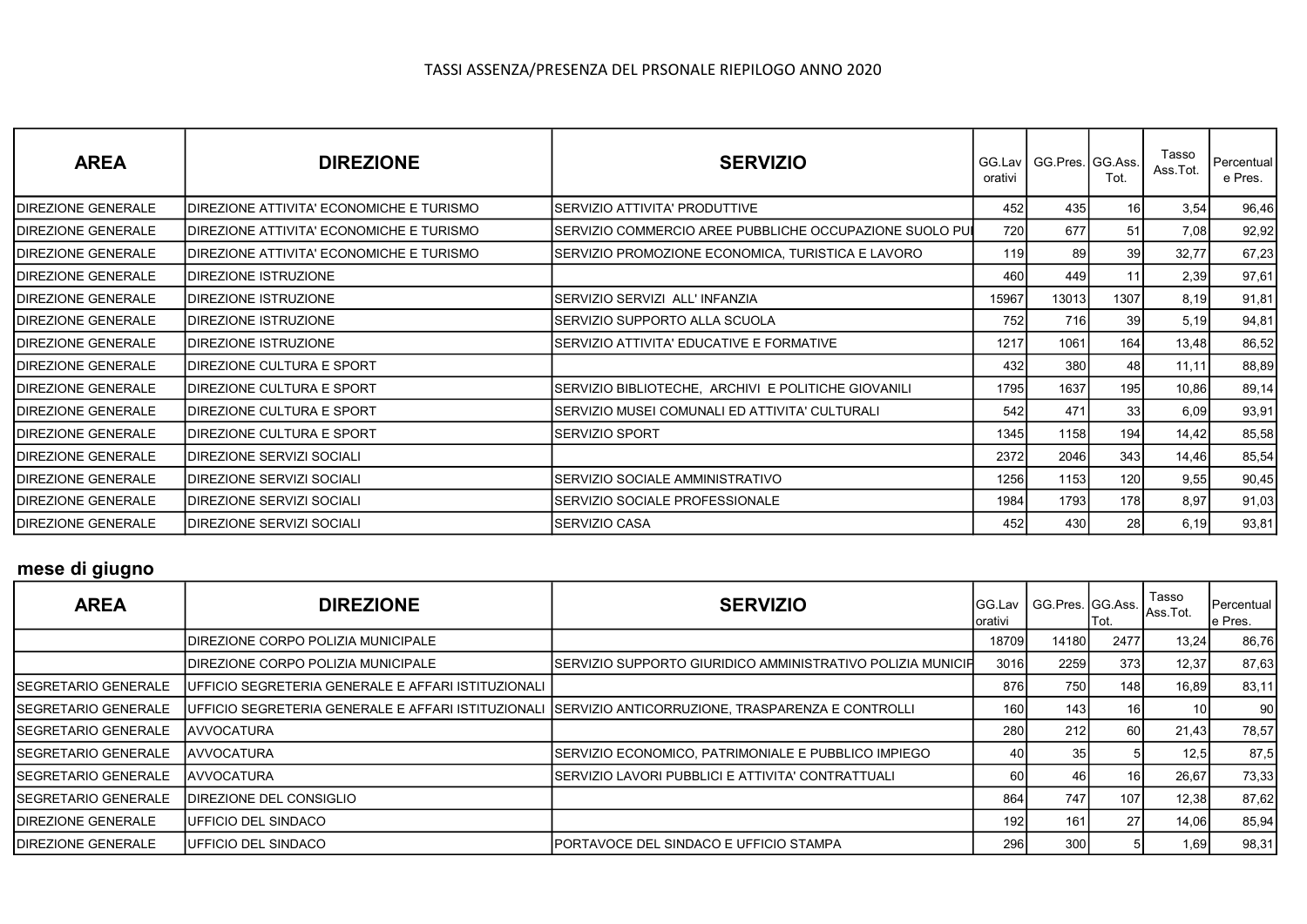TASSI ASSENZA/PRESENZA DEL PRSONALE RIEPILOGO ANNO 2020

| AREA | DIREZIONE | SERVIZIO | GG.Lavorativi | GG.Pres. | GG.Ass. Tot. | Tasso Ass.Tot. | Percentuale Pres. |
|---|---|---|---|---|---|---|---|
| DIREZIONE GENERALE | DIREZIONE ATTIVITA' ECONOMICHE E TURISMO | SERVIZIO ATTIVITA' PRODUTTIVE | 452 | 435 | 16 | 3,54 | 96,46 |
| DIREZIONE GENERALE | DIREZIONE ATTIVITA' ECONOMICHE E TURISMO | SERVIZIO COMMERCIO AREE PUBBLICHE OCCUPAZIONE SUOLO PU | 720 | 677 | 51 | 7,08 | 92,92 |
| DIREZIONE GENERALE | DIREZIONE ATTIVITA' ECONOMICHE E TURISMO | SERVIZIO PROMOZIONE ECONOMICA, TURISTICA E LAVORO | 119 | 89 | 39 | 32,77 | 67,23 |
| DIREZIONE GENERALE | DIREZIONE ISTRUZIONE | | 460 | 449 | 11 | 2,39 | 97,61 |
| DIREZIONE GENERALE | DIREZIONE ISTRUZIONE | SERVIZIO SERVIZI ALL' INFANZIA | 15967 | 13013 | 1307 | 8,19 | 91,81 |
| DIREZIONE GENERALE | DIREZIONE ISTRUZIONE | SERVIZIO SUPPORTO ALLA SCUOLA | 752 | 716 | 39 | 5,19 | 94,81 |
| DIREZIONE GENERALE | DIREZIONE ISTRUZIONE | SERVIZIO ATTIVITA' EDUCATIVE E FORMATIVE | 1217 | 1061 | 164 | 13,48 | 86,52 |
| DIREZIONE GENERALE | DIREZIONE CULTURA E SPORT | | 432 | 380 | 48 | 11,11 | 88,89 |
| DIREZIONE GENERALE | DIREZIONE CULTURA E SPORT | SERVIZIO BIBLIOTECHE, ARCHIVI E POLITICHE GIOVANILI | 1795 | 1637 | 195 | 10,86 | 89,14 |
| DIREZIONE GENERALE | DIREZIONE CULTURA E SPORT | SERVIZIO MUSEI COMUNALI ED ATTIVITA' CULTURALI | 542 | 471 | 33 | 6,09 | 93,91 |
| DIREZIONE GENERALE | DIREZIONE CULTURA E SPORT | SERVIZIO SPORT | 1345 | 1158 | 194 | 14,42 | 85,58 |
| DIREZIONE GENERALE | DIREZIONE SERVIZI SOCIALI | | 2372 | 2046 | 343 | 14,46 | 85,54 |
| DIREZIONE GENERALE | DIREZIONE SERVIZI SOCIALI | SERVIZIO SOCIALE AMMINISTRATIVO | 1256 | 1153 | 120 | 9,55 | 90,45 |
| DIREZIONE GENERALE | DIREZIONE SERVIZI SOCIALI | SERVIZIO SOCIALE PROFESSIONALE | 1984 | 1793 | 178 | 8,97 | 91,03 |
| DIREZIONE GENERALE | DIREZIONE SERVIZI SOCIALI | SERVIZIO CASA | 452 | 430 | 28 | 6,19 | 93,81 |

## mese di giugno

| AREA | DIREZIONE | SERVIZIO | GG.Lavorativi | GG.Pres. | GG.Ass. Tot. | Tasso Ass.Tot. | Percentuale Pres. |
|---|---|---|---|---|---|---|---|
| | DIREZIONE CORPO POLIZIA MUNICIPALE | | 18709 | 14180 | 2477 | 13,24 | 86,76 |
| | DIREZIONE CORPO POLIZIA MUNICIPALE | SERVIZIO SUPPORTO GIURIDICO AMMINISTRATIVO POLIZIA MUNICIP | 3016 | 2259 | 373 | 12,37 | 87,63 |
| SEGRETARIO GENERALE | UFFICIO SEGRETERIA GENERALE E AFFARI ISTITUZIONALI | | 876 | 750 | 148 | 16,89 | 83,11 |
| SEGRETARIO GENERALE | UFFICIO SEGRETERIA GENERALE E AFFARI ISTITUZIONALI | SERVIZIO ANTICORRUZIONE, TRASPARENZA E CONTROLLI | 160 | 143 | 16 | 10 | 90 |
| SEGRETARIO GENERALE | AVVOCATURA | | 280 | 212 | 60 | 21,43 | 78,57 |
| SEGRETARIO GENERALE | AVVOCATURA | SERVIZIO ECONOMICO, PATRIMONIALE E PUBBLICO IMPIEGO | 40 | 35 | 5 | 12,5 | 87,5 |
| SEGRETARIO GENERALE | AVVOCATURA | SERVIZIO LAVORI PUBBLICI E ATTIVITA' CONTRATTUALI | 60 | 46 | 16 | 26,67 | 73,33 |
| SEGRETARIO GENERALE | DIREZIONE DEL CONSIGLIO | | 864 | 747 | 107 | 12,38 | 87,62 |
| DIREZIONE GENERALE | UFFICIO DEL SINDACO | | 192 | 161 | 27 | 14,06 | 85,94 |
| DIREZIONE GENERALE | UFFICIO DEL SINDACO | PORTAVOCE DEL SINDACO E UFFICIO STAMPA | 296 | 300 | 5 | 1,69 | 98,31 |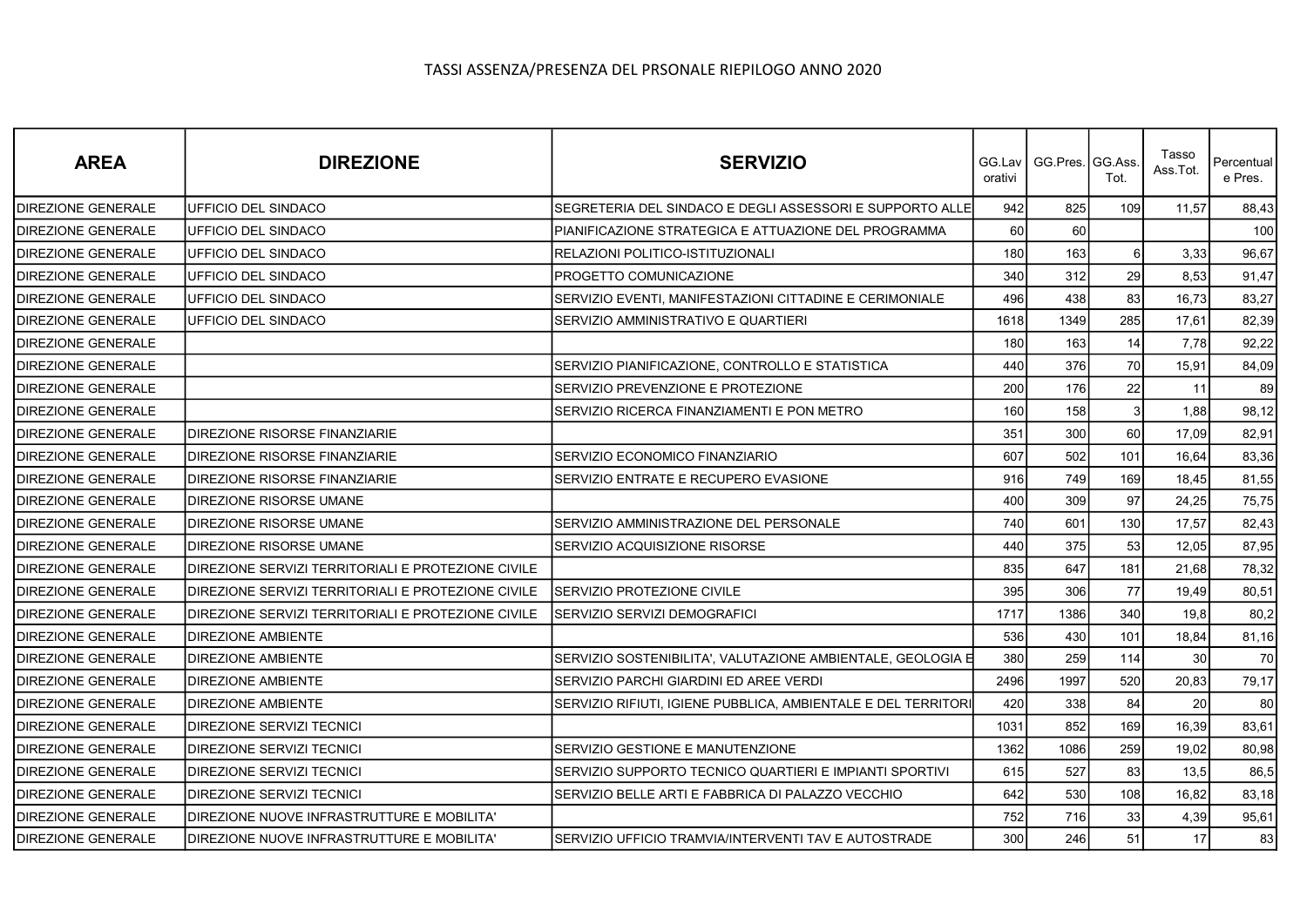TASSI ASSENZA/PRESENZA DEL PRSONALE RIEPILOGO ANNO 2020

| AREA | DIREZIONE | SERVIZIO | GG.Lavorativi | GG.Pres. | GG.Ass. Tot. | Tasso Ass.Tot. | Percentuale Pres. |
|---|---|---|---|---|---|---|---|
| DIREZIONE GENERALE | UFFICIO DEL SINDACO | SEGRETERIA DEL SINDACO E DEGLI ASSESSORI E SUPPORTO ALLE | 942 | 825 | 109 | 11,57 | 88,43 |
| DIREZIONE GENERALE | UFFICIO DEL SINDACO | PIANIFICAZIONE STRATEGICA E ATTUAZIONE DEL PROGRAMMA | 60 | 60 | | | 100 |
| DIREZIONE GENERALE | UFFICIO DEL SINDACO | RELAZIONI POLITICO-ISTITUZIONALI | 180 | 163 | 6 | 3,33 | 96,67 |
| DIREZIONE GENERALE | UFFICIO DEL SINDACO | PROGETTO COMUNICAZIONE | 340 | 312 | 29 | 8,53 | 91,47 |
| DIREZIONE GENERALE | UFFICIO DEL SINDACO | SERVIZIO EVENTI, MANIFESTAZIONI CITTADINE E CERIMONIALE | 496 | 438 | 83 | 16,73 | 83,27 |
| DIREZIONE GENERALE | UFFICIO DEL SINDACO | SERVIZIO AMMINISTRATIVO E QUARTIERI | 1618 | 1349 | 285 | 17,61 | 82,39 |
| DIREZIONE GENERALE | | | 180 | 163 | 14 | 7,78 | 92,22 |
| DIREZIONE GENERALE | | SERVIZIO PIANIFICAZIONE, CONTROLLO E STATISTICA | 440 | 376 | 70 | 15,91 | 84,09 |
| DIREZIONE GENERALE | | SERVIZIO PREVENZIONE E PROTEZIONE | 200 | 176 | 22 | 11 | 89 |
| DIREZIONE GENERALE | | SERVIZIO RICERCA FINANZIAMENTI E PON METRO | 160 | 158 | 3 | 1,88 | 98,12 |
| DIREZIONE GENERALE | DIREZIONE RISORSE FINANZIARIE | | 351 | 300 | 60 | 17,09 | 82,91 |
| DIREZIONE GENERALE | DIREZIONE RISORSE FINANZIARIE | SERVIZIO ECONOMICO FINANZIARIO | 607 | 502 | 101 | 16,64 | 83,36 |
| DIREZIONE GENERALE | DIREZIONE RISORSE FINANZIARIE | SERVIZIO ENTRATE E RECUPERO EVASIONE | 916 | 749 | 169 | 18,45 | 81,55 |
| DIREZIONE GENERALE | DIREZIONE RISORSE UMANE | | 400 | 309 | 97 | 24,25 | 75,75 |
| DIREZIONE GENERALE | DIREZIONE RISORSE UMANE | SERVIZIO AMMINISTRAZIONE DEL PERSONALE | 740 | 601 | 130 | 17,57 | 82,43 |
| DIREZIONE GENERALE | DIREZIONE RISORSE UMANE | SERVIZIO ACQUISIZIONE RISORSE | 440 | 375 | 53 | 12,05 | 87,95 |
| DIREZIONE GENERALE | DIREZIONE SERVIZI TERRITORIALI E PROTEZIONE CIVILE | | 835 | 647 | 181 | 21,68 | 78,32 |
| DIREZIONE GENERALE | DIREZIONE SERVIZI TERRITORIALI E PROTEZIONE CIVILE | SERVIZIO PROTEZIONE CIVILE | 395 | 306 | 77 | 19,49 | 80,51 |
| DIREZIONE GENERALE | DIREZIONE SERVIZI TERRITORIALI E PROTEZIONE CIVILE | SERVIZIO SERVIZI DEMOGRAFICI | 1717 | 1386 | 340 | 19,8 | 80,2 |
| DIREZIONE GENERALE | DIREZIONE AMBIENTE | | 536 | 430 | 101 | 18,84 | 81,16 |
| DIREZIONE GENERALE | DIREZIONE AMBIENTE | SERVIZIO SOSTENIBILITA', VALUTAZIONE AMBIENTALE, GEOLOGIA E | 380 | 259 | 114 | 30 | 70 |
| DIREZIONE GENERALE | DIREZIONE AMBIENTE | SERVIZIO PARCHI GIARDINI ED AREE VERDI | 2496 | 1997 | 520 | 20,83 | 79,17 |
| DIREZIONE GENERALE | DIREZIONE AMBIENTE | SERVIZIO RIFIUTI, IGIENE PUBBLICA, AMBIENTALE E DEL TERRITORI | 420 | 338 | 84 | 20 | 80 |
| DIREZIONE GENERALE | DIREZIONE SERVIZI TECNICI | | 1031 | 852 | 169 | 16,39 | 83,61 |
| DIREZIONE GENERALE | DIREZIONE SERVIZI TECNICI | SERVIZIO GESTIONE E MANUTENZIONE | 1362 | 1086 | 259 | 19,02 | 80,98 |
| DIREZIONE GENERALE | DIREZIONE SERVIZI TECNICI | SERVIZIO SUPPORTO TECNICO QUARTIERI E IMPIANTI SPORTIVI | 615 | 527 | 83 | 13,5 | 86,5 |
| DIREZIONE GENERALE | DIREZIONE SERVIZI TECNICI | SERVIZIO BELLE ARTI E FABBRICA DI PALAZZO VECCHIO | 642 | 530 | 108 | 16,82 | 83,18 |
| DIREZIONE GENERALE | DIREZIONE NUOVE INFRASTRUTTURE E MOBILITA' | | 752 | 716 | 33 | 4,39 | 95,61 |
| DIREZIONE GENERALE | DIREZIONE NUOVE INFRASTRUTTURE E MOBILITA' | SERVIZIO UFFICIO TRAMVIA/INTERVENTI TAV E AUTOSTRADE | 300 | 246 | 51 | 17 | 83 |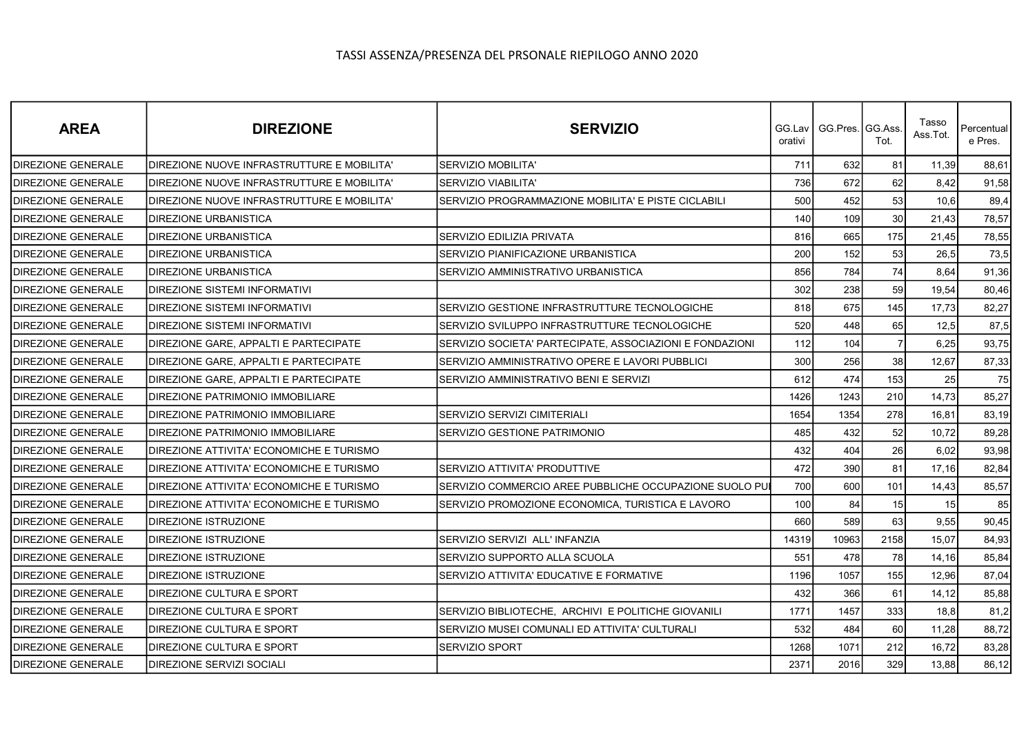TASSI ASSENZA/PRESENZA DEL PRSONALE RIEPILOGO ANNO 2020

| AREA | DIREZIONE | SERVIZIO | GG.Lavorativi | GG.Pres. | GG.Ass. Tot. | Tasso Ass.Tot. | Percentuale Pres. |
|---|---|---|---|---|---|---|---|
| DIREZIONE GENERALE | DIREZIONE NUOVE INFRASTRUTTURE E MOBILITA' | SERVIZIO MOBILITA' | 711 | 632 | 81 | 11,39 | 88,61 |
| DIREZIONE GENERALE | DIREZIONE NUOVE INFRASTRUTTURE E MOBILITA' | SERVIZIO VIABILITA' | 736 | 672 | 62 | 8,42 | 91,58 |
| DIREZIONE GENERALE | DIREZIONE NUOVE INFRASTRUTTURE E MOBILITA' | SERVIZIO PROGRAMMAZIONE MOBILITA' E PISTE CICLABILI | 500 | 452 | 53 | 10,6 | 89,4 |
| DIREZIONE GENERALE | DIREZIONE URBANISTICA | | 140 | 109 | 30 | 21,43 | 78,57 |
| DIREZIONE GENERALE | DIREZIONE URBANISTICA | SERVIZIO EDILIZIA PRIVATA | 816 | 665 | 175 | 21,45 | 78,55 |
| DIREZIONE GENERALE | DIREZIONE URBANISTICA | SERVIZIO PIANIFICAZIONE URBANISTICA | 200 | 152 | 53 | 26,5 | 73,5 |
| DIREZIONE GENERALE | DIREZIONE URBANISTICA | SERVIZIO AMMINISTRATIVO URBANISTICA | 856 | 784 | 74 | 8,64 | 91,36 |
| DIREZIONE GENERALE | DIREZIONE SISTEMI INFORMATIVI | | 302 | 238 | 59 | 19,54 | 80,46 |
| DIREZIONE GENERALE | DIREZIONE SISTEMI INFORMATIVI | SERVIZIO GESTIONE INFRASTRUTTURE TECNOLOGICHE | 818 | 675 | 145 | 17,73 | 82,27 |
| DIREZIONE GENERALE | DIREZIONE SISTEMI INFORMATIVI | SERVIZIO SVILUPPO INFRASTRUTTURE TECNOLOGICHE | 520 | 448 | 65 | 12,5 | 87,5 |
| DIREZIONE GENERALE | DIREZIONE GARE, APPALTI E PARTECIPATE | SERVIZIO SOCIETA' PARTECIPATE, ASSOCIAZIONI E FONDAZIONI | 112 | 104 | 7 | 6,25 | 93,75 |
| DIREZIONE GENERALE | DIREZIONE GARE, APPALTI E PARTECIPATE | SERVIZIO AMMINISTRATIVO OPERE E LAVORI PUBBLICI | 300 | 256 | 38 | 12,67 | 87,33 |
| DIREZIONE GENERALE | DIREZIONE GARE, APPALTI E PARTECIPATE | SERVIZIO AMMINISTRATIVO BENI E SERVIZI | 612 | 474 | 153 | 25 | 75 |
| DIREZIONE GENERALE | DIREZIONE PATRIMONIO IMMOBILIARE | | 1426 | 1243 | 210 | 14,73 | 85,27 |
| DIREZIONE GENERALE | DIREZIONE PATRIMONIO IMMOBILIARE | SERVIZIO SERVIZI CIMITERIALI | 1654 | 1354 | 278 | 16,81 | 83,19 |
| DIREZIONE GENERALE | DIREZIONE PATRIMONIO IMMOBILIARE | SERVIZIO GESTIONE PATRIMONIO | 485 | 432 | 52 | 10,72 | 89,28 |
| DIREZIONE GENERALE | DIREZIONE ATTIVITA' ECONOMICHE E TURISMO | | 432 | 404 | 26 | 6,02 | 93,98 |
| DIREZIONE GENERALE | DIREZIONE ATTIVITA' ECONOMICHE E TURISMO | SERVIZIO ATTIVITA' PRODUTTIVE | 472 | 390 | 81 | 17,16 | 82,84 |
| DIREZIONE GENERALE | DIREZIONE ATTIVITA' ECONOMICHE E TURISMO | SERVIZIO COMMERCIO AREE PUBBLICHE OCCUPAZIONE SUOLO PU | 700 | 600 | 101 | 14,43 | 85,57 |
| DIREZIONE GENERALE | DIREZIONE ATTIVITA' ECONOMICHE E TURISMO | SERVIZIO PROMOZIONE ECONOMICA, TURISTICA E LAVORO | 100 | 84 | 15 | 15 | 85 |
| DIREZIONE GENERALE | DIREZIONE ISTRUZIONE | | 660 | 589 | 63 | 9,55 | 90,45 |
| DIREZIONE GENERALE | DIREZIONE ISTRUZIONE | SERVIZIO SERVIZI ALL' INFANZIA | 14319 | 10963 | 2158 | 15,07 | 84,93 |
| DIREZIONE GENERALE | DIREZIONE ISTRUZIONE | SERVIZIO SUPPORTO ALLA SCUOLA | 551 | 478 | 78 | 14,16 | 85,84 |
| DIREZIONE GENERALE | DIREZIONE ISTRUZIONE | SERVIZIO ATTIVITA' EDUCATIVE E FORMATIVE | 1196 | 1057 | 155 | 12,96 | 87,04 |
| DIREZIONE GENERALE | DIREZIONE CULTURA E SPORT | | 432 | 366 | 61 | 14,12 | 85,88 |
| DIREZIONE GENERALE | DIREZIONE CULTURA E SPORT | SERVIZIO BIBLIOTECHE, ARCHIVI E POLITICHE GIOVANILI | 1771 | 1457 | 333 | 18,8 | 81,2 |
| DIREZIONE GENERALE | DIREZIONE CULTURA E SPORT | SERVIZIO MUSEI COMUNALI ED ATTIVITA' CULTURALI | 532 | 484 | 60 | 11,28 | 88,72 |
| DIREZIONE GENERALE | DIREZIONE CULTURA E SPORT | SERVIZIO SPORT | 1268 | 1071 | 212 | 16,72 | 83,28 |
| DIREZIONE GENERALE | DIREZIONE SERVIZI SOCIALI | | 2371 | 2016 | 329 | 13,88 | 86,12 |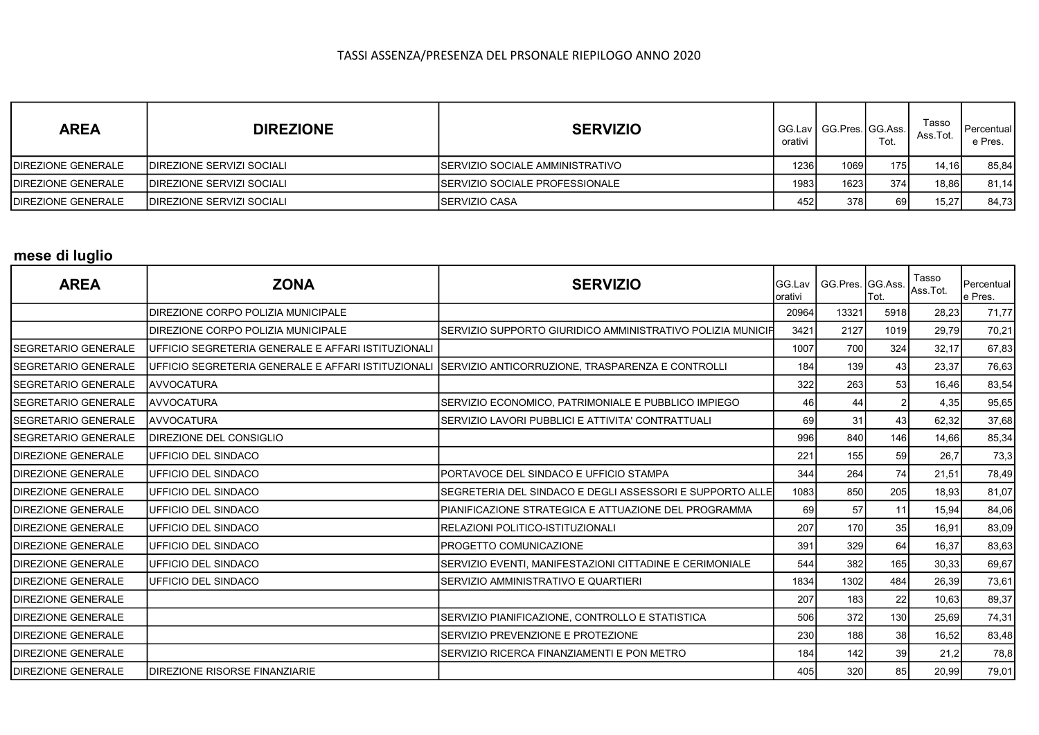TASSI ASSENZA/PRESENZA DEL PRSONALE RIEPILOGO ANNO 2020

| AREA | DIREZIONE | SERVIZIO | GG.Lavorativi | GG.Pres. | GG.Ass. Tot. | Tasso Ass.Tot. | Percentuale Pres. |
|---|---|---|---|---|---|---|---|
| DIREZIONE GENERALE | DIREZIONE SERVIZI SOCIALI | SERVIZIO SOCIALE AMMINISTRATIVO | 1236 | 1069 | 175 | 14,16 | 85,84 |
| DIREZIONE GENERALE | DIREZIONE SERVIZI SOCIALI | SERVIZIO SOCIALE PROFESSIONALE | 1983 | 1623 | 374 | 18,86 | 81,14 |
| DIREZIONE GENERALE | DIREZIONE SERVIZI SOCIALI | SERVIZIO CASA | 452 | 378 | 69 | 15,27 | 84,73 |

**mese di luglio**

| AREA | ZONA | SERVIZIO | GG.Lavorativi | GG.Pres. | GG.Ass. Tot. | Tasso Ass.Tot. | Percentuale Pres. |
|---|---|---|---|---|---|---|---|
| | DIREZIONE CORPO POLIZIA MUNICIPALE | | 20964 | 13321 | 5918 | 28,23 | 71,77 |
| | DIREZIONE CORPO POLIZIA MUNICIPALE | SERVIZIO SUPPORTO GIURIDICO AMMINISTRATIVO POLIZIA MUNICIP | 3421 | 2127 | 1019 | 29,79 | 70,21 |
| SEGRETARIO GENERALE | UFFICIO SEGRETERIA GENERALE E AFFARI ISTITUZIONALI | | 1007 | 700 | 324 | 32,17 | 67,83 |
| SEGRETARIO GENERALE | UFFICIO SEGRETERIA GENERALE E AFFARI ISTITUZIONALI | SERVIZIO ANTICORRUZIONE, TRASPARENZA E CONTROLLI | 184 | 139 | 43 | 23,37 | 76,63 |
| SEGRETARIO GENERALE | AVVOCATURA | | 322 | 263 | 53 | 16,46 | 83,54 |
| SEGRETARIO GENERALE | AVVOCATURA | SERVIZIO ECONOMICO, PATRIMONIALE E PUBBLICO IMPIEGO | 46 | 44 | 2 | 4,35 | 95,65 |
| SEGRETARIO GENERALE | AVVOCATURA | SERVIZIO LAVORI PUBBLICI E ATTIVITA' CONTRATTUALI | 69 | 31 | 43 | 62,32 | 37,68 |
| SEGRETARIO GENERALE | DIREZIONE DEL CONSIGLIO | | 996 | 840 | 146 | 14,66 | 85,34 |
| DIREZIONE GENERALE | UFFICIO DEL SINDACO | | 221 | 155 | 59 | 26,7 | 73,3 |
| DIREZIONE GENERALE | UFFICIO DEL SINDACO | PORTAVOCE DEL SINDACO E UFFICIO STAMPA | 344 | 264 | 74 | 21,51 | 78,49 |
| DIREZIONE GENERALE | UFFICIO DEL SINDACO | SEGRETERIA DEL SINDACO E DEGLI ASSESSORI E SUPPORTO ALLE | 1083 | 850 | 205 | 18,93 | 81,07 |
| DIREZIONE GENERALE | UFFICIO DEL SINDACO | PIANIFICAZIONE STRATEGICA E ATTUAZIONE DEL PROGRAMMA | 69 | 57 | 11 | 15,94 | 84,06 |
| DIREZIONE GENERALE | UFFICIO DEL SINDACO | RELAZIONI POLITICO-ISTITUZIONALI | 207 | 170 | 35 | 16,91 | 83,09 |
| DIREZIONE GENERALE | UFFICIO DEL SINDACO | PROGETTO COMUNICAZIONE | 391 | 329 | 64 | 16,37 | 83,63 |
| DIREZIONE GENERALE | UFFICIO DEL SINDACO | SERVIZIO EVENTI, MANIFESTAZIONI CITTADINE E CERIMONIALE | 544 | 382 | 165 | 30,33 | 69,67 |
| DIREZIONE GENERALE | UFFICIO DEL SINDACO | SERVIZIO AMMINISTRATIVO E QUARTIERI | 1834 | 1302 | 484 | 26,39 | 73,61 |
| DIREZIONE GENERALE | | | 207 | 183 | 22 | 10,63 | 89,37 |
| DIREZIONE GENERALE | | SERVIZIO PIANIFICAZIONE, CONTROLLO E STATISTICA | 506 | 372 | 130 | 25,69 | 74,31 |
| DIREZIONE GENERALE | | SERVIZIO PREVENZIONE E PROTEZIONE | 230 | 188 | 38 | 16,52 | 83,48 |
| DIREZIONE GENERALE | | SERVIZIO RICERCA FINANZIAMENTI E PON METRO | 184 | 142 | 39 | 21,2 | 78,8 |
| DIREZIONE GENERALE | DIREZIONE RISORSE FINANZIARIE | | 405 | 320 | 85 | 20,99 | 79,01 |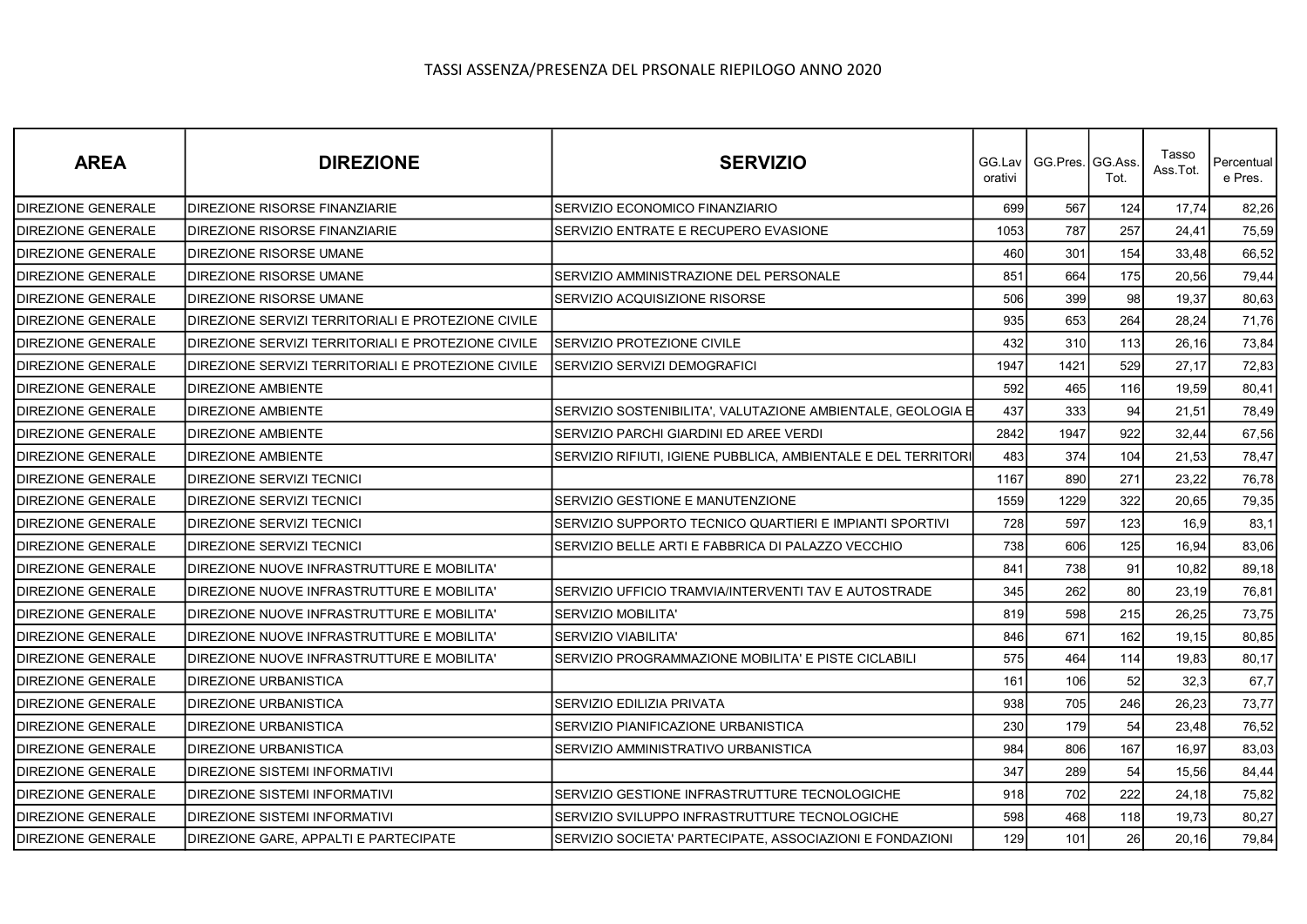TASSI ASSENZA/PRESENZA DEL PRSONALE RIEPILOGO ANNO 2020

| AREA | DIREZIONE | SERVIZIO | GG.Lavorativi | GG.Pres. | GG.Ass. Tot. | Tasso Ass.Tot. | Percentuale Pres. |
|---|---|---|---|---|---|---|---|
| DIREZIONE GENERALE | DIREZIONE RISORSE FINANZIARIE | SERVIZIO ECONOMICO FINANZIARIO | 699 | 567 | 124 | 17,74 | 82,26 |
| DIREZIONE GENERALE | DIREZIONE RISORSE FINANZIARIE | SERVIZIO ENTRATE E RECUPERO EVASIONE | 1053 | 787 | 257 | 24,41 | 75,59 |
| DIREZIONE GENERALE | DIREZIONE RISORSE UMANE | | 460 | 301 | 154 | 33,48 | 66,52 |
| DIREZIONE GENERALE | DIREZIONE RISORSE UMANE | SERVIZIO AMMINISTRAZIONE DEL PERSONALE | 851 | 664 | 175 | 20,56 | 79,44 |
| DIREZIONE GENERALE | DIREZIONE RISORSE UMANE | SERVIZIO ACQUISIZIONE RISORSE | 506 | 399 | 98 | 19,37 | 80,63 |
| DIREZIONE GENERALE | DIREZIONE SERVIZI TERRITORIALI E PROTEZIONE CIVILE | | 935 | 653 | 264 | 28,24 | 71,76 |
| DIREZIONE GENERALE | DIREZIONE SERVIZI TERRITORIALI E PROTEZIONE CIVILE | SERVIZIO PROTEZIONE CIVILE | 432 | 310 | 113 | 26,16 | 73,84 |
| DIREZIONE GENERALE | DIREZIONE SERVIZI TERRITORIALI E PROTEZIONE CIVILE | SERVIZIO SERVIZI DEMOGRAFICI | 1947 | 1421 | 529 | 27,17 | 72,83 |
| DIREZIONE GENERALE | DIREZIONE AMBIENTE | | 592 | 465 | 116 | 19,59 | 80,41 |
| DIREZIONE GENERALE | DIREZIONE AMBIENTE | SERVIZIO SOSTENIBILITA', VALUTAZIONE AMBIENTALE, GEOLOGIA E | 437 | 333 | 94 | 21,51 | 78,49 |
| DIREZIONE GENERALE | DIREZIONE AMBIENTE | SERVIZIO PARCHI GIARDINI ED AREE VERDI | 2842 | 1947 | 922 | 32,44 | 67,56 |
| DIREZIONE GENERALE | DIREZIONE AMBIENTE | SERVIZIO RIFIUTI, IGIENE PUBBLICA, AMBIENTALE E DEL TERRITORI | 483 | 374 | 104 | 21,53 | 78,47 |
| DIREZIONE GENERALE | DIREZIONE SERVIZI TECNICI | | 1167 | 890 | 271 | 23,22 | 76,78 |
| DIREZIONE GENERALE | DIREZIONE SERVIZI TECNICI | SERVIZIO GESTIONE E MANUTENZIONE | 1559 | 1229 | 322 | 20,65 | 79,35 |
| DIREZIONE GENERALE | DIREZIONE SERVIZI TECNICI | SERVIZIO SUPPORTO TECNICO QUARTIERI E IMPIANTI SPORTIVI | 728 | 597 | 123 | 16,9 | 83,1 |
| DIREZIONE GENERALE | DIREZIONE SERVIZI TECNICI | SERVIZIO BELLE ARTI E FABBRICA DI PALAZZO VECCHIO | 738 | 606 | 125 | 16,94 | 83,06 |
| DIREZIONE GENERALE | DIREZIONE NUOVE INFRASTRUTTURE E MOBILITA' | | 841 | 738 | 91 | 10,82 | 89,18 |
| DIREZIONE GENERALE | DIREZIONE NUOVE INFRASTRUTTURE E MOBILITA' | SERVIZIO UFFICIO TRAMVIA/INTERVENTI TAV E AUTOSTRADE | 345 | 262 | 80 | 23,19 | 76,81 |
| DIREZIONE GENERALE | DIREZIONE NUOVE INFRASTRUTTURE E MOBILITA' | SERVIZIO MOBILITA' | 819 | 598 | 215 | 26,25 | 73,75 |
| DIREZIONE GENERALE | DIREZIONE NUOVE INFRASTRUTTURE E MOBILITA' | SERVIZIO VIABILITA' | 846 | 671 | 162 | 19,15 | 80,85 |
| DIREZIONE GENERALE | DIREZIONE NUOVE INFRASTRUTTURE E MOBILITA' | SERVIZIO PROGRAMMAZIONE MOBILITA' E PISTE CICLABILI | 575 | 464 | 114 | 19,83 | 80,17 |
| DIREZIONE GENERALE | DIREZIONE URBANISTICA | | 161 | 106 | 52 | 32,3 | 67,7 |
| DIREZIONE GENERALE | DIREZIONE URBANISTICA | SERVIZIO EDILIZIA PRIVATA | 938 | 705 | 246 | 26,23 | 73,77 |
| DIREZIONE GENERALE | DIREZIONE URBANISTICA | SERVIZIO PIANIFICAZIONE URBANISTICA | 230 | 179 | 54 | 23,48 | 76,52 |
| DIREZIONE GENERALE | DIREZIONE URBANISTICA | SERVIZIO AMMINISTRATIVO URBANISTICA | 984 | 806 | 167 | 16,97 | 83,03 |
| DIREZIONE GENERALE | DIREZIONE SISTEMI INFORMATIVI | | 347 | 289 | 54 | 15,56 | 84,44 |
| DIREZIONE GENERALE | DIREZIONE SISTEMI INFORMATIVI | SERVIZIO GESTIONE INFRASTRUTTURE TECNOLOGICHE | 918 | 702 | 222 | 24,18 | 75,82 |
| DIREZIONE GENERALE | DIREZIONE SISTEMI INFORMATIVI | SERVIZIO SVILUPPO INFRASTRUTTURE TECNOLOGICHE | 598 | 468 | 118 | 19,73 | 80,27 |
| DIREZIONE GENERALE | DIREZIONE GARE, APPALTI E PARTECIPATE | SERVIZIO SOCIETA' PARTECIPATE, ASSOCIAZIONI E FONDAZIONI | 129 | 101 | 26 | 20,16 | 79,84 |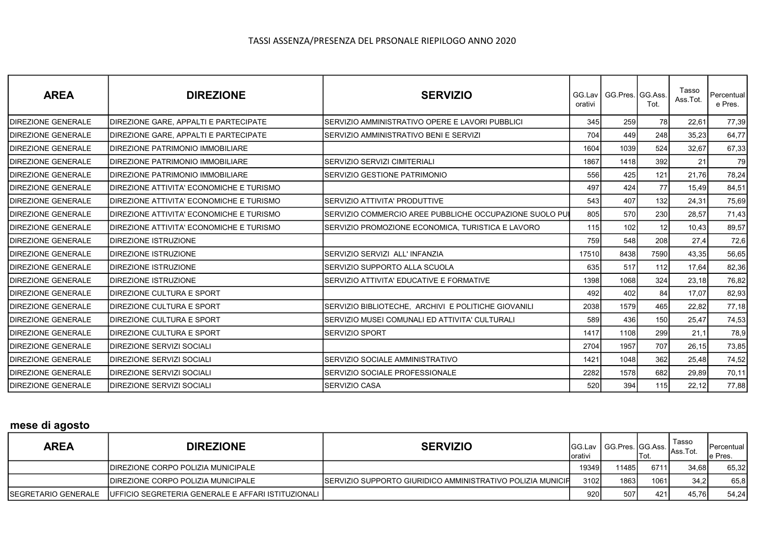TASSI ASSENZA/PRESENZA DEL PRSONALE RIEPILOGO ANNO 2020

| AREA | DIREZIONE | SERVIZIO | GG.Lavorativi | GG.Pres. | GG.Ass. Tot. | Tasso Ass.Tot. | Percentuale Pres. |
|---|---|---|---|---|---|---|---|
| DIREZIONE GENERALE | DIREZIONE GARE, APPALTI E PARTECIPATE | SERVIZIO AMMINISTRATIVO OPERE E LAVORI PUBBLICI | 345 | 259 | 78 | 22,61 | 77,39 |
| DIREZIONE GENERALE | DIREZIONE GARE, APPALTI E PARTECIPATE | SERVIZIO AMMINISTRATIVO BENI E SERVIZI | 704 | 449 | 248 | 35,23 | 64,77 |
| DIREZIONE GENERALE | DIREZIONE PATRIMONIO IMMOBILIARE | | 1604 | 1039 | 524 | 32,67 | 67,33 |
| DIREZIONE GENERALE | DIREZIONE PATRIMONIO IMMOBILIARE | SERVIZIO SERVIZI CIMITERIALI | 1867 | 1418 | 392 | 21 | 79 |
| DIREZIONE GENERALE | DIREZIONE PATRIMONIO IMMOBILIARE | SERVIZIO GESTIONE PATRIMONIO | 556 | 425 | 121 | 21,76 | 78,24 |
| DIREZIONE GENERALE | DIREZIONE ATTIVITA' ECONOMICHE E TURISMO | | 497 | 424 | 77 | 15,49 | 84,51 |
| DIREZIONE GENERALE | DIREZIONE ATTIVITA' ECONOMICHE E TURISMO | SERVIZIO ATTIVITA' PRODUTTIVE | 543 | 407 | 132 | 24,31 | 75,69 |
| DIREZIONE GENERALE | DIREZIONE ATTIVITA' ECONOMICHE E TURISMO | SERVIZIO COMMERCIO AREE PUBBLICHE OCCUPAZIONE SUOLO PU | 805 | 570 | 230 | 28,57 | 71,43 |
| DIREZIONE GENERALE | DIREZIONE ATTIVITA' ECONOMICHE E TURISMO | SERVIZIO PROMOZIONE ECONOMICA, TURISTICA E LAVORO | 115 | 102 | 12 | 10,43 | 89,57 |
| DIREZIONE GENERALE | DIREZIONE ISTRUZIONE | | 759 | 548 | 208 | 27,4 | 72,6 |
| DIREZIONE GENERALE | DIREZIONE ISTRUZIONE | SERVIZIO SERVIZI ALL' INFANZIA | 17510 | 8438 | 7590 | 43,35 | 56,65 |
| DIREZIONE GENERALE | DIREZIONE ISTRUZIONE | SERVIZIO SUPPORTO ALLA SCUOLA | 635 | 517 | 112 | 17,64 | 82,36 |
| DIREZIONE GENERALE | DIREZIONE ISTRUZIONE | SERVIZIO ATTIVITA' EDUCATIVE E FORMATIVE | 1398 | 1068 | 324 | 23,18 | 76,82 |
| DIREZIONE GENERALE | DIREZIONE CULTURA E SPORT | | 492 | 402 | 84 | 17,07 | 82,93 |
| DIREZIONE GENERALE | DIREZIONE CULTURA E SPORT | SERVIZIO BIBLIOTECHE, ARCHIVI E POLITICHE GIOVANILI | 2038 | 1579 | 465 | 22,82 | 77,18 |
| DIREZIONE GENERALE | DIREZIONE CULTURA E SPORT | SERVIZIO MUSEI COMUNALI ED ATTIVITA' CULTURALI | 589 | 436 | 150 | 25,47 | 74,53 |
| DIREZIONE GENERALE | DIREZIONE CULTURA E SPORT | SERVIZIO SPORT | 1417 | 1108 | 299 | 21,1 | 78,9 |
| DIREZIONE GENERALE | DIREZIONE SERVIZI SOCIALI | | 2704 | 1957 | 707 | 26,15 | 73,85 |
| DIREZIONE GENERALE | DIREZIONE SERVIZI SOCIALI | SERVIZIO SOCIALE AMMINISTRATIVO | 1421 | 1048 | 362 | 25,48 | 74,52 |
| DIREZIONE GENERALE | DIREZIONE SERVIZI SOCIALI | SERVIZIO SOCIALE PROFESSIONALE | 2282 | 1578 | 682 | 29,89 | 70,11 |
| DIREZIONE GENERALE | DIREZIONE SERVIZI SOCIALI | SERVIZIO CASA | 520 | 394 | 115 | 22,12 | 77,88 |

## mese di agosto

| AREA | DIREZIONE | SERVIZIO | GG.Lavorativi | GG.Pres. | GG.Ass. Tot. | Tasso Ass.Tot. | Percentuale Pres. |
|---|---|---|---|---|---|---|---|
| | DIREZIONE CORPO POLIZIA MUNICIPALE | | 19349 | 11485 | 6711 | 34,68 | 65,32 |
| | DIREZIONE CORPO POLIZIA MUNICIPALE | SERVIZIO SUPPORTO GIURIDICO AMMINISTRATIVO POLIZIA MUNICIP | 3102 | 1863 | 1061 | 34,2 | 65,8 |
| SEGRETARIO GENERALE | UFFICIO SEGRETERIA GENERALE E AFFARI ISTITUZIONALI | | 920 | 507 | 421 | 45,76 | 54,24 |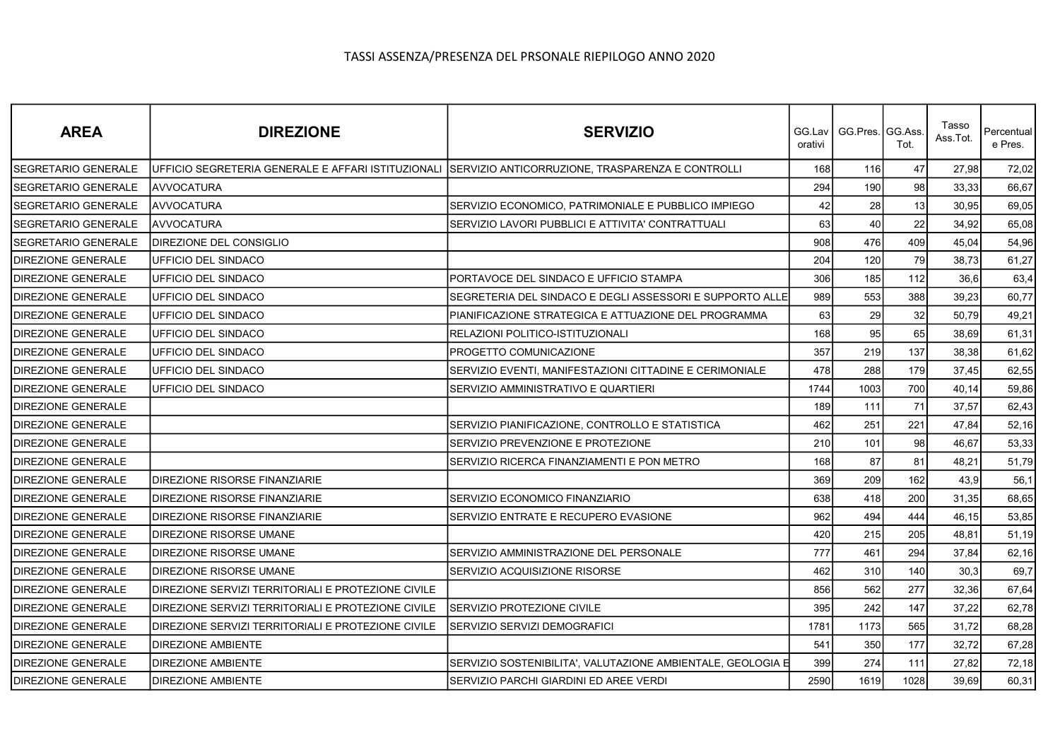# TASSI ASSENZA/PRESENZA DEL PRSONALE RIEPILOGO ANNO 2020

| AREA | DIREZIONE | SERVIZIO | GG.Lavorativi | GG.Pres. | GG.Ass. Tot. | Tasso Ass.Tot. | Percentuale Pres. |
|---|---|---|---|---|---|---|---|
| SEGRETARIO GENERALE | UFFICIO SEGRETERIA GENERALE E AFFARI ISTITUZIONALI | SERVIZIO ANTICORRUZIONE, TRASPARENZA E CONTROLLI | 168 | 116 | 47 | 27,98 | 72,02 |
| SEGRETARIO GENERALE | AVVOCATURA | | 294 | 190 | 98 | 33,33 | 66,67 |
| SEGRETARIO GENERALE | AVVOCATURA | SERVIZIO ECONOMICO, PATRIMONIALE E PUBBLICO IMPIEGO | 42 | 28 | 13 | 30,95 | 69,05 |
| SEGRETARIO GENERALE | AVVOCATURA | SERVIZIO LAVORI PUBBLICI E ATTIVITA' CONTRATTUALI | 63 | 40 | 22 | 34,92 | 65,08 |
| SEGRETARIO GENERALE | DIREZIONE DEL CONSIGLIO | | 908 | 476 | 409 | 45,04 | 54,96 |
| DIREZIONE GENERALE | UFFICIO DEL SINDACO | | 204 | 120 | 79 | 38,73 | 61,27 |
| DIREZIONE GENERALE | UFFICIO DEL SINDACO | PORTAVOCE DEL SINDACO E UFFICIO STAMPA | 306 | 185 | 112 | 36,6 | 63,4 |
| DIREZIONE GENERALE | UFFICIO DEL SINDACO | SEGRETERIA DEL SINDACO E DEGLI ASSESSORI E SUPPORTO ALLE | 989 | 553 | 388 | 39,23 | 60,77 |
| DIREZIONE GENERALE | UFFICIO DEL SINDACO | PIANIFICAZIONE STRATEGICA E ATTUAZIONE DEL PROGRAMMA | 63 | 29 | 32 | 50,79 | 49,21 |
| DIREZIONE GENERALE | UFFICIO DEL SINDACO | RELAZIONI POLITICO-ISTITUZIONALI | 168 | 95 | 65 | 38,69 | 61,31 |
| DIREZIONE GENERALE | UFFICIO DEL SINDACO | PROGETTO COMUNICAZIONE | 357 | 219 | 137 | 38,38 | 61,62 |
| DIREZIONE GENERALE | UFFICIO DEL SINDACO | SERVIZIO EVENTI, MANIFESTAZIONI CITTADINE E CERIMONIALE | 478 | 288 | 179 | 37,45 | 62,55 |
| DIREZIONE GENERALE | UFFICIO DEL SINDACO | SERVIZIO AMMINISTRATIVO E QUARTIERI | 1744 | 1003 | 700 | 40,14 | 59,86 |
| DIREZIONE GENERALE | | | 189 | 111 | 71 | 37,57 | 62,43 |
| DIREZIONE GENERALE | | SERVIZIO PIANIFICAZIONE, CONTROLLO E STATISTICA | 462 | 251 | 221 | 47,84 | 52,16 |
| DIREZIONE GENERALE | | SERVIZIO PREVENZIONE E PROTEZIONE | 210 | 101 | 98 | 46,67 | 53,33 |
| DIREZIONE GENERALE | | SERVIZIO RICERCA FINANZIAMENTI E PON METRO | 168 | 87 | 81 | 48,21 | 51,79 |
| DIREZIONE GENERALE | DIREZIONE RISORSE FINANZIARIE | | 369 | 209 | 162 | 43,9 | 56,1 |
| DIREZIONE GENERALE | DIREZIONE RISORSE FINANZIARIE | SERVIZIO ECONOMICO FINANZIARIO | 638 | 418 | 200 | 31,35 | 68,65 |
| DIREZIONE GENERALE | DIREZIONE RISORSE FINANZIARIE | SERVIZIO ENTRATE E RECUPERO EVASIONE | 962 | 494 | 444 | 46,15 | 53,85 |
| DIREZIONE GENERALE | DIREZIONE RISORSE UMANE | | 420 | 215 | 205 | 48,81 | 51,19 |
| DIREZIONE GENERALE | DIREZIONE RISORSE UMANE | SERVIZIO AMMINISTRAZIONE DEL PERSONALE | 777 | 461 | 294 | 37,84 | 62,16 |
| DIREZIONE GENERALE | DIREZIONE RISORSE UMANE | SERVIZIO ACQUISIZIONE RISORSE | 462 | 310 | 140 | 30,3 | 69,7 |
| DIREZIONE GENERALE | DIREZIONE SERVIZI TERRITORIALI E PROTEZIONE CIVILE | | 856 | 562 | 277 | 32,36 | 67,64 |
| DIREZIONE GENERALE | DIREZIONE SERVIZI TERRITORIALI E PROTEZIONE CIVILE | SERVIZIO PROTEZIONE CIVILE | 395 | 242 | 147 | 37,22 | 62,78 |
| DIREZIONE GENERALE | DIREZIONE SERVIZI TERRITORIALI E PROTEZIONE CIVILE | SERVIZIO SERVIZI DEMOGRAFICI | 1781 | 1173 | 565 | 31,72 | 68,28 |
| DIREZIONE GENERALE | DIREZIONE AMBIENTE | | 541 | 350 | 177 | 32,72 | 67,28 |
| DIREZIONE GENERALE | DIREZIONE AMBIENTE | SERVIZIO SOSTENIBILITA', VALUTAZIONE AMBIENTALE, GEOLOGIA E | 399 | 274 | 111 | 27,82 | 72,18 |
| DIREZIONE GENERALE | DIREZIONE AMBIENTE | SERVIZIO PARCHI GIARDINI ED AREE VERDI | 2590 | 1619 | 1028 | 39,69 | 60,31 |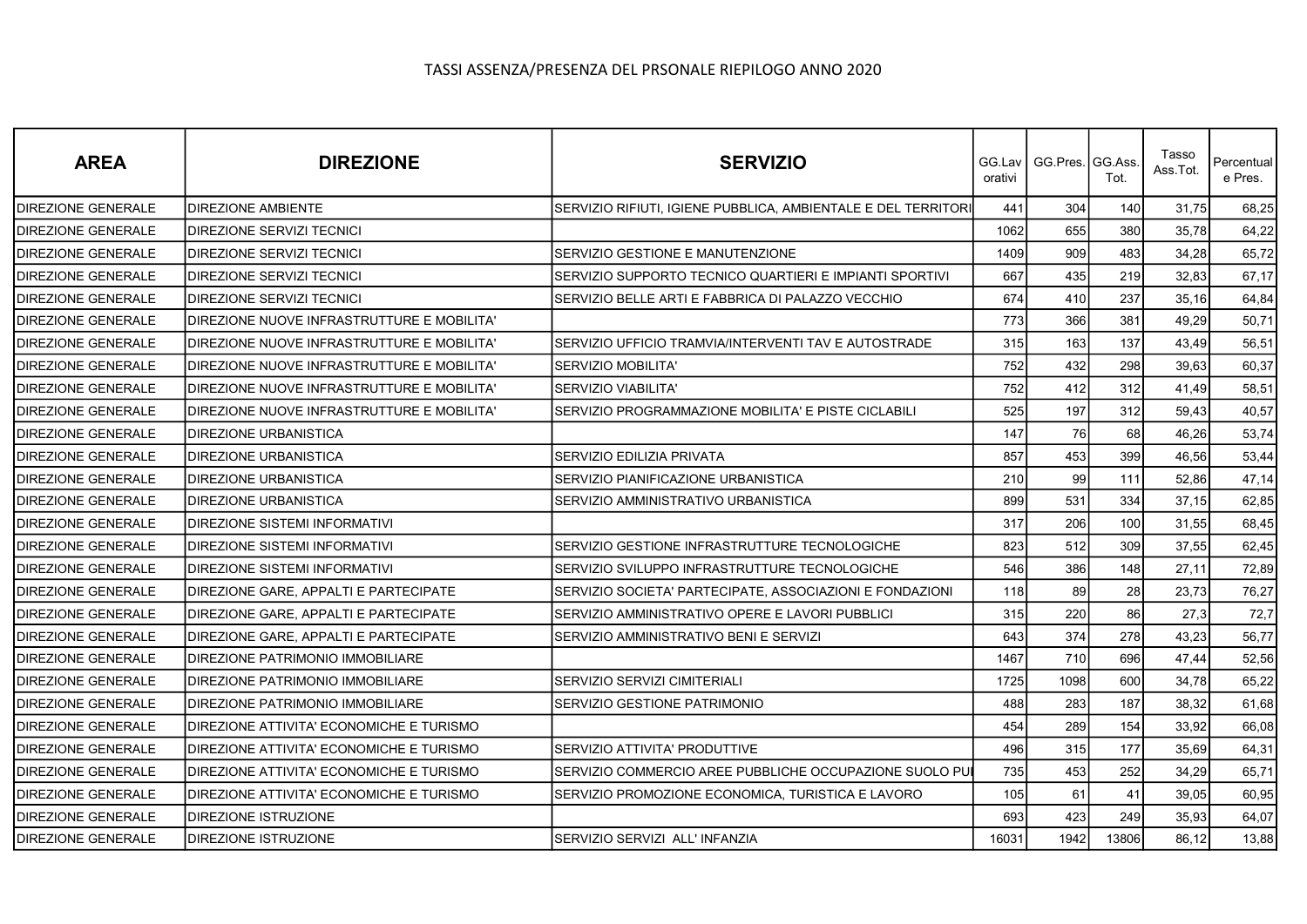TASSI ASSENZA/PRESENZA DEL PRSONALE RIEPILOGO ANNO 2020

| AREA | DIREZIONE | SERVIZIO | GG.Lavorativi | GG.Pres. | GG.Ass. Tot. | Tasso Ass.Tot. | Percentuale Pres. |
|---|---|---|---|---|---|---|---|
| DIREZIONE GENERALE | DIREZIONE AMBIENTE | SERVIZIO RIFIUTI, IGIENE PUBBLICA, AMBIENTALE E DEL TERRITORI | 441 | 304 | 140 | 31,75 | 68,25 |
| DIREZIONE GENERALE | DIREZIONE SERVIZI TECNICI | | 1062 | 655 | 380 | 35,78 | 64,22 |
| DIREZIONE GENERALE | DIREZIONE SERVIZI TECNICI | SERVIZIO GESTIONE E MANUTENZIONE | 1409 | 909 | 483 | 34,28 | 65,72 |
| DIREZIONE GENERALE | DIREZIONE SERVIZI TECNICI | SERVIZIO SUPPORTO TECNICO QUARTIERI E IMPIANTI SPORTIVI | 667 | 435 | 219 | 32,83 | 67,17 |
| DIREZIONE GENERALE | DIREZIONE SERVIZI TECNICI | SERVIZIO BELLE ARTI E FABBRICA DI PALAZZO VECCHIO | 674 | 410 | 237 | 35,16 | 64,84 |
| DIREZIONE GENERALE | DIREZIONE NUOVE INFRASTRUTTURE E MOBILITA' | | 773 | 366 | 381 | 49,29 | 50,71 |
| DIREZIONE GENERALE | DIREZIONE NUOVE INFRASTRUTTURE E MOBILITA' | SERVIZIO UFFICIO TRAMVIA/INTERVENTI TAV E AUTOSTRADE | 315 | 163 | 137 | 43,49 | 56,51 |
| DIREZIONE GENERALE | DIREZIONE NUOVE INFRASTRUTTURE E MOBILITA' | SERVIZIO MOBILITA' | 752 | 432 | 298 | 39,63 | 60,37 |
| DIREZIONE GENERALE | DIREZIONE NUOVE INFRASTRUTTURE E MOBILITA' | SERVIZIO VIABILITA' | 752 | 412 | 312 | 41,49 | 58,51 |
| DIREZIONE GENERALE | DIREZIONE NUOVE INFRASTRUTTURE E MOBILITA' | SERVIZIO PROGRAMMAZIONE MOBILITA' E PISTE CICLABILI | 525 | 197 | 312 | 59,43 | 40,57 |
| DIREZIONE GENERALE | DIREZIONE URBANISTICA | | 147 | 76 | 68 | 46,26 | 53,74 |
| DIREZIONE GENERALE | DIREZIONE URBANISTICA | SERVIZIO EDILIZIA PRIVATA | 857 | 453 | 399 | 46,56 | 53,44 |
| DIREZIONE GENERALE | DIREZIONE URBANISTICA | SERVIZIO PIANIFICAZIONE URBANISTICA | 210 | 99 | 111 | 52,86 | 47,14 |
| DIREZIONE GENERALE | DIREZIONE URBANISTICA | SERVIZIO AMMINISTRATIVO URBANISTICA | 899 | 531 | 334 | 37,15 | 62,85 |
| DIREZIONE GENERALE | DIREZIONE SISTEMI INFORMATIVI | | 317 | 206 | 100 | 31,55 | 68,45 |
| DIREZIONE GENERALE | DIREZIONE SISTEMI INFORMATIVI | SERVIZIO GESTIONE INFRASTRUTTURE TECNOLOGICHE | 823 | 512 | 309 | 37,55 | 62,45 |
| DIREZIONE GENERALE | DIREZIONE SISTEMI INFORMATIVI | SERVIZIO SVILUPPO INFRASTRUTTURE TECNOLOGICHE | 546 | 386 | 148 | 27,11 | 72,89 |
| DIREZIONE GENERALE | DIREZIONE GARE, APPALTI E PARTECIPATE | SERVIZIO SOCIETA' PARTECIPATE, ASSOCIAZIONI E FONDAZIONI | 118 | 89 | 28 | 23,73 | 76,27 |
| DIREZIONE GENERALE | DIREZIONE GARE, APPALTI E PARTECIPATE | SERVIZIO AMMINISTRATIVO OPERE E LAVORI PUBBLICI | 315 | 220 | 86 | 27,3 | 72,7 |
| DIREZIONE GENERALE | DIREZIONE GARE, APPALTI E PARTECIPATE | SERVIZIO AMMINISTRATIVO BENI E SERVIZI | 643 | 374 | 278 | 43,23 | 56,77 |
| DIREZIONE GENERALE | DIREZIONE PATRIMONIO IMMOBILIARE | | 1467 | 710 | 696 | 47,44 | 52,56 |
| DIREZIONE GENERALE | DIREZIONE PATRIMONIO IMMOBILIARE | SERVIZIO SERVIZI CIMITERIALI | 1725 | 1098 | 600 | 34,78 | 65,22 |
| DIREZIONE GENERALE | DIREZIONE PATRIMONIO IMMOBILIARE | SERVIZIO GESTIONE PATRIMONIO | 488 | 283 | 187 | 38,32 | 61,68 |
| DIREZIONE GENERALE | DIREZIONE ATTIVITA' ECONOMICHE E TURISMO | | 454 | 289 | 154 | 33,92 | 66,08 |
| DIREZIONE GENERALE | DIREZIONE ATTIVITA' ECONOMICHE E TURISMO | SERVIZIO ATTIVITA' PRODUTTIVE | 496 | 315 | 177 | 35,69 | 64,31 |
| DIREZIONE GENERALE | DIREZIONE ATTIVITA' ECONOMICHE E TURISMO | SERVIZIO COMMERCIO AREE PUBBLICHE OCCUPAZIONE SUOLO PU | 735 | 453 | 252 | 34,29 | 65,71 |
| DIREZIONE GENERALE | DIREZIONE ATTIVITA' ECONOMICHE E TURISMO | SERVIZIO PROMOZIONE ECONOMICA, TURISTICA E LAVORO | 105 | 61 | 41 | 39,05 | 60,95 |
| DIREZIONE GENERALE | DIREZIONE ISTRUZIONE | | 693 | 423 | 249 | 35,93 | 64,07 |
| DIREZIONE GENERALE | DIREZIONE ISTRUZIONE | SERVIZIO SERVIZI  ALL' INFANZIA | 16031 | 1942 | 13806 | 86,12 | 13,88 |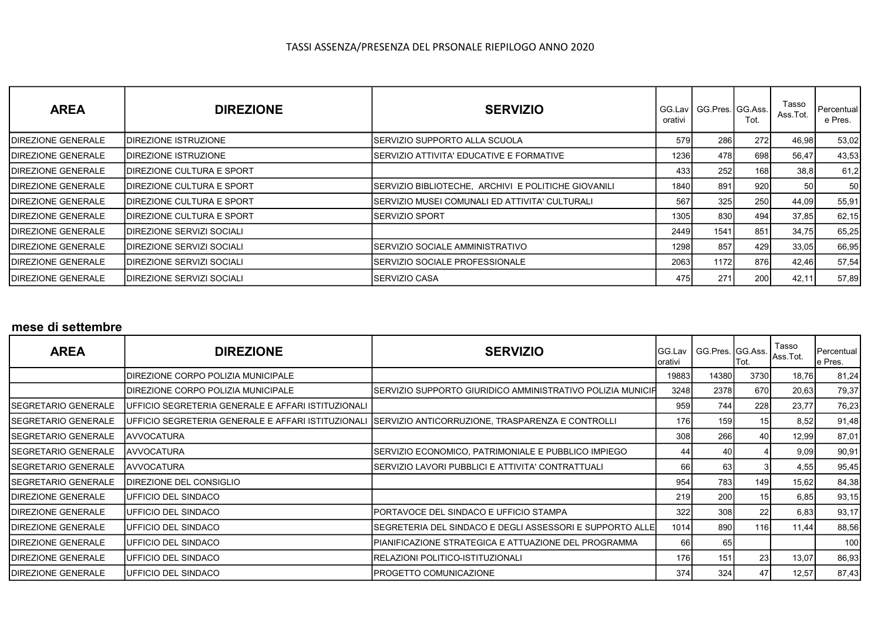TASSI ASSENZA/PRESENZA DEL PRSONALE RIEPILOGO ANNO 2020

| AREA | DIREZIONE | SERVIZIO | GG.Lavorativi | GG.Pres. | GG.Ass. Tot. | Tasso Ass.Tot. | Percentuale Pres. |
|---|---|---|---|---|---|---|---|
| DIREZIONE GENERALE | DIREZIONE ISTRUZIONE | SERVIZIO SUPPORTO ALLA SCUOLA | 579 | 286 | 272 | 46,98 | 53,02 |
| DIREZIONE GENERALE | DIREZIONE ISTRUZIONE | SERVIZIO ATTIVITA' EDUCATIVE E FORMATIVE | 1236 | 478 | 698 | 56,47 | 43,53 |
| DIREZIONE GENERALE | DIREZIONE CULTURA E SPORT | | 433 | 252 | 168 | 38,8 | 61,2 |
| DIREZIONE GENERALE | DIREZIONE CULTURA E SPORT | SERVIZIO BIBLIOTECHE, ARCHIVI E POLITICHE GIOVANILI | 1840 | 891 | 920 | 50 | 50 |
| DIREZIONE GENERALE | DIREZIONE CULTURA E SPORT | SERVIZIO MUSEI COMUNALI ED ATTIVITA' CULTURALI | 567 | 325 | 250 | 44,09 | 55,91 |
| DIREZIONE GENERALE | DIREZIONE CULTURA E SPORT | SERVIZIO SPORT | 1305 | 830 | 494 | 37,85 | 62,15 |
| DIREZIONE GENERALE | DIREZIONE SERVIZI SOCIALI | | 2449 | 1541 | 851 | 34,75 | 65,25 |
| DIREZIONE GENERALE | DIREZIONE SERVIZI SOCIALI | SERVIZIO SOCIALE AMMINISTRATIVO | 1298 | 857 | 429 | 33,05 | 66,95 |
| DIREZIONE GENERALE | DIREZIONE SERVIZI SOCIALI | SERVIZIO SOCIALE PROFESSIONALE | 2063 | 1172 | 876 | 42,46 | 57,54 |
| DIREZIONE GENERALE | DIREZIONE SERVIZI SOCIALI | SERVIZIO CASA | 475 | 271 | 200 | 42,11 | 57,89 |

**mese di settembre**

| AREA | DIREZIONE | SERVIZIO | GG.Lavorativi | GG.Pres. | GG.Ass. Tot. | Tasso Ass.Tot. | Percentuale Pres. |
|---|---|---|---|---|---|---|---|
| | DIREZIONE CORPO POLIZIA MUNICIPALE | | 19883 | 14380 | 3730 | 18,76 | 81,24 |
| | DIREZIONE CORPO POLIZIA MUNICIPALE | SERVIZIO SUPPORTO GIURIDICO AMMINISTRATIVO POLIZIA MUNICIP | 3248 | 2378 | 670 | 20,63 | 79,37 |
| SEGRETARIO GENERALE | UFFICIO SEGRETERIA GENERALE E AFFARI ISTITUZIONALI | | 959 | 744 | 228 | 23,77 | 76,23 |
| SEGRETARIO GENERALE | UFFICIO SEGRETERIA GENERALE E AFFARI ISTITUZIONALI | SERVIZIO ANTICORRUZIONE, TRASPARENZA E CONTROLLI | 176 | 159 | 15 | 8,52 | 91,48 |
| SEGRETARIO GENERALE | AVVOCATURA | | 308 | 266 | 40 | 12,99 | 87,01 |
| SEGRETARIO GENERALE | AVVOCATURA | SERVIZIO ECONOMICO, PATRIMONIALE E PUBBLICO IMPIEGO | 44 | 40 | 4 | 9,09 | 90,91 |
| SEGRETARIO GENERALE | AVVOCATURA | SERVIZIO LAVORI PUBBLICI E ATTIVITA' CONTRATTUALI | 66 | 63 | 3 | 4,55 | 95,45 |
| SEGRETARIO GENERALE | DIREZIONE DEL CONSIGLIO | | 954 | 783 | 149 | 15,62 | 84,38 |
| DIREZIONE GENERALE | UFFICIO DEL SINDACO | | 219 | 200 | 15 | 6,85 | 93,15 |
| DIREZIONE GENERALE | UFFICIO DEL SINDACO | PORTAVOCE DEL SINDACO E UFFICIO STAMPA | 322 | 308 | 22 | 6,83 | 93,17 |
| DIREZIONE GENERALE | UFFICIO DEL SINDACO | SEGRETERIA DEL SINDACO E DEGLI ASSESSORI E SUPPORTO ALLE | 1014 | 890 | 116 | 11,44 | 88,56 |
| DIREZIONE GENERALE | UFFICIO DEL SINDACO | PIANIFICAZIONE STRATEGICA E ATTUAZIONE DEL PROGRAMMA | 66 | 65 | | | 100 |
| DIREZIONE GENERALE | UFFICIO DEL SINDACO | RELAZIONI POLITICO-ISTITUZIONALI | 176 | 151 | 23 | 13,07 | 86,93 |
| DIREZIONE GENERALE | UFFICIO DEL SINDACO | PROGETTO COMUNICAZIONE | 374 | 324 | 47 | 12,57 | 87,43 |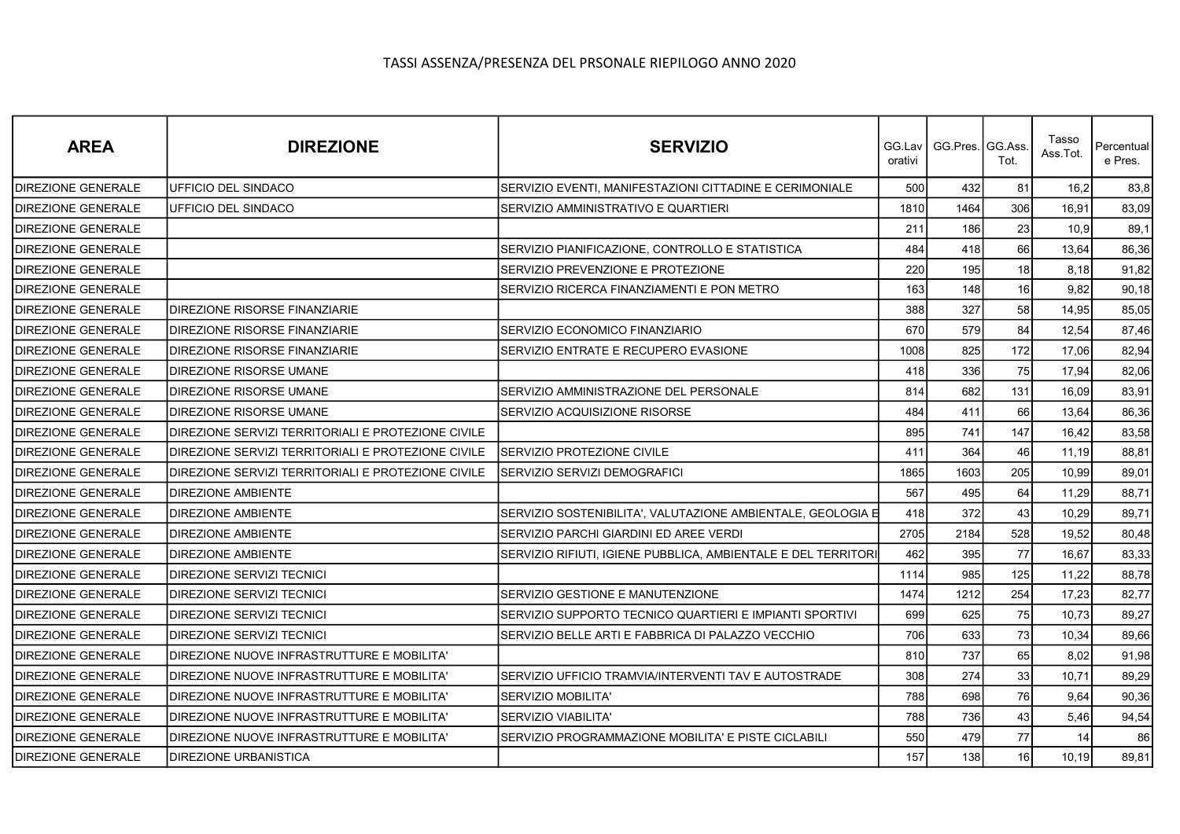TASSI ASSENZA/PRESENZA DEL PRSONALE RIEPILOGO ANNO 2020

| AREA | DIREZIONE | SERVIZIO | GG.Lavorativi | GG.Pres. | GG.Ass. Tot. | Tasso Ass.Tot. | Percentuale Pres. |
|---|---|---|---|---|---|---|---|
| DIREZIONE GENERALE | UFFICIO DEL SINDACO | SERVIZIO EVENTI, MANIFESTAZIONI CITTADINE E CERIMONIALE | 500 | 432 | 81 | 16,2 | 83,8 |
| DIREZIONE GENERALE | UFFICIO DEL SINDACO | SERVIZIO AMMINISTRATIVO E QUARTIERI | 1810 | 1464 | 306 | 16,91 | 83,09 |
| DIREZIONE GENERALE | | | 211 | 186 | 23 | 10,9 | 89,1 |
| DIREZIONE GENERALE | | SERVIZIO PIANIFICAZIONE, CONTROLLO E STATISTICA | 484 | 418 | 66 | 13,64 | 86,36 |
| DIREZIONE GENERALE | | SERVIZIO PREVENZIONE E PROTEZIONE | 220 | 195 | 18 | 8,18 | 91,82 |
| DIREZIONE GENERALE | | SERVIZIO RICERCA FINANZIAMENTI E PON METRO | 163 | 148 | 16 | 9,82 | 90,18 |
| DIREZIONE GENERALE | DIREZIONE RISORSE FINANZIARIE | | 388 | 327 | 58 | 14,95 | 85,05 |
| DIREZIONE GENERALE | DIREZIONE RISORSE FINANZIARIE | SERVIZIO ECONOMICO FINANZIARIO | 670 | 579 | 84 | 12,54 | 87,46 |
| DIREZIONE GENERALE | DIREZIONE RISORSE FINANZIARIE | SERVIZIO ENTRATE E RECUPERO EVASIONE | 1008 | 825 | 172 | 17,06 | 82,94 |
| DIREZIONE GENERALE | DIREZIONE RISORSE UMANE | | 418 | 336 | 75 | 17,94 | 82,06 |
| DIREZIONE GENERALE | DIREZIONE RISORSE UMANE | SERVIZIO AMMINISTRAZIONE DEL PERSONALE | 814 | 682 | 131 | 16,09 | 83,91 |
| DIREZIONE GENERALE | DIREZIONE RISORSE UMANE | SERVIZIO ACQUISIZIONE RISORSE | 484 | 411 | 66 | 13,64 | 86,36 |
| DIREZIONE GENERALE | DIREZIONE SERVIZI TERRITORIALI E PROTEZIONE CIVILE | | 895 | 741 | 147 | 16,42 | 83,58 |
| DIREZIONE GENERALE | DIREZIONE SERVIZI TERRITORIALI E PROTEZIONE CIVILE | SERVIZIO PROTEZIONE CIVILE | 411 | 364 | 46 | 11,19 | 88,81 |
| DIREZIONE GENERALE | DIREZIONE SERVIZI TERRITORIALI E PROTEZIONE CIVILE | SERVIZIO SERVIZI DEMOGRAFICI | 1865 | 1603 | 205 | 10,99 | 89,01 |
| DIREZIONE GENERALE | DIREZIONE AMBIENTE | | 567 | 495 | 64 | 11,29 | 88,71 |
| DIREZIONE GENERALE | DIREZIONE AMBIENTE | SERVIZIO SOSTENIBILITA', VALUTAZIONE AMBIENTALE, GEOLOGIA E | 418 | 372 | 43 | 10,29 | 89,71 |
| DIREZIONE GENERALE | DIREZIONE AMBIENTE | SERVIZIO PARCHI GIARDINI ED AREE VERDI | 2705 | 2184 | 528 | 19,52 | 80,48 |
| DIREZIONE GENERALE | DIREZIONE AMBIENTE | SERVIZIO RIFIUTI, IGIENE PUBBLICA, AMBIENTALE E DEL TERRITORI | 462 | 395 | 77 | 16,67 | 83,33 |
| DIREZIONE GENERALE | DIREZIONE SERVIZI TECNICI | | 1114 | 985 | 125 | 11,22 | 88,78 |
| DIREZIONE GENERALE | DIREZIONE SERVIZI TECNICI | SERVIZIO GESTIONE E MANUTENZIONE | 1474 | 1212 | 254 | 17,23 | 82,77 |
| DIREZIONE GENERALE | DIREZIONE SERVIZI TECNICI | SERVIZIO SUPPORTO TECNICO QUARTIERI E IMPIANTI SPORTIVI | 699 | 625 | 75 | 10,73 | 89,27 |
| DIREZIONE GENERALE | DIREZIONE SERVIZI TECNICI | SERVIZIO BELLE ARTI E FABBRICA DI PALAZZO VECCHIO | 706 | 633 | 73 | 10,34 | 89,66 |
| DIREZIONE GENERALE | DIREZIONE NUOVE INFRASTRUTTURE E MOBILITA' | | 810 | 737 | 65 | 8,02 | 91,98 |
| DIREZIONE GENERALE | DIREZIONE NUOVE INFRASTRUTTURE E MOBILITA' | SERVIZIO UFFICIO TRAMVIA/INTERVENTI TAV E AUTOSTRADE | 308 | 274 | 33 | 10,71 | 89,29 |
| DIREZIONE GENERALE | DIREZIONE NUOVE INFRASTRUTTURE E MOBILITA' | SERVIZIO MOBILITA' | 788 | 698 | 76 | 9,64 | 90,36 |
| DIREZIONE GENERALE | DIREZIONE NUOVE INFRASTRUTTURE E MOBILITA' | SERVIZIO VIABILITA' | 788 | 736 | 43 | 5,46 | 94,54 |
| DIREZIONE GENERALE | DIREZIONE NUOVE INFRASTRUTTURE E MOBILITA' | SERVIZIO PROGRAMMAZIONE MOBILITA' E PISTE CICLABILI | 550 | 479 | 77 | 14 | 86 |
| DIREZIONE GENERALE | DIREZIONE URBANISTICA | | 157 | 138 | 16 | 10,19 | 89,81 |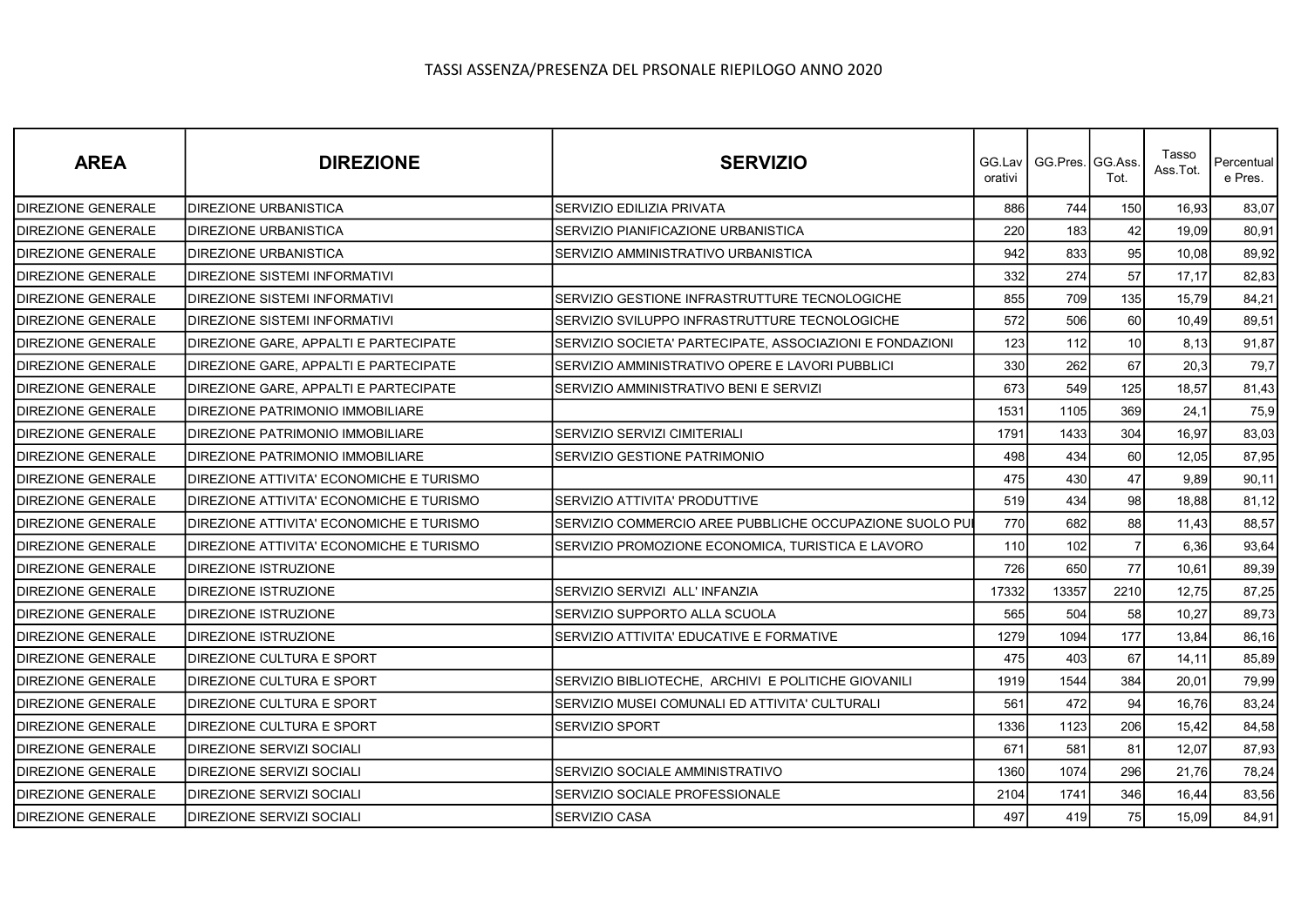TASSI ASSENZA/PRESENZA DEL PRSONALE RIEPILOGO ANNO 2020

| AREA | DIREZIONE | SERVIZIO | GG.Lavorativi | GG.Pres. | GG.Ass. Tot. | Tasso Ass.Tot. | Percentuale Pres. |
|---|---|---|---|---|---|---|---|
| DIREZIONE GENERALE | DIREZIONE URBANISTICA | SERVIZIO EDILIZIA PRIVATA | 886 | 744 | 150 | 16,93 | 83,07 |
| DIREZIONE GENERALE | DIREZIONE URBANISTICA | SERVIZIO PIANIFICAZIONE URBANISTICA | 220 | 183 | 42 | 19,09 | 80,91 |
| DIREZIONE GENERALE | DIREZIONE URBANISTICA | SERVIZIO AMMINISTRATIVO URBANISTICA | 942 | 833 | 95 | 10,08 | 89,92 |
| DIREZIONE GENERALE | DIREZIONE SISTEMI INFORMATIVI | | 332 | 274 | 57 | 17,17 | 82,83 |
| DIREZIONE GENERALE | DIREZIONE SISTEMI INFORMATIVI | SERVIZIO GESTIONE INFRASTRUTTURE TECNOLOGICHE | 855 | 709 | 135 | 15,79 | 84,21 |
| DIREZIONE GENERALE | DIREZIONE SISTEMI INFORMATIVI | SERVIZIO SVILUPPO INFRASTRUTTURE TECNOLOGICHE | 572 | 506 | 60 | 10,49 | 89,51 |
| DIREZIONE GENERALE | DIREZIONE GARE, APPALTI E PARTECIPATE | SERVIZIO SOCIETA' PARTECIPATE, ASSOCIAZIONI E FONDAZIONI | 123 | 112 | 10 | 8,13 | 91,87 |
| DIREZIONE GENERALE | DIREZIONE GARE, APPALTI E PARTECIPATE | SERVIZIO AMMINISTRATIVO OPERE E LAVORI PUBBLICI | 330 | 262 | 67 | 20,3 | 79,7 |
| DIREZIONE GENERALE | DIREZIONE GARE, APPALTI E PARTECIPATE | SERVIZIO AMMINISTRATIVO BENI E SERVIZI | 673 | 549 | 125 | 18,57 | 81,43 |
| DIREZIONE GENERALE | DIREZIONE PATRIMONIO IMMOBILIARE | | 1531 | 1105 | 369 | 24,1 | 75,9 |
| DIREZIONE GENERALE | DIREZIONE PATRIMONIO IMMOBILIARE | SERVIZIO SERVIZI CIMITERIALI | 1791 | 1433 | 304 | 16,97 | 83,03 |
| DIREZIONE GENERALE | DIREZIONE PATRIMONIO IMMOBILIARE | SERVIZIO GESTIONE PATRIMONIO | 498 | 434 | 60 | 12,05 | 87,95 |
| DIREZIONE GENERALE | DIREZIONE ATTIVITA' ECONOMICHE E TURISMO | | 475 | 430 | 47 | 9,89 | 90,11 |
| DIREZIONE GENERALE | DIREZIONE ATTIVITA' ECONOMICHE E TURISMO | SERVIZIO ATTIVITA' PRODUTTIVE | 519 | 434 | 98 | 18,88 | 81,12 |
| DIREZIONE GENERALE | DIREZIONE ATTIVITA' ECONOMICHE E TURISMO | SERVIZIO COMMERCIO AREE PUBBLICHE OCCUPAZIONE SUOLO PU | 770 | 682 | 88 | 11,43 | 88,57 |
| DIREZIONE GENERALE | DIREZIONE ATTIVITA' ECONOMICHE E TURISMO | SERVIZIO PROMOZIONE ECONOMICA, TURISTICA E LAVORO | 110 | 102 | 7 | 6,36 | 93,64 |
| DIREZIONE GENERALE | DIREZIONE ISTRUZIONE | | 726 | 650 | 77 | 10,61 | 89,39 |
| DIREZIONE GENERALE | DIREZIONE ISTRUZIONE | SERVIZIO SERVIZI ALL' INFANZIA | 17332 | 13357 | 2210 | 12,75 | 87,25 |
| DIREZIONE GENERALE | DIREZIONE ISTRUZIONE | SERVIZIO SUPPORTO ALLA SCUOLA | 565 | 504 | 58 | 10,27 | 89,73 |
| DIREZIONE GENERALE | DIREZIONE ISTRUZIONE | SERVIZIO ATTIVITA' EDUCATIVE E FORMATIVE | 1279 | 1094 | 177 | 13,84 | 86,16 |
| DIREZIONE GENERALE | DIREZIONE CULTURA E SPORT | | 475 | 403 | 67 | 14,11 | 85,89 |
| DIREZIONE GENERALE | DIREZIONE CULTURA E SPORT | SERVIZIO BIBLIOTECHE, ARCHIVI E POLITICHE GIOVANILI | 1919 | 1544 | 384 | 20,01 | 79,99 |
| DIREZIONE GENERALE | DIREZIONE CULTURA E SPORT | SERVIZIO MUSEI COMUNALI ED ATTIVITA' CULTURALI | 561 | 472 | 94 | 16,76 | 83,24 |
| DIREZIONE GENERALE | DIREZIONE CULTURA E SPORT | SERVIZIO SPORT | 1336 | 1123 | 206 | 15,42 | 84,58 |
| DIREZIONE GENERALE | DIREZIONE SERVIZI SOCIALI | | 671 | 581 | 81 | 12,07 | 87,93 |
| DIREZIONE GENERALE | DIREZIONE SERVIZI SOCIALI | SERVIZIO SOCIALE AMMINISTRATIVO | 1360 | 1074 | 296 | 21,76 | 78,24 |
| DIREZIONE GENERALE | DIREZIONE SERVIZI SOCIALI | SERVIZIO SOCIALE PROFESSIONALE | 2104 | 1741 | 346 | 16,44 | 83,56 |
| DIREZIONE GENERALE | DIREZIONE SERVIZI SOCIALI | SERVIZIO CASA | 497 | 419 | 75 | 15,09 | 84,91 |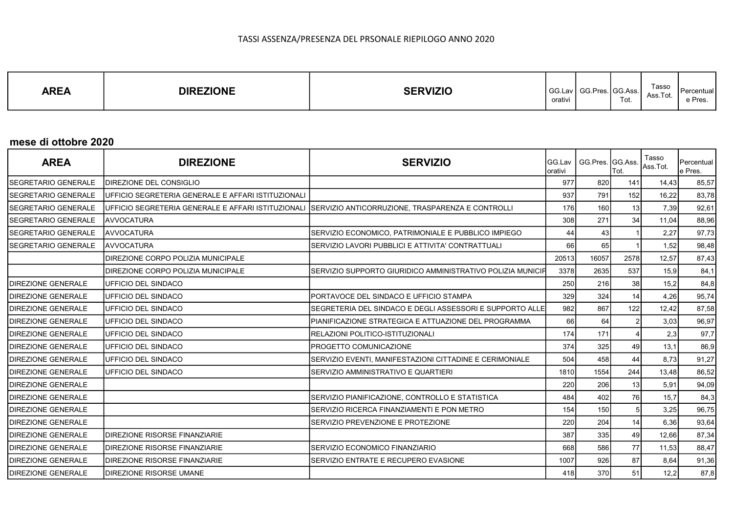TASSI ASSENZA/PRESENZA DEL PRSONALE RIEPILOGO ANNO 2020

| AREA | DIREZIONE | SERVIZIO | GG.Lavorativi | GG.Pres. | GG.Ass. Tot. | Tasso Ass.Tot. | Percentuale Pres. |
|---|---|---|---|---|---|---|---|

**mese di ottobre 2020**

| AREA | DIREZIONE | SERVIZIO | GG.Lavorativi | GG.Pres. | GG.Ass. Tot. | Tasso Ass.Tot. | Percentuale Pres. |
|---|---|---|---|---|---|---|---|
| SEGRETARIO GENERALE | DIREZIONE DEL CONSIGLIO | | 977 | 820 | 141 | 14,43 | 85,57 |
| SEGRETARIO GENERALE | UFFICIO SEGRETERIA GENERALE E AFFARI ISTITUZIONALI | | 937 | 791 | 152 | 16,22 | 83,78 |
| SEGRETARIO GENERALE | UFFICIO SEGRETERIA GENERALE E AFFARI ISTITUZIONALI | SERVIZIO ANTICORRUZIONE, TRASPARENZA E CONTROLLI | 176 | 160 | 13 | 7,39 | 92,61 |
| SEGRETARIO GENERALE | AVVOCATURA | | 308 | 271 | 34 | 11,04 | 88,96 |
| SEGRETARIO GENERALE | AVVOCATURA | SERVIZIO ECONOMICO, PATRIMONIALE E PUBBLICO IMPIEGO | 44 | 43 | 1 | 2,27 | 97,73 |
| SEGRETARIO GENERALE | AVVOCATURA | SERVIZIO LAVORI PUBBLICI E ATTIVITA' CONTRATTUALI | 66 | 65 | 1 | 1,52 | 98,48 |
| | DIREZIONE CORPO POLIZIA MUNICIPALE | | 20513 | 16057 | 2578 | 12,57 | 87,43 |
| | DIREZIONE CORPO POLIZIA MUNICIPALE | SERVIZIO SUPPORTO GIURIDICO AMMINISTRATIVO POLIZIA MUNICIF | 3378 | 2635 | 537 | 15,9 | 84,1 |
| DIREZIONE GENERALE | UFFICIO DEL SINDACO | | 250 | 216 | 38 | 15,2 | 84,8 |
| DIREZIONE GENERALE | UFFICIO DEL SINDACO | PORTAVOCE DEL SINDACO E UFFICIO STAMPA | 329 | 324 | 14 | 4,26 | 95,74 |
| DIREZIONE GENERALE | UFFICIO DEL SINDACO | SEGRETERIA DEL SINDACO E DEGLI ASSESSORI E SUPPORTO ALLE | 982 | 867 | 122 | 12,42 | 87,58 |
| DIREZIONE GENERALE | UFFICIO DEL SINDACO | PIANIFICAZIONE STRATEGICA E ATTUAZIONE DEL PROGRAMMA | 66 | 64 | 2 | 3,03 | 96,97 |
| DIREZIONE GENERALE | UFFICIO DEL SINDACO | RELAZIONI POLITICO-ISTITUZIONALI | 174 | 171 | 4 | 2,3 | 97,7 |
| DIREZIONE GENERALE | UFFICIO DEL SINDACO | PROGETTO COMUNICAZIONE | 374 | 325 | 49 | 13,1 | 86,9 |
| DIREZIONE GENERALE | UFFICIO DEL SINDACO | SERVIZIO EVENTI, MANIFESTAZIONI CITTADINE E CERIMONIALE | 504 | 458 | 44 | 8,73 | 91,27 |
| DIREZIONE GENERALE | UFFICIO DEL SINDACO | SERVIZIO AMMINISTRATIVO E QUARTIERI | 1810 | 1554 | 244 | 13,48 | 86,52 |
| DIREZIONE GENERALE | | | 220 | 206 | 13 | 5,91 | 94,09 |
| DIREZIONE GENERALE | | SERVIZIO PIANIFICAZIONE, CONTROLLO E STATISTICA | 484 | 402 | 76 | 15,7 | 84,3 |
| DIREZIONE GENERALE | | SERVIZIO RICERCA FINANZIAMENTI E PON METRO | 154 | 150 | 5 | 3,25 | 96,75 |
| DIREZIONE GENERALE | | SERVIZIO PREVENZIONE E PROTEZIONE | 220 | 204 | 14 | 6,36 | 93,64 |
| DIREZIONE GENERALE | DIREZIONE RISORSE FINANZIARIE | | 387 | 335 | 49 | 12,66 | 87,34 |
| DIREZIONE GENERALE | DIREZIONE RISORSE FINANZIARIE | SERVIZIO ECONOMICO FINANZIARIO | 668 | 586 | 77 | 11,53 | 88,47 |
| DIREZIONE GENERALE | DIREZIONE RISORSE FINANZIARIE | SERVIZIO ENTRATE E RECUPERO EVASIONE | 1007 | 926 | 87 | 8,64 | 91,36 |
| DIREZIONE GENERALE | DIREZIONE RISORSE UMANE | | 418 | 370 | 51 | 12,2 | 87,8 |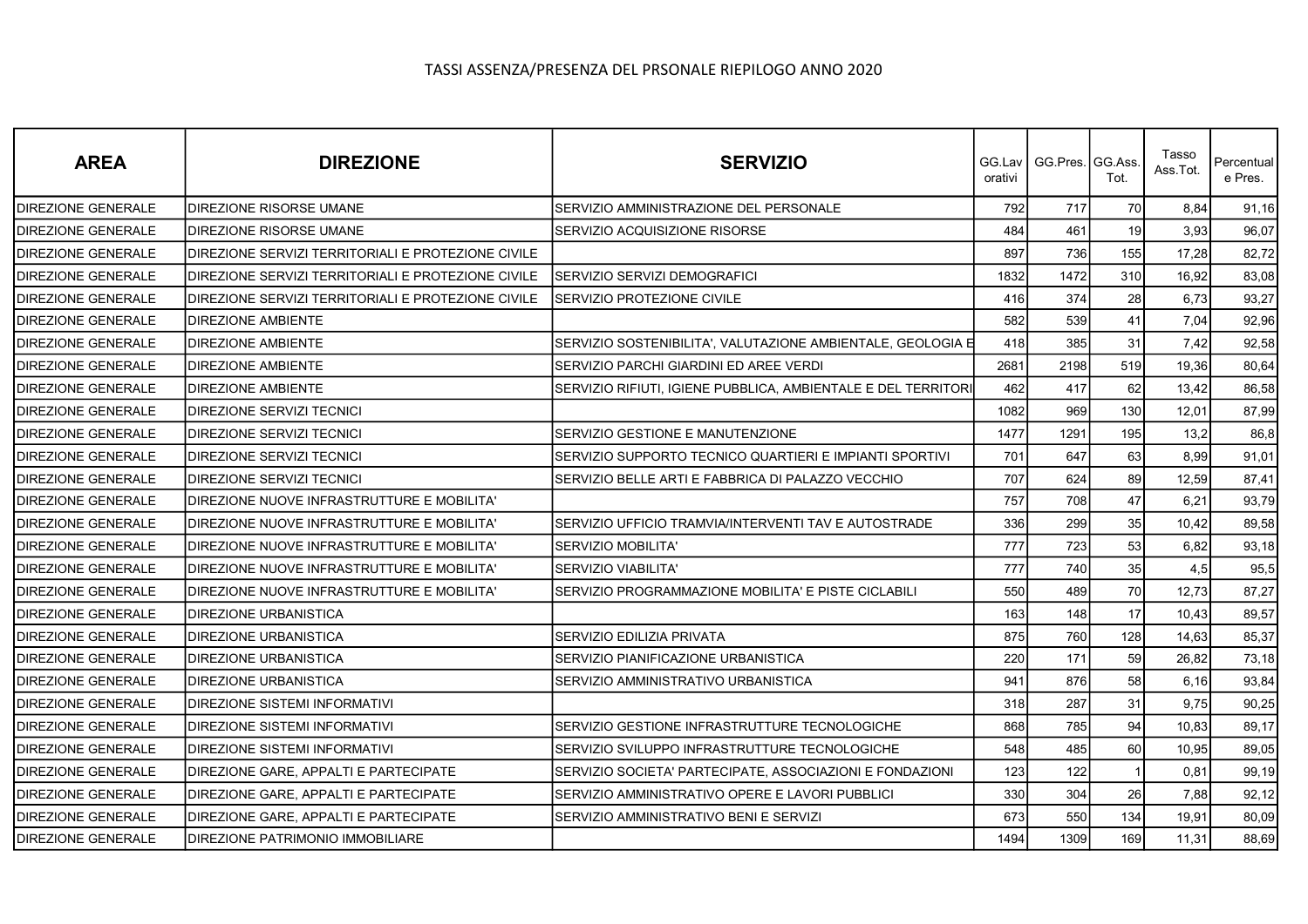TASSI ASSENZA/PRESENZA DEL PRSONALE RIEPILOGO ANNO 2020

| AREA | DIREZIONE | SERVIZIO | GG.Lavorativi | GG.Pres. | GG.Ass. Tot. | Tasso Ass.Tot. | Percentuale Pres. |
|---|---|---|---|---|---|---|---|
| DIREZIONE GENERALE | DIREZIONE RISORSE UMANE | SERVIZIO AMMINISTRAZIONE DEL PERSONALE | 792 | 717 | 70 | 8,84 | 91,16 |
| DIREZIONE GENERALE | DIREZIONE RISORSE UMANE | SERVIZIO ACQUISIZIONE RISORSE | 484 | 461 | 19 | 3,93 | 96,07 |
| DIREZIONE GENERALE | DIREZIONE SERVIZI TERRITORIALI E PROTEZIONE CIVILE | | 897 | 736 | 155 | 17,28 | 82,72 |
| DIREZIONE GENERALE | DIREZIONE SERVIZI TERRITORIALI E PROTEZIONE CIVILE | SERVIZIO SERVIZI DEMOGRAFICI | 1832 | 1472 | 310 | 16,92 | 83,08 |
| DIREZIONE GENERALE | DIREZIONE SERVIZI TERRITORIALI E PROTEZIONE CIVILE | SERVIZIO PROTEZIONE CIVILE | 416 | 374 | 28 | 6,73 | 93,27 |
| DIREZIONE GENERALE | DIREZIONE AMBIENTE | | 582 | 539 | 41 | 7,04 | 92,96 |
| DIREZIONE GENERALE | DIREZIONE AMBIENTE | SERVIZIO SOSTENIBILITA', VALUTAZIONE AMBIENTALE, GEOLOGIA E | 418 | 385 | 31 | 7,42 | 92,58 |
| DIREZIONE GENERALE | DIREZIONE AMBIENTE | SERVIZIO PARCHI GIARDINI ED AREE VERDI | 2681 | 2198 | 519 | 19,36 | 80,64 |
| DIREZIONE GENERALE | DIREZIONE AMBIENTE | SERVIZIO RIFIUTI, IGIENE PUBBLICA, AMBIENTALE E DEL TERRITORI | 462 | 417 | 62 | 13,42 | 86,58 |
| DIREZIONE GENERALE | DIREZIONE SERVIZI TECNICI | | 1082 | 969 | 130 | 12,01 | 87,99 |
| DIREZIONE GENERALE | DIREZIONE SERVIZI TECNICI | SERVIZIO GESTIONE E MANUTENZIONE | 1477 | 1291 | 195 | 13,2 | 86,8 |
| DIREZIONE GENERALE | DIREZIONE SERVIZI TECNICI | SERVIZIO SUPPORTO TECNICO QUARTIERI E IMPIANTI SPORTIVI | 701 | 647 | 63 | 8,99 | 91,01 |
| DIREZIONE GENERALE | DIREZIONE SERVIZI TECNICI | SERVIZIO BELLE ARTI E FABBRICA DI PALAZZO VECCHIO | 707 | 624 | 89 | 12,59 | 87,41 |
| DIREZIONE GENERALE | DIREZIONE NUOVE INFRASTRUTTURE E MOBILITA' | | 757 | 708 | 47 | 6,21 | 93,79 |
| DIREZIONE GENERALE | DIREZIONE NUOVE INFRASTRUTTURE E MOBILITA' | SERVIZIO UFFICIO TRAMVIA/INTERVENTI TAV E AUTOSTRADE | 336 | 299 | 35 | 10,42 | 89,58 |
| DIREZIONE GENERALE | DIREZIONE NUOVE INFRASTRUTTURE E MOBILITA' | SERVIZIO MOBILITA' | 777 | 723 | 53 | 6,82 | 93,18 |
| DIREZIONE GENERALE | DIREZIONE NUOVE INFRASTRUTTURE E MOBILITA' | SERVIZIO VIABILITA' | 777 | 740 | 35 | 4,5 | 95,5 |
| DIREZIONE GENERALE | DIREZIONE NUOVE INFRASTRUTTURE E MOBILITA' | SERVIZIO PROGRAMMAZIONE MOBILITA' E PISTE CICLABILI | 550 | 489 | 70 | 12,73 | 87,27 |
| DIREZIONE GENERALE | DIREZIONE URBANISTICA | | 163 | 148 | 17 | 10,43 | 89,57 |
| DIREZIONE GENERALE | DIREZIONE URBANISTICA | SERVIZIO EDILIZIA PRIVATA | 875 | 760 | 128 | 14,63 | 85,37 |
| DIREZIONE GENERALE | DIREZIONE URBANISTICA | SERVIZIO PIANIFICAZIONE URBANISTICA | 220 | 171 | 59 | 26,82 | 73,18 |
| DIREZIONE GENERALE | DIREZIONE URBANISTICA | SERVIZIO AMMINISTRATIVO URBANISTICA | 941 | 876 | 58 | 6,16 | 93,84 |
| DIREZIONE GENERALE | DIREZIONE SISTEMI INFORMATIVI | | 318 | 287 | 31 | 9,75 | 90,25 |
| DIREZIONE GENERALE | DIREZIONE SISTEMI INFORMATIVI | SERVIZIO GESTIONE INFRASTRUTTURE TECNOLOGICHE | 868 | 785 | 94 | 10,83 | 89,17 |
| DIREZIONE GENERALE | DIREZIONE SISTEMI INFORMATIVI | SERVIZIO SVILUPPO INFRASTRUTTURE TECNOLOGICHE | 548 | 485 | 60 | 10,95 | 89,05 |
| DIREZIONE GENERALE | DIREZIONE GARE, APPALTI E PARTECIPATE | SERVIZIO SOCIETA' PARTECIPATE, ASSOCIAZIONI E FONDAZIONI | 123 | 122 | 1 | 0,81 | 99,19 |
| DIREZIONE GENERALE | DIREZIONE GARE, APPALTI E PARTECIPATE | SERVIZIO AMMINISTRATIVO OPERE E LAVORI PUBBLICI | 330 | 304 | 26 | 7,88 | 92,12 |
| DIREZIONE GENERALE | DIREZIONE GARE, APPALTI E PARTECIPATE | SERVIZIO AMMINISTRATIVO BENI E SERVIZI | 673 | 550 | 134 | 19,91 | 80,09 |
| DIREZIONE GENERALE | DIREZIONE PATRIMONIO IMMOBILIARE | | 1494 | 1309 | 169 | 11,31 | 88,69 |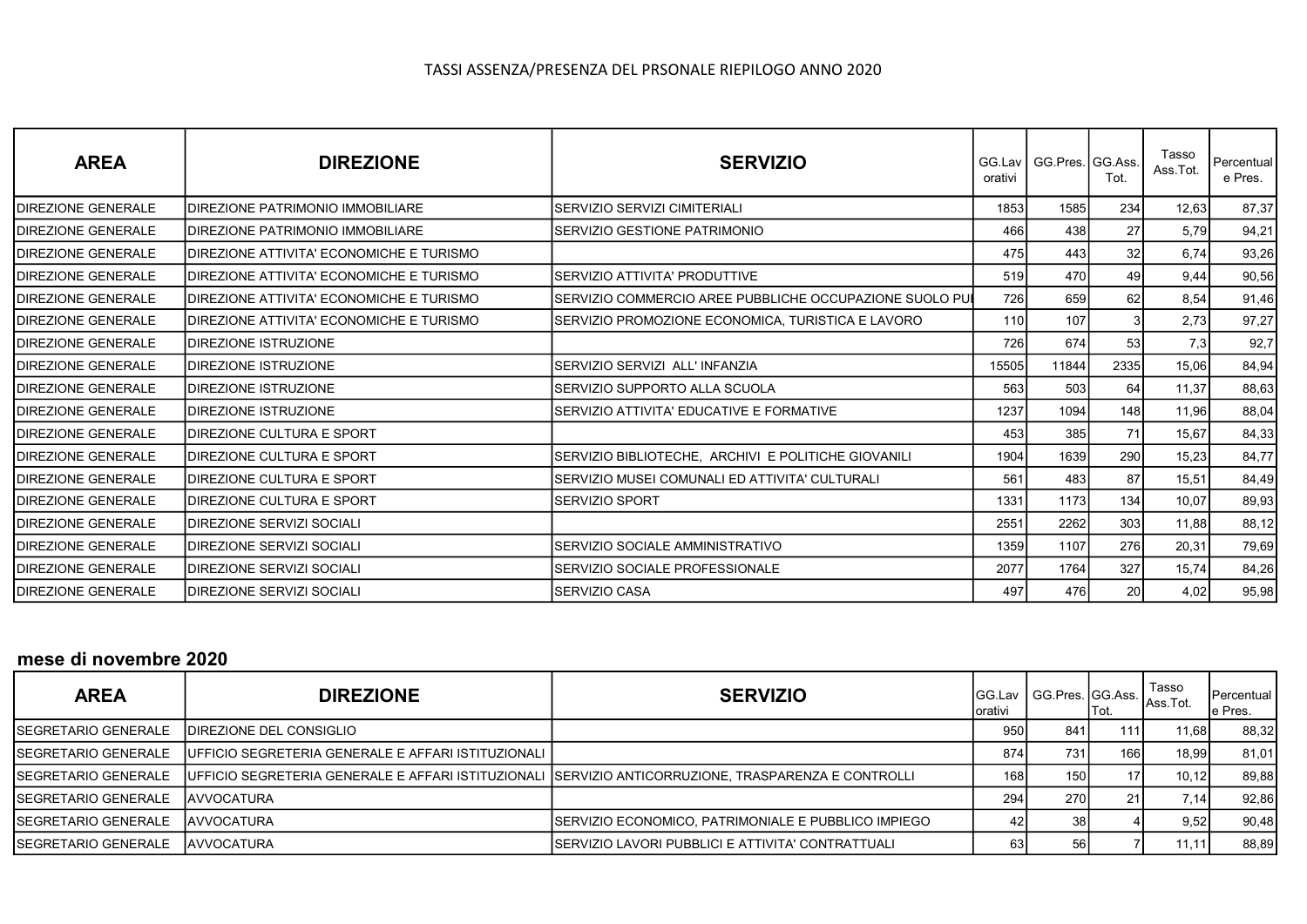TASSI ASSENZA/PRESENZA DEL PRSONALE RIEPILOGO ANNO 2020

| AREA | DIREZIONE | SERVIZIO | GG.Lavorativi | GG.Pres. | GG.Ass. Tot. | Tasso Ass.Tot. | Percentuale Pres. |
|---|---|---|---|---|---|---|---|
| DIREZIONE GENERALE | DIREZIONE PATRIMONIO IMMOBILIARE | SERVIZIO SERVIZI CIMITERIALI | 1853 | 1585 | 234 | 12,63 | 87,37 |
| DIREZIONE GENERALE | DIREZIONE PATRIMONIO IMMOBILIARE | SERVIZIO GESTIONE PATRIMONIO | 466 | 438 | 27 | 5,79 | 94,21 |
| DIREZIONE GENERALE | DIREZIONE ATTIVITA' ECONOMICHE E TURISMO | | 475 | 443 | 32 | 6,74 | 93,26 |
| DIREZIONE GENERALE | DIREZIONE ATTIVITA' ECONOMICHE E TURISMO | SERVIZIO ATTIVITA' PRODUTTIVE | 519 | 470 | 49 | 9,44 | 90,56 |
| DIREZIONE GENERALE | DIREZIONE ATTIVITA' ECONOMICHE E TURISMO | SERVIZIO COMMERCIO AREE PUBBLICHE OCCUPAZIONE SUOLO PU | 726 | 659 | 62 | 8,54 | 91,46 |
| DIREZIONE GENERALE | DIREZIONE ATTIVITA' ECONOMICHE E TURISMO | SERVIZIO PROMOZIONE ECONOMICA, TURISTICA E LAVORO | 110 | 107 | 3 | 2,73 | 97,27 |
| DIREZIONE GENERALE | DIREZIONE ISTRUZIONE | | 726 | 674 | 53 | 7,3 | 92,7 |
| DIREZIONE GENERALE | DIREZIONE ISTRUZIONE | SERVIZIO SERVIZI ALL' INFANZIA | 15505 | 11844 | 2335 | 15,06 | 84,94 |
| DIREZIONE GENERALE | DIREZIONE ISTRUZIONE | SERVIZIO SUPPORTO ALLA SCUOLA | 563 | 503 | 64 | 11,37 | 88,63 |
| DIREZIONE GENERALE | DIREZIONE ISTRUZIONE | SERVIZIO ATTIVITA' EDUCATIVE E FORMATIVE | 1237 | 1094 | 148 | 11,96 | 88,04 |
| DIREZIONE GENERALE | DIREZIONE CULTURA E SPORT | | 453 | 385 | 71 | 15,67 | 84,33 |
| DIREZIONE GENERALE | DIREZIONE CULTURA E SPORT | SERVIZIO BIBLIOTECHE, ARCHIVI E POLITICHE GIOVANILI | 1904 | 1639 | 290 | 15,23 | 84,77 |
| DIREZIONE GENERALE | DIREZIONE CULTURA E SPORT | SERVIZIO MUSEI COMUNALI ED ATTIVITA' CULTURALI | 561 | 483 | 87 | 15,51 | 84,49 |
| DIREZIONE GENERALE | DIREZIONE CULTURA E SPORT | SERVIZIO SPORT | 1331 | 1173 | 134 | 10,07 | 89,93 |
| DIREZIONE GENERALE | DIREZIONE SERVIZI SOCIALI | | 2551 | 2262 | 303 | 11,88 | 88,12 |
| DIREZIONE GENERALE | DIREZIONE SERVIZI SOCIALI | SERVIZIO SOCIALE AMMINISTRATIVO | 1359 | 1107 | 276 | 20,31 | 79,69 |
| DIREZIONE GENERALE | DIREZIONE SERVIZI SOCIALI | SERVIZIO SOCIALE PROFESSIONALE | 2077 | 1764 | 327 | 15,74 | 84,26 |
| DIREZIONE GENERALE | DIREZIONE SERVIZI SOCIALI | SERVIZIO CASA | 497 | 476 | 20 | 4,02 | 95,98 |

**mese di novembre 2020**

| AREA | DIREZIONE | SERVIZIO | GG.Lavorativi | GG.Pres. | GG.Ass. Tot. | Tasso Ass.Tot. | Percentuale Pres. |
|---|---|---|---|---|---|---|---|
| SEGRETARIO GENERALE | DIREZIONE DEL CONSIGLIO | | 950 | 841 | 111 | 11,68 | 88,32 |
| SEGRETARIO GENERALE | UFFICIO SEGRETERIA GENERALE E AFFARI ISTITUZIONALI | | 874 | 731 | 166 | 18,99 | 81,01 |
| SEGRETARIO GENERALE | UFFICIO SEGRETERIA GENERALE E AFFARI ISTITUZIONALI | SERVIZIO ANTICORRUZIONE, TRASPARENZA E CONTROLLI | 168 | 150 | 17 | 10,12 | 89,88 |
| SEGRETARIO GENERALE | AVVOCATURA | | 294 | 270 | 21 | 7,14 | 92,86 |
| SEGRETARIO GENERALE | AVVOCATURA | SERVIZIO ECONOMICO, PATRIMONIALE E PUBBLICO IMPIEGO | 42 | 38 | 4 | 9,52 | 90,48 |
| SEGRETARIO GENERALE | AVVOCATURA | SERVIZIO LAVORI PUBBLICI E ATTIVITA' CONTRATTUALI | 63 | 56 | 7 | 11,11 | 88,89 |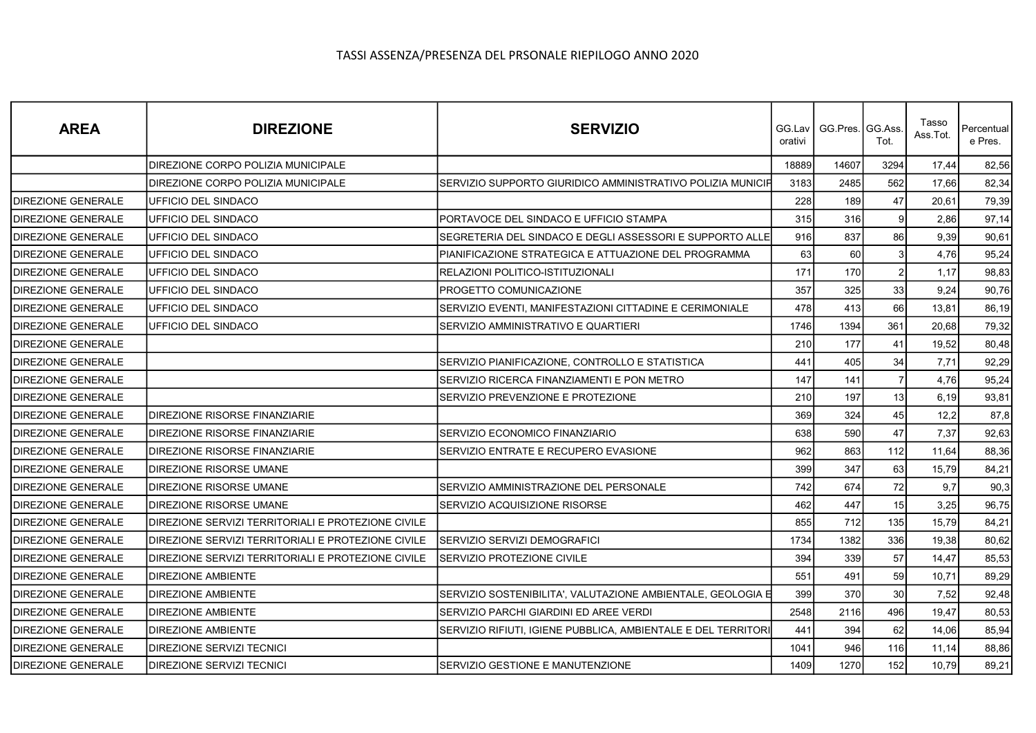TASSI ASSENZA/PRESENZA DEL PRSONALE RIEPILOGO ANNO 2020

| AREA | DIREZIONE | SERVIZIO | GG.Lavorativi | GG.Pres. | GG.Ass. Tot. | Tasso Ass.Tot. | Percentuale Pres. |
|---|---|---|---|---|---|---|---|
| | DIREZIONE CORPO POLIZIA MUNICIPALE | | 18889 | 14607 | 3294 | 17,44 | 82,56 |
| | DIREZIONE CORPO POLIZIA MUNICIPALE | SERVIZIO SUPPORTO GIURIDICO AMMINISTRATIVO POLIZIA MUNICIP | 3183 | 2485 | 562 | 17,66 | 82,34 |
| DIREZIONE GENERALE | UFFICIO DEL SINDACO | | 228 | 189 | 47 | 20,61 | 79,39 |
| DIREZIONE GENERALE | UFFICIO DEL SINDACO | PORTAVOCE DEL SINDACO E UFFICIO STAMPA | 315 | 316 | 9 | 2,86 | 97,14 |
| DIREZIONE GENERALE | UFFICIO DEL SINDACO | SEGRETERIA DEL SINDACO E DEGLI ASSESSORI E SUPPORTO ALLE | 916 | 837 | 86 | 9,39 | 90,61 |
| DIREZIONE GENERALE | UFFICIO DEL SINDACO | PIANIFICAZIONE STRATEGICA E ATTUAZIONE DEL PROGRAMMA | 63 | 60 | 3 | 4,76 | 95,24 |
| DIREZIONE GENERALE | UFFICIO DEL SINDACO | RELAZIONI POLITICO-ISTITUZIONALI | 171 | 170 | 2 | 1,17 | 98,83 |
| DIREZIONE GENERALE | UFFICIO DEL SINDACO | PROGETTO COMUNICAZIONE | 357 | 325 | 33 | 9,24 | 90,76 |
| DIREZIONE GENERALE | UFFICIO DEL SINDACO | SERVIZIO EVENTI, MANIFESTAZIONI CITTADINE E CERIMONIALE | 478 | 413 | 66 | 13,81 | 86,19 |
| DIREZIONE GENERALE | UFFICIO DEL SINDACO | SERVIZIO AMMINISTRATIVO E QUARTIERI | 1746 | 1394 | 361 | 20,68 | 79,32 |
| DIREZIONE GENERALE | | | 210 | 177 | 41 | 19,52 | 80,48 |
| DIREZIONE GENERALE | | SERVIZIO PIANIFICAZIONE, CONTROLLO E STATISTICA | 441 | 405 | 34 | 7,71 | 92,29 |
| DIREZIONE GENERALE | | SERVIZIO RICERCA FINANZIAMENTI E PON METRO | 147 | 141 | 7 | 4,76 | 95,24 |
| DIREZIONE GENERALE | | SERVIZIO PREVENZIONE E PROTEZIONE | 210 | 197 | 13 | 6,19 | 93,81 |
| DIREZIONE GENERALE | DIREZIONE RISORSE FINANZIARIE | | 369 | 324 | 45 | 12,2 | 87,8 |
| DIREZIONE GENERALE | DIREZIONE RISORSE FINANZIARIE | SERVIZIO ECONOMICO FINANZIARIO | 638 | 590 | 47 | 7,37 | 92,63 |
| DIREZIONE GENERALE | DIREZIONE RISORSE FINANZIARIE | SERVIZIO ENTRATE E RECUPERO EVASIONE | 962 | 863 | 112 | 11,64 | 88,36 |
| DIREZIONE GENERALE | DIREZIONE RISORSE UMANE | | 399 | 347 | 63 | 15,79 | 84,21 |
| DIREZIONE GENERALE | DIREZIONE RISORSE UMANE | SERVIZIO AMMINISTRAZIONE DEL PERSONALE | 742 | 674 | 72 | 9,7 | 90,3 |
| DIREZIONE GENERALE | DIREZIONE RISORSE UMANE | SERVIZIO ACQUISIZIONE RISORSE | 462 | 447 | 15 | 3,25 | 96,75 |
| DIREZIONE GENERALE | DIREZIONE SERVIZI TERRITORIALI E PROTEZIONE CIVILE | | 855 | 712 | 135 | 15,79 | 84,21 |
| DIREZIONE GENERALE | DIREZIONE SERVIZI TERRITORIALI E PROTEZIONE CIVILE | SERVIZIO SERVIZI DEMOGRAFICI | 1734 | 1382 | 336 | 19,38 | 80,62 |
| DIREZIONE GENERALE | DIREZIONE SERVIZI TERRITORIALI E PROTEZIONE CIVILE | SERVIZIO PROTEZIONE CIVILE | 394 | 339 | 57 | 14,47 | 85,53 |
| DIREZIONE GENERALE | DIREZIONE AMBIENTE | | 551 | 491 | 59 | 10,71 | 89,29 |
| DIREZIONE GENERALE | DIREZIONE AMBIENTE | SERVIZIO SOSTENIBILITA', VALUTAZIONE AMBIENTALE, GEOLOGIA E | 399 | 370 | 30 | 7,52 | 92,48 |
| DIREZIONE GENERALE | DIREZIONE AMBIENTE | SERVIZIO PARCHI GIARDINI ED AREE VERDI | 2548 | 2116 | 496 | 19,47 | 80,53 |
| DIREZIONE GENERALE | DIREZIONE AMBIENTE | SERVIZIO RIFIUTI, IGIENE PUBBLICA, AMBIENTALE E DEL TERRITORI | 441 | 394 | 62 | 14,06 | 85,94 |
| DIREZIONE GENERALE | DIREZIONE SERVIZI TECNICI | | 1041 | 946 | 116 | 11,14 | 88,86 |
| DIREZIONE GENERALE | DIREZIONE SERVIZI TECNICI | SERVIZIO GESTIONE E MANUTENZIONE | 1409 | 1270 | 152 | 10,79 | 89,21 |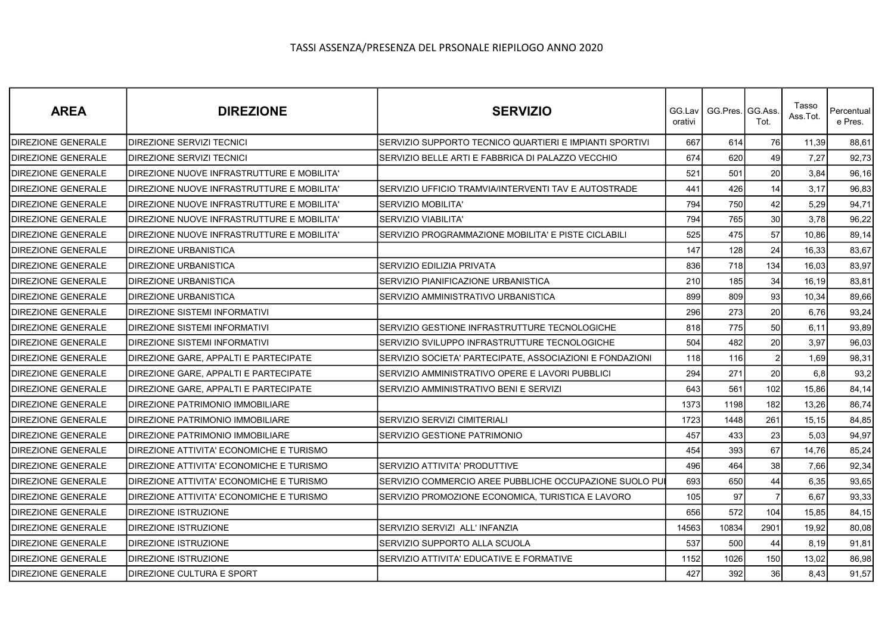TASSI ASSENZA/PRESENZA DEL PRSONALE RIEPILOGO ANNO 2020

| AREA | DIREZIONE | SERVIZIO | GG.Lavorativi | GG.Pres. | GG.Ass. Tot. | Tasso Ass.Tot. | Percentuale Pres. |
|---|---|---|---|---|---|---|---|
| DIREZIONE GENERALE | DIREZIONE SERVIZI TECNICI | SERVIZIO SUPPORTO TECNICO QUARTIERI E IMPIANTI SPORTIVI | 667 | 614 | 76 | 11,39 | 88,61 |
| DIREZIONE GENERALE | DIREZIONE SERVIZI TECNICI | SERVIZIO BELLE ARTI E FABBRICA DI PALAZZO VECCHIO | 674 | 620 | 49 | 7,27 | 92,73 |
| DIREZIONE GENERALE | DIREZIONE NUOVE INFRASTRUTTURE E MOBILITA' | | 521 | 501 | 20 | 3,84 | 96,16 |
| DIREZIONE GENERALE | DIREZIONE NUOVE INFRASTRUTTURE E MOBILITA' | SERVIZIO UFFICIO TRAMVIA/INTERVENTI TAV E AUTOSTRADE | 441 | 426 | 14 | 3,17 | 96,83 |
| DIREZIONE GENERALE | DIREZIONE NUOVE INFRASTRUTTURE E MOBILITA' | SERVIZIO MOBILITA' | 794 | 750 | 42 | 5,29 | 94,71 |
| DIREZIONE GENERALE | DIREZIONE NUOVE INFRASTRUTTURE E MOBILITA' | SERVIZIO VIABILITA' | 794 | 765 | 30 | 3,78 | 96,22 |
| DIREZIONE GENERALE | DIREZIONE NUOVE INFRASTRUTTURE E MOBILITA' | SERVIZIO PROGRAMMAZIONE MOBILITA' E PISTE CICLABILI | 525 | 475 | 57 | 10,86 | 89,14 |
| DIREZIONE GENERALE | DIREZIONE URBANISTICA | | 147 | 128 | 24 | 16,33 | 83,67 |
| DIREZIONE GENERALE | DIREZIONE URBANISTICA | SERVIZIO EDILIZIA PRIVATA | 836 | 718 | 134 | 16,03 | 83,97 |
| DIREZIONE GENERALE | DIREZIONE URBANISTICA | SERVIZIO PIANIFICAZIONE URBANISTICA | 210 | 185 | 34 | 16,19 | 83,81 |
| DIREZIONE GENERALE | DIREZIONE URBANISTICA | SERVIZIO AMMINISTRATIVO URBANISTICA | 899 | 809 | 93 | 10,34 | 89,66 |
| DIREZIONE GENERALE | DIREZIONE SISTEMI INFORMATIVI | | 296 | 273 | 20 | 6,76 | 93,24 |
| DIREZIONE GENERALE | DIREZIONE SISTEMI INFORMATIVI | SERVIZIO GESTIONE INFRASTRUTTURE TECNOLOGICHE | 818 | 775 | 50 | 6,11 | 93,89 |
| DIREZIONE GENERALE | DIREZIONE SISTEMI INFORMATIVI | SERVIZIO SVILUPPO INFRASTRUTTURE TECNOLOGICHE | 504 | 482 | 20 | 3,97 | 96,03 |
| DIREZIONE GENERALE | DIREZIONE GARE, APPALTI E PARTECIPATE | SERVIZIO SOCIETA' PARTECIPATE, ASSOCIAZIONI E FONDAZIONI | 118 | 116 | 2 | 1,69 | 98,31 |
| DIREZIONE GENERALE | DIREZIONE GARE, APPALTI E PARTECIPATE | SERVIZIO AMMINISTRATIVO OPERE E LAVORI PUBBLICI | 294 | 271 | 20 | 6,8 | 93,2 |
| DIREZIONE GENERALE | DIREZIONE GARE, APPALTI E PARTECIPATE | SERVIZIO AMMINISTRATIVO BENI E SERVIZI | 643 | 561 | 102 | 15,86 | 84,14 |
| DIREZIONE GENERALE | DIREZIONE PATRIMONIO IMMOBILIARE | | 1373 | 1198 | 182 | 13,26 | 86,74 |
| DIREZIONE GENERALE | DIREZIONE PATRIMONIO IMMOBILIARE | SERVIZIO SERVIZI CIMITERIALI | 1723 | 1448 | 261 | 15,15 | 84,85 |
| DIREZIONE GENERALE | DIREZIONE PATRIMONIO IMMOBILIARE | SERVIZIO GESTIONE PATRIMONIO | 457 | 433 | 23 | 5,03 | 94,97 |
| DIREZIONE GENERALE | DIREZIONE ATTIVITA' ECONOMICHE E TURISMO | | 454 | 393 | 67 | 14,76 | 85,24 |
| DIREZIONE GENERALE | DIREZIONE ATTIVITA' ECONOMICHE E TURISMO | SERVIZIO ATTIVITA' PRODUTTIVE | 496 | 464 | 38 | 7,66 | 92,34 |
| DIREZIONE GENERALE | DIREZIONE ATTIVITA' ECONOMICHE E TURISMO | SERVIZIO COMMERCIO AREE PUBBLICHE OCCUPAZIONE SUOLO PU | 693 | 650 | 44 | 6,35 | 93,65 |
| DIREZIONE GENERALE | DIREZIONE ATTIVITA' ECONOMICHE E TURISMO | SERVIZIO PROMOZIONE ECONOMICA, TURISTICA E LAVORO | 105 | 97 | 7 | 6,67 | 93,33 |
| DIREZIONE GENERALE | DIREZIONE ISTRUZIONE | | 656 | 572 | 104 | 15,85 | 84,15 |
| DIREZIONE GENERALE | DIREZIONE ISTRUZIONE | SERVIZIO SERVIZI ALL' INFANZIA | 14563 | 10834 | 2901 | 19,92 | 80,08 |
| DIREZIONE GENERALE | DIREZIONE ISTRUZIONE | SERVIZIO SUPPORTO ALLA SCUOLA | 537 | 500 | 44 | 8,19 | 91,81 |
| DIREZIONE GENERALE | DIREZIONE ISTRUZIONE | SERVIZIO ATTIVITA' EDUCATIVE E FORMATIVE | 1152 | 1026 | 150 | 13,02 | 86,98 |
| DIREZIONE GENERALE | DIREZIONE CULTURA E SPORT | | 427 | 392 | 36 | 8,43 | 91,57 |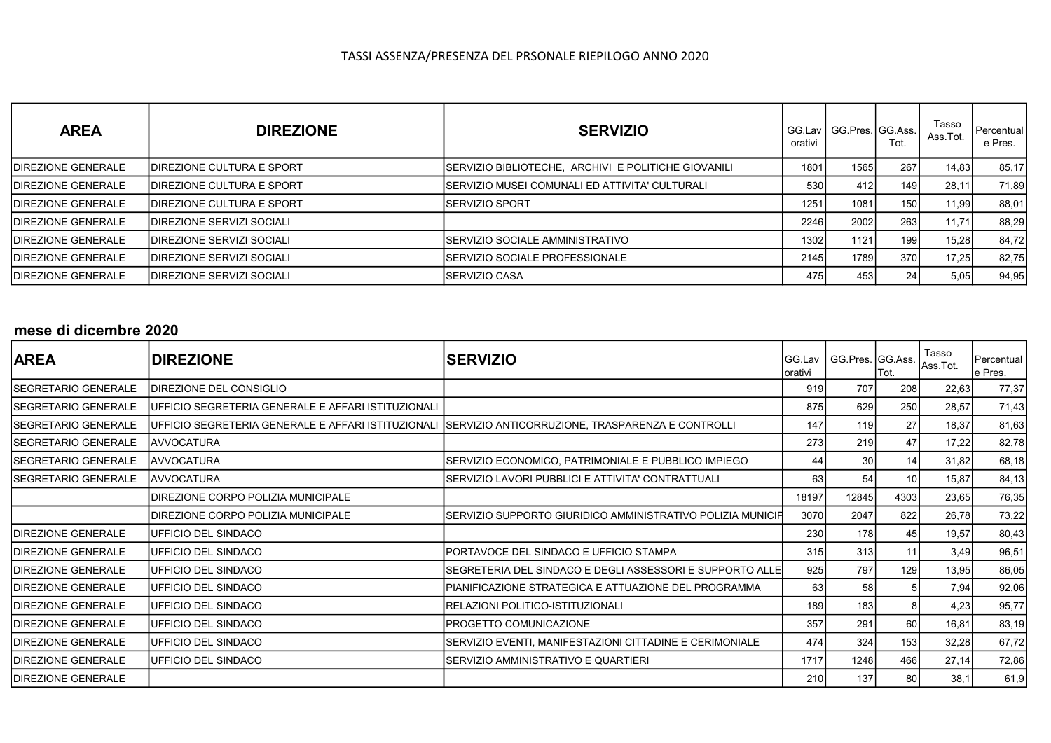TASSI ASSENZA/PRESENZA DEL PRSONALE RIEPILOGO ANNO 2020

| AREA | DIREZIONE | SERVIZIO | GG.Lavorativi | GG.Pres. | GG.Ass. Tot. | Tasso Ass.Tot. | Percentuale Pres. |
|---|---|---|---|---|---|---|---|
| DIREZIONE GENERALE | DIREZIONE CULTURA E SPORT | SERVIZIO BIBLIOTECHE, ARCHIVI E POLITICHE GIOVANILI | 1801 | 1565 | 267 | 14,83 | 85,17 |
| DIREZIONE GENERALE | DIREZIONE CULTURA E SPORT | SERVIZIO MUSEI COMUNALI ED ATTIVITA' CULTURALI | 530 | 412 | 149 | 28,11 | 71,89 |
| DIREZIONE GENERALE | DIREZIONE CULTURA E SPORT | SERVIZIO SPORT | 1251 | 1081 | 150 | 11,99 | 88,01 |
| DIREZIONE GENERALE | DIREZIONE SERVIZI SOCIALI | | 2246 | 2002 | 263 | 11,71 | 88,29 |
| DIREZIONE GENERALE | DIREZIONE SERVIZI SOCIALI | SERVIZIO SOCIALE AMMINISTRATIVO | 1302 | 1121 | 199 | 15,28 | 84,72 |
| DIREZIONE GENERALE | DIREZIONE SERVIZI SOCIALI | SERVIZIO SOCIALE PROFESSIONALE | 2145 | 1789 | 370 | 17,25 | 82,75 |
| DIREZIONE GENERALE | DIREZIONE SERVIZI SOCIALI | SERVIZIO CASA | 475 | 453 | 24 | 5,05 | 94,95 |

**mese di dicembre 2020**

| AREA | DIREZIONE | SERVIZIO | GG.Lavorativi | GG.Pres. | GG.Ass. Tot. | Tasso Ass.Tot. | Percentuale Pres. |
|---|---|---|---|---|---|---|---|
| SEGRETARIO GENERALE | DIREZIONE DEL CONSIGLIO | | 919 | 707 | 208 | 22,63 | 77,37 |
| SEGRETARIO GENERALE | UFFICIO SEGRETERIA GENERALE E AFFARI ISTITUZIONALI | | 875 | 629 | 250 | 28,57 | 71,43 |
| SEGRETARIO GENERALE | UFFICIO SEGRETERIA GENERALE E AFFARI ISTITUZIONALI | SERVIZIO ANTICORRUZIONE, TRASPARENZA E CONTROLLI | 147 | 119 | 27 | 18,37 | 81,63 |
| SEGRETARIO GENERALE | AVVOCATURA | | 273 | 219 | 47 | 17,22 | 82,78 |
| SEGRETARIO GENERALE | AVVOCATURA | SERVIZIO ECONOMICO, PATRIMONIALE E PUBBLICO IMPIEGO | 44 | 30 | 14 | 31,82 | 68,18 |
| SEGRETARIO GENERALE | AVVOCATURA | SERVIZIO LAVORI PUBBLICI E ATTIVITA' CONTRATTUALI | 63 | 54 | 10 | 15,87 | 84,13 |
| | DIREZIONE CORPO POLIZIA MUNICIPALE | | 18197 | 12845 | 4303 | 23,65 | 76,35 |
| | DIREZIONE CORPO POLIZIA MUNICIPALE | SERVIZIO SUPPORTO GIURIDICO AMMINISTRATIVO POLIZIA MUNICIP | 3070 | 2047 | 822 | 26,78 | 73,22 |
| DIREZIONE GENERALE | UFFICIO DEL SINDACO | | 230 | 178 | 45 | 19,57 | 80,43 |
| DIREZIONE GENERALE | UFFICIO DEL SINDACO | PORTAVOCE DEL SINDACO E UFFICIO STAMPA | 315 | 313 | 11 | 3,49 | 96,51 |
| DIREZIONE GENERALE | UFFICIO DEL SINDACO | SEGRETERIA DEL SINDACO E DEGLI ASSESSORI E SUPPORTO ALLE | 925 | 797 | 129 | 13,95 | 86,05 |
| DIREZIONE GENERALE | UFFICIO DEL SINDACO | PIANIFICAZIONE STRATEGICA E ATTUAZIONE DEL PROGRAMMA | 63 | 58 | 5 | 7,94 | 92,06 |
| DIREZIONE GENERALE | UFFICIO DEL SINDACO | RELAZIONI POLITICO-ISTITUZIONALI | 189 | 183 | 8 | 4,23 | 95,77 |
| DIREZIONE GENERALE | UFFICIO DEL SINDACO | PROGETTO COMUNICAZIONE | 357 | 291 | 60 | 16,81 | 83,19 |
| DIREZIONE GENERALE | UFFICIO DEL SINDACO | SERVIZIO EVENTI, MANIFESTAZIONI CITTADINE E CERIMONIALE | 474 | 324 | 153 | 32,28 | 67,72 |
| DIREZIONE GENERALE | UFFICIO DEL SINDACO | SERVIZIO AMMINISTRATIVO E QUARTIERI | 1717 | 1248 | 466 | 27,14 | 72,86 |
| DIREZIONE GENERALE | | | 210 | 137 | 80 | 38,1 | 61,9 |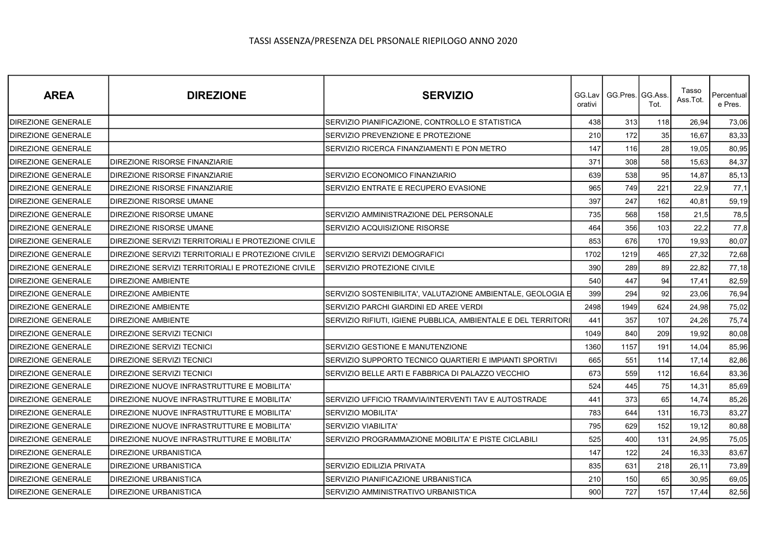TASSI ASSENZA/PRESENZA DEL PRSONALE RIEPILOGO ANNO 2020

| AREA | DIREZIONE | SERVIZIO | GG.Lavorativi | GG.Pres. | GG.Ass. Tot. | Tasso Ass.Tot. | Percentuale Pres. |
|---|---|---|---|---|---|---|---|
| DIREZIONE GENERALE | | SERVIZIO PIANIFICAZIONE, CONTROLLO E STATISTICA | 438 | 313 | 118 | 26,94 | 73,06 |
| DIREZIONE GENERALE | | SERVIZIO PREVENZIONE E PROTEZIONE | 210 | 172 | 35 | 16,67 | 83,33 |
| DIREZIONE GENERALE | | SERVIZIO RICERCA FINANZIAMENTI E PON METRO | 147 | 116 | 28 | 19,05 | 80,95 |
| DIREZIONE GENERALE | DIREZIONE RISORSE FINANZIARIE | | 371 | 308 | 58 | 15,63 | 84,37 |
| DIREZIONE GENERALE | DIREZIONE RISORSE FINANZIARIE | SERVIZIO ECONOMICO FINANZIARIO | 639 | 538 | 95 | 14,87 | 85,13 |
| DIREZIONE GENERALE | DIREZIONE RISORSE FINANZIARIE | SERVIZIO ENTRATE E RECUPERO EVASIONE | 965 | 749 | 221 | 22,9 | 77,1 |
| DIREZIONE GENERALE | DIREZIONE RISORSE UMANE | | 397 | 247 | 162 | 40,81 | 59,19 |
| DIREZIONE GENERALE | DIREZIONE RISORSE UMANE | SERVIZIO AMMINISTRAZIONE DEL PERSONALE | 735 | 568 | 158 | 21,5 | 78,5 |
| DIREZIONE GENERALE | DIREZIONE RISORSE UMANE | SERVIZIO ACQUISIZIONE RISORSE | 464 | 356 | 103 | 22,2 | 77,8 |
| DIREZIONE GENERALE | DIREZIONE SERVIZI TERRITORIALI E PROTEZIONE CIVILE | | 853 | 676 | 170 | 19,93 | 80,07 |
| DIREZIONE GENERALE | DIREZIONE SERVIZI TERRITORIALI E PROTEZIONE CIVILE | SERVIZIO SERVIZI DEMOGRAFICI | 1702 | 1219 | 465 | 27,32 | 72,68 |
| DIREZIONE GENERALE | DIREZIONE SERVIZI TERRITORIALI E PROTEZIONE CIVILE | SERVIZIO PROTEZIONE CIVILE | 390 | 289 | 89 | 22,82 | 77,18 |
| DIREZIONE GENERALE | DIREZIONE AMBIENTE | | 540 | 447 | 94 | 17,41 | 82,59 |
| DIREZIONE GENERALE | DIREZIONE AMBIENTE | SERVIZIO SOSTENIBILITA', VALUTAZIONE AMBIENTALE, GEOLOGIA E | 399 | 294 | 92 | 23,06 | 76,94 |
| DIREZIONE GENERALE | DIREZIONE AMBIENTE | SERVIZIO PARCHI GIARDINI ED AREE VERDI | 2498 | 1949 | 624 | 24,98 | 75,02 |
| DIREZIONE GENERALE | DIREZIONE AMBIENTE | SERVIZIO RIFIUTI, IGIENE PUBBLICA, AMBIENTALE E DEL TERRITORI | 441 | 357 | 107 | 24,26 | 75,74 |
| DIREZIONE GENERALE | DIREZIONE SERVIZI TECNICI | | 1049 | 840 | 209 | 19,92 | 80,08 |
| DIREZIONE GENERALE | DIREZIONE SERVIZI TECNICI | SERVIZIO GESTIONE E MANUTENZIONE | 1360 | 1157 | 191 | 14,04 | 85,96 |
| DIREZIONE GENERALE | DIREZIONE SERVIZI TECNICI | SERVIZIO SUPPORTO TECNICO QUARTIERI E IMPIANTI SPORTIVI | 665 | 551 | 114 | 17,14 | 82,86 |
| DIREZIONE GENERALE | DIREZIONE SERVIZI TECNICI | SERVIZIO BELLE ARTI E FABBRICA DI PALAZZO VECCHIO | 673 | 559 | 112 | 16,64 | 83,36 |
| DIREZIONE GENERALE | DIREZIONE NUOVE INFRASTRUTTURE E MOBILITA' | | 524 | 445 | 75 | 14,31 | 85,69 |
| DIREZIONE GENERALE | DIREZIONE NUOVE INFRASTRUTTURE E MOBILITA' | SERVIZIO UFFICIO TRAMVIA/INTERVENTI TAV E AUTOSTRADE | 441 | 373 | 65 | 14,74 | 85,26 |
| DIREZIONE GENERALE | DIREZIONE NUOVE INFRASTRUTTURE E MOBILITA' | SERVIZIO MOBILITA' | 783 | 644 | 131 | 16,73 | 83,27 |
| DIREZIONE GENERALE | DIREZIONE NUOVE INFRASTRUTTURE E MOBILITA' | SERVIZIO VIABILITA' | 795 | 629 | 152 | 19,12 | 80,88 |
| DIREZIONE GENERALE | DIREZIONE NUOVE INFRASTRUTTURE E MOBILITA' | SERVIZIO PROGRAMMAZIONE MOBILITA' E PISTE CICLABILI | 525 | 400 | 131 | 24,95 | 75,05 |
| DIREZIONE GENERALE | DIREZIONE URBANISTICA | | 147 | 122 | 24 | 16,33 | 83,67 |
| DIREZIONE GENERALE | DIREZIONE URBANISTICA | SERVIZIO EDILIZIA PRIVATA | 835 | 631 | 218 | 26,11 | 73,89 |
| DIREZIONE GENERALE | DIREZIONE URBANISTICA | SERVIZIO PIANIFICAZIONE URBANISTICA | 210 | 150 | 65 | 30,95 | 69,05 |
| DIREZIONE GENERALE | DIREZIONE URBANISTICA | SERVIZIO AMMINISTRATIVO URBANISTICA | 900 | 727 | 157 | 17,44 | 82,56 |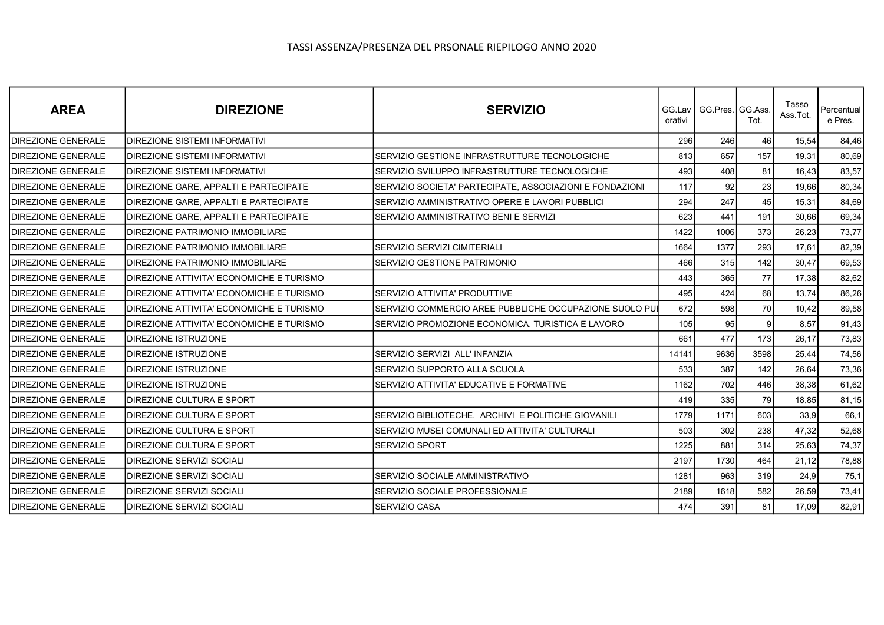TASSI ASSENZA/PRESENZA DEL PRSONALE RIEPILOGO ANNO 2020

| AREA | DIREZIONE | SERVIZIO | GG.Lavorativi | GG.Pres. | GG.Ass. Tot. | Tasso Ass.Tot. | Percentuale Pres. |
|---|---|---|---|---|---|---|---|
| DIREZIONE GENERALE | DIREZIONE SISTEMI INFORMATIVI | | 296 | 246 | 46 | 15,54 | 84,46 |
| DIREZIONE GENERALE | DIREZIONE SISTEMI INFORMATIVI | SERVIZIO GESTIONE INFRASTRUTTURE TECNOLOGICHE | 813 | 657 | 157 | 19,31 | 80,69 |
| DIREZIONE GENERALE | DIREZIONE SISTEMI INFORMATIVI | SERVIZIO SVILUPPO INFRASTRUTTURE TECNOLOGICHE | 493 | 408 | 81 | 16,43 | 83,57 |
| DIREZIONE GENERALE | DIREZIONE GARE, APPALTI E PARTECIPATE | SERVIZIO SOCIETA' PARTECIPATE, ASSOCIAZIONI E FONDAZIONI | 117 | 92 | 23 | 19,66 | 80,34 |
| DIREZIONE GENERALE | DIREZIONE GARE, APPALTI E PARTECIPATE | SERVIZIO AMMINISTRATIVO OPERE E LAVORI PUBBLICI | 294 | 247 | 45 | 15,31 | 84,69 |
| DIREZIONE GENERALE | DIREZIONE GARE, APPALTI E PARTECIPATE | SERVIZIO AMMINISTRATIVO BENI E SERVIZI | 623 | 441 | 191 | 30,66 | 69,34 |
| DIREZIONE GENERALE | DIREZIONE PATRIMONIO IMMOBILIARE | | 1422 | 1006 | 373 | 26,23 | 73,77 |
| DIREZIONE GENERALE | DIREZIONE PATRIMONIO IMMOBILIARE | SERVIZIO SERVIZI CIMITERIALI | 1664 | 1377 | 293 | 17,61 | 82,39 |
| DIREZIONE GENERALE | DIREZIONE PATRIMONIO IMMOBILIARE | SERVIZIO GESTIONE PATRIMONIO | 466 | 315 | 142 | 30,47 | 69,53 |
| DIREZIONE GENERALE | DIREZIONE ATTIVITA' ECONOMICHE E TURISMO | | 443 | 365 | 77 | 17,38 | 82,62 |
| DIREZIONE GENERALE | DIREZIONE ATTIVITA' ECONOMICHE E TURISMO | SERVIZIO ATTIVITA' PRODUTTIVE | 495 | 424 | 68 | 13,74 | 86,26 |
| DIREZIONE GENERALE | DIREZIONE ATTIVITA' ECONOMICHE E TURISMO | SERVIZIO COMMERCIO AREE PUBBLICHE OCCUPAZIONE SUOLO PU | 672 | 598 | 70 | 10,42 | 89,58 |
| DIREZIONE GENERALE | DIREZIONE ATTIVITA' ECONOMICHE E TURISMO | SERVIZIO PROMOZIONE ECONOMICA, TURISTICA E LAVORO | 105 | 95 | 9 | 8,57 | 91,43 |
| DIREZIONE GENERALE | DIREZIONE ISTRUZIONE | | 661 | 477 | 173 | 26,17 | 73,83 |
| DIREZIONE GENERALE | DIREZIONE ISTRUZIONE | SERVIZIO SERVIZI ALL' INFANZIA | 14141 | 9636 | 3598 | 25,44 | 74,56 |
| DIREZIONE GENERALE | DIREZIONE ISTRUZIONE | SERVIZIO SUPPORTO ALLA SCUOLA | 533 | 387 | 142 | 26,64 | 73,36 |
| DIREZIONE GENERALE | DIREZIONE ISTRUZIONE | SERVIZIO ATTIVITA' EDUCATIVE E FORMATIVE | 1162 | 702 | 446 | 38,38 | 61,62 |
| DIREZIONE GENERALE | DIREZIONE CULTURA E SPORT | | 419 | 335 | 79 | 18,85 | 81,15 |
| DIREZIONE GENERALE | DIREZIONE CULTURA E SPORT | SERVIZIO BIBLIOTECHE, ARCHIVI E POLITICHE GIOVANILI | 1779 | 1171 | 603 | 33,9 | 66,1 |
| DIREZIONE GENERALE | DIREZIONE CULTURA E SPORT | SERVIZIO MUSEI COMUNALI ED ATTIVITA' CULTURALI | 503 | 302 | 238 | 47,32 | 52,68 |
| DIREZIONE GENERALE | DIREZIONE CULTURA E SPORT | SERVIZIO SPORT | 1225 | 881 | 314 | 25,63 | 74,37 |
| DIREZIONE GENERALE | DIREZIONE SERVIZI SOCIALI | | 2197 | 1730 | 464 | 21,12 | 78,88 |
| DIREZIONE GENERALE | DIREZIONE SERVIZI SOCIALI | SERVIZIO SOCIALE AMMINISTRATIVO | 1281 | 963 | 319 | 24,9 | 75,1 |
| DIREZIONE GENERALE | DIREZIONE SERVIZI SOCIALI | SERVIZIO SOCIALE PROFESSIONALE | 2189 | 1618 | 582 | 26,59 | 73,41 |
| DIREZIONE GENERALE | DIREZIONE SERVIZI SOCIALI | SERVIZIO CASA | 474 | 391 | 81 | 17,09 | 82,91 |